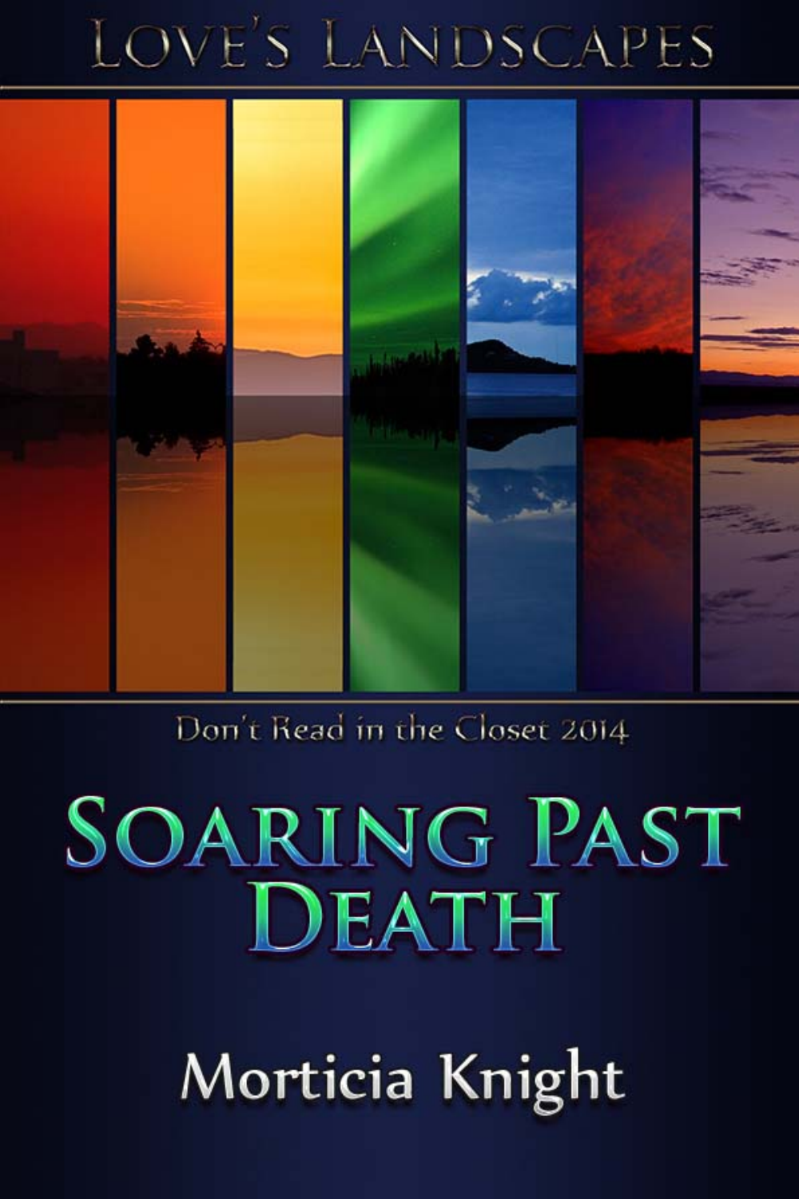LOVE'S LANDSCAPES

Don't Read in the Closet 2014

# SOARING PAST DEATH

Morticia Knight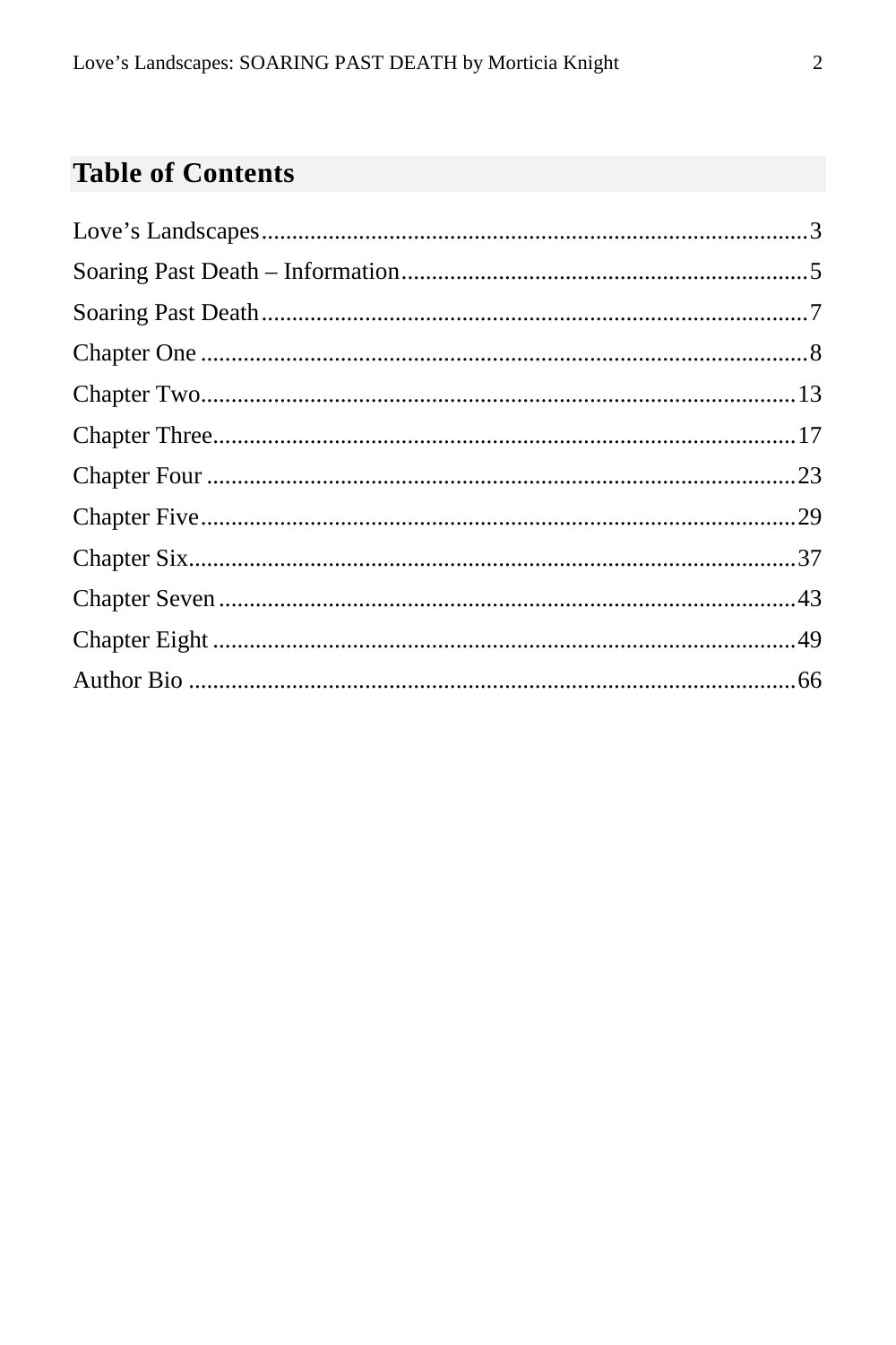## Table of Contents

Love’s Landscapes........................................................................................3

Soaring Past Death – Information..................................................................5

Soaring Past Death........................................................................................7

Chapter One ..................................................................................................8

Chapter Two.................................................................................................13

Chapter Three...............................................................................................17

Chapter Four ................................................................................................23

Chapter Five.................................................................................................29

Chapter Six...................................................................................................37

Chapter Seven ..............................................................................................43

Chapter Eight ...............................................................................................49

Author Bio ...................................................................................................66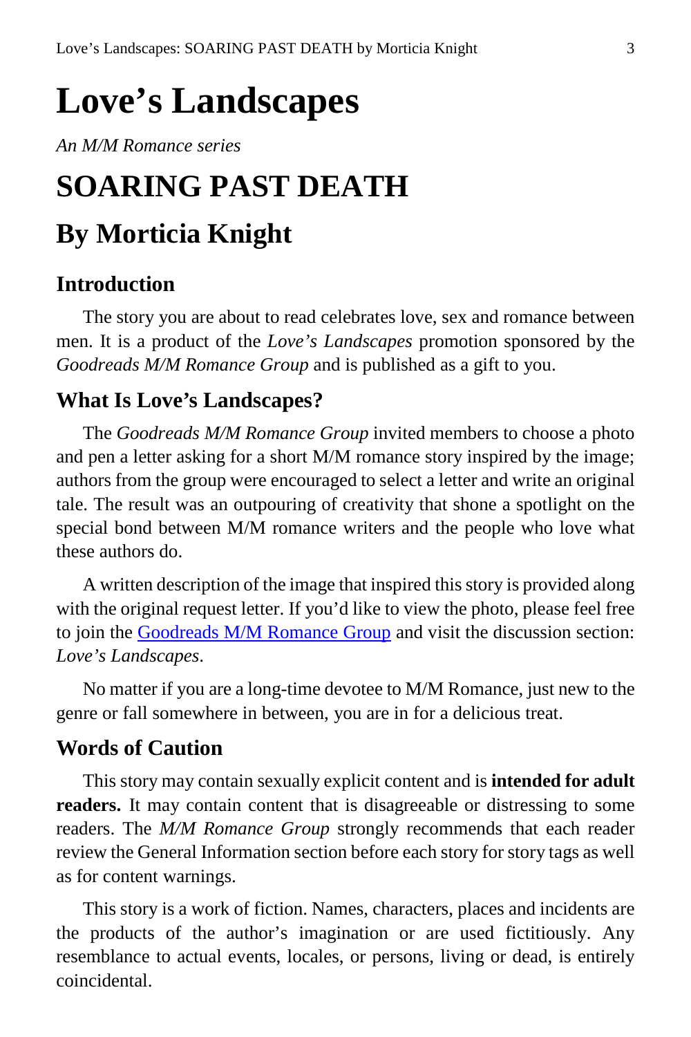# Love's Landscapes

*An M/M Romance series*

# SOARING PAST DEATH

## By Morticia Knight

### Introduction

The story you are about to read celebrates love, sex and romance between men. It is a product of the *Love's Landscapes* promotion sponsored by the *Goodreads M/M Romance Group* and is published as a gift to you.

### What Is Love's Landscapes?

The *Goodreads M/M Romance Group* invited members to choose a photo and pen a letter asking for a short M/M romance story inspired by the image; authors from the group were encouraged to select a letter and write an original tale. The result was an outpouring of creativity that shone a spotlight on the special bond between M/M romance writers and the people who love what these authors do.

A written description of the image that inspired this story is provided along with the original request letter. If you'd like to view the photo, please feel free to join the Goodreads M/M Romance Group and visit the discussion section: *Love's Landscapes*.

No matter if you are a long-time devotee to M/M Romance, just new to the genre or fall somewhere in between, you are in for a delicious treat.

### Words of Caution

This story may contain sexually explicit content and is **intended for adult readers.** It may contain content that is disagreeable or distressing to some readers. The *M/M Romance Group* strongly recommends that each reader review the General Information section before each story for story tags as well as for content warnings.

This story is a work of fiction. Names, characters, places and incidents are the products of the author's imagination or are used fictitiously. Any resemblance to actual events, locales, or persons, living or dead, is entirely coincidental.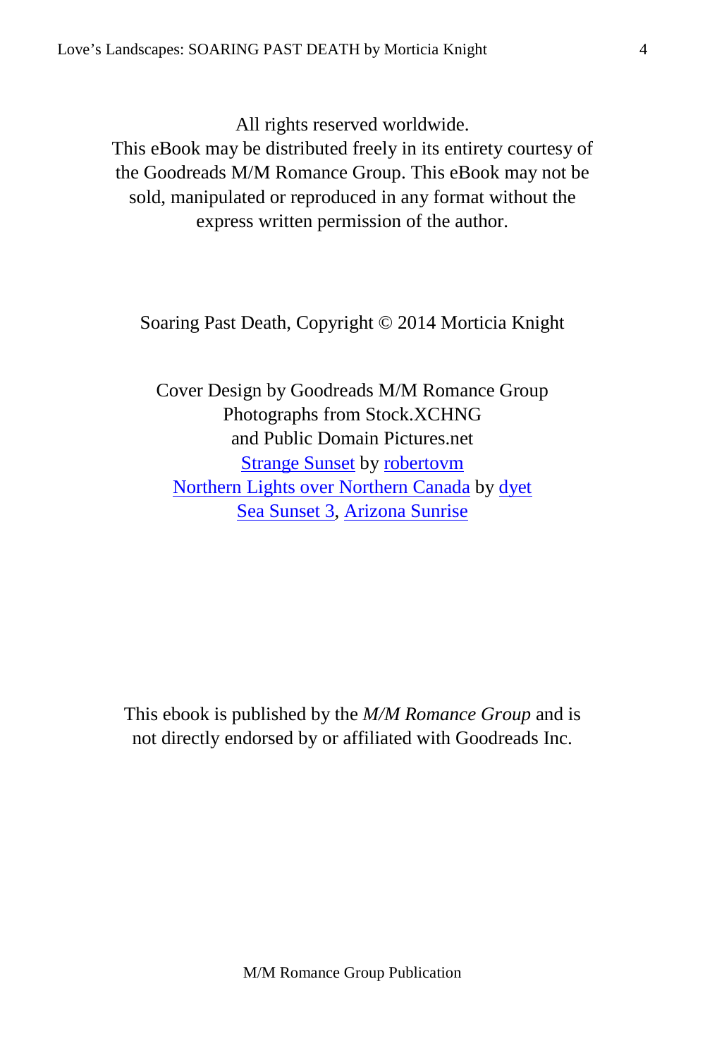All rights reserved worldwide.
This eBook may be distributed freely in its entirety courtesy of the Goodreads M/M Romance Group. This eBook may not be sold, manipulated or reproduced in any format without the express written permission of the author.

Soaring Past Death, Copyright © 2014 Morticia Knight

Cover Design by Goodreads M/M Romance Group
Photographs from Stock.XCHNG
and Public Domain Pictures.net
Strange Sunset by robertovm
Northern Lights over Northern Canada by dyet
Sea Sunset 3, Arizona Sunrise

This ebook is published by the *M/M Romance Group* and is not directly endorsed by or affiliated with Goodreads Inc.

M/M Romance Group Publication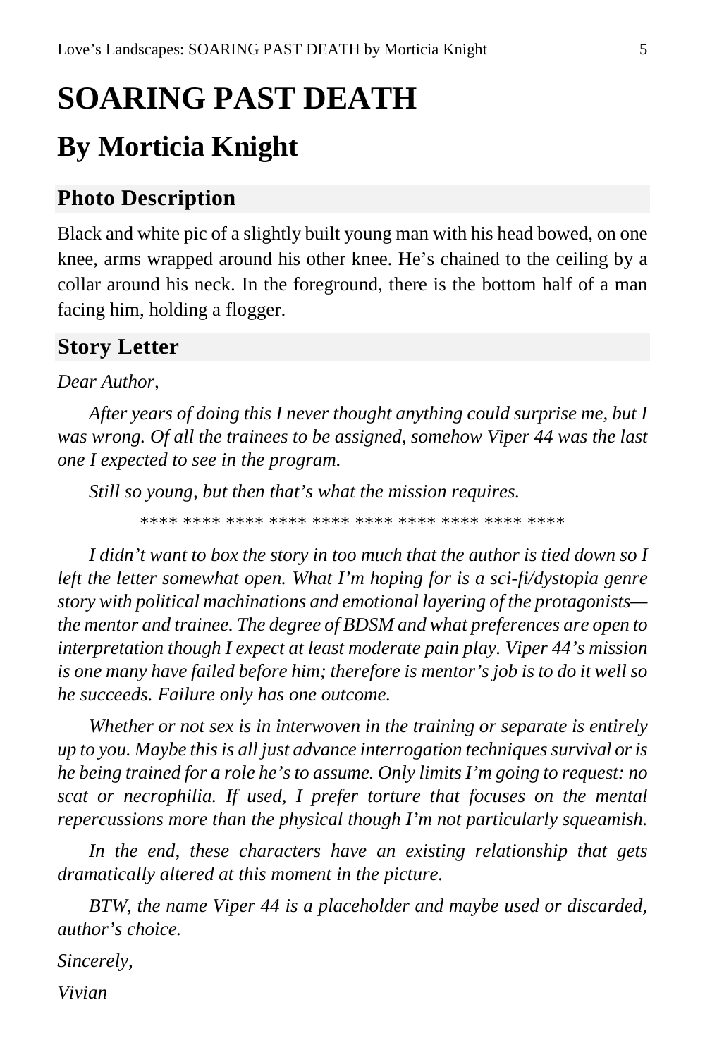# SOARING PAST DEATH

## By Morticia Knight

### Photo Description

Black and white pic of a slightly built young man with his head bowed, on one knee, arms wrapped around his other knee. He's chained to the ceiling by a collar around his neck. In the foreground, there is the bottom half of a man facing him, holding a flogger.

### Story Letter

*Dear Author,*

*After years of doing this I never thought anything could surprise me, but I was wrong. Of all the trainees to be assigned, somehow Viper 44 was the last one I expected to see in the program.*

*Still so young, but then that's what the mission requires.*

**** **** **** **** **** **** **** **** **** ****

*I didn't want to box the story in too much that the author is tied down so I left the letter somewhat open. What I'm hoping for is a sci-fi/dystopia genre story with political machinations and emotional layering of the protagonists—the mentor and trainee. The degree of BDSM and what preferences are open to interpretation though I expect at least moderate pain play. Viper 44's mission is one many have failed before him; therefore is mentor's job is to do it well so he succeeds. Failure only has one outcome.*

*Whether or not sex is in interwoven in the training or separate is entirely up to you. Maybe this is all just advance interrogation techniques survival or is he being trained for a role he's to assume. Only limits I'm going to request: no scat or necrophilia. If used, I prefer torture that focuses on the mental repercussions more than the physical though I'm not particularly squeamish.*

*In the end, these characters have an existing relationship that gets dramatically altered at this moment in the picture.*

*BTW, the name Viper 44 is a placeholder and maybe used or discarded, author's choice.*

*Sincerely,*

*Vivian*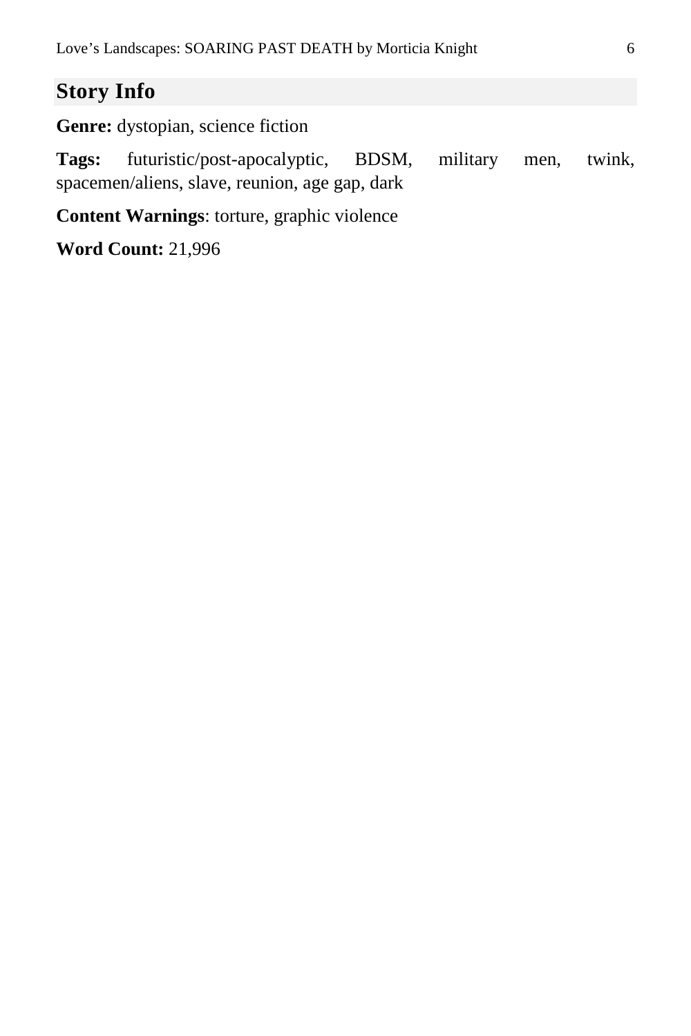## Story Info

**Genre:** dystopian, science fiction

**Tags:** futuristic/post-apocalyptic, BDSM, military men, twink, spacemen/aliens, slave, reunion, age gap, dark

**Content Warnings**: torture, graphic violence

**Word Count:** 21,996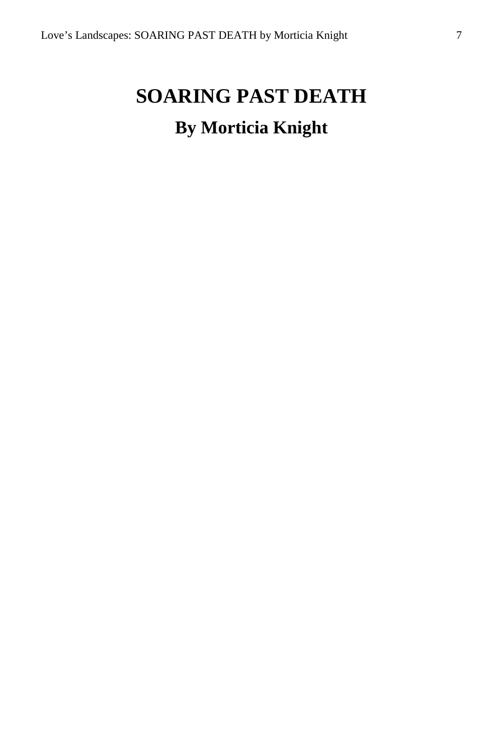# SOARING PAST DEATH

## By Morticia Knight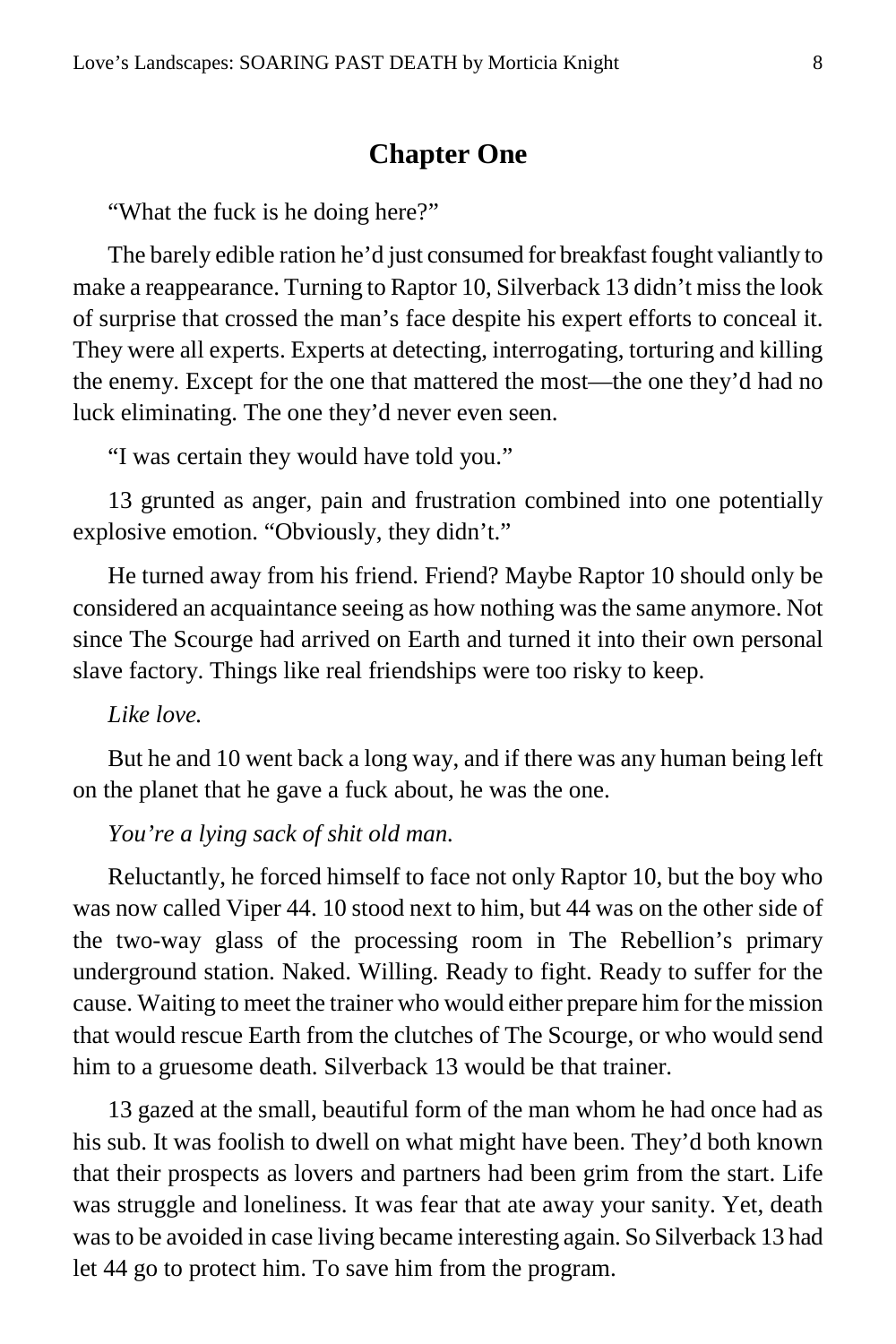## Chapter One

"What the fuck is he doing here?"

The barely edible ration he'd just consumed for breakfast fought valiantly to make a reappearance. Turning to Raptor 10, Silverback 13 didn't miss the look of surprise that crossed the man's face despite his expert efforts to conceal it. They were all experts. Experts at detecting, interrogating, torturing and killing the enemy. Except for the one that mattered the most—the one they'd had no luck eliminating. The one they'd never even seen.

"I was certain they would have told you."

13 grunted as anger, pain and frustration combined into one potentially explosive emotion. "Obviously, they didn't."

He turned away from his friend. Friend? Maybe Raptor 10 should only be considered an acquaintance seeing as how nothing was the same anymore. Not since The Scourge had arrived on Earth and turned it into their own personal slave factory. Things like real friendships were too risky to keep.

*Like love.*

But he and 10 went back a long way, and if there was any human being left on the planet that he gave a fuck about, he was the one.

*You're a lying sack of shit old man.*

Reluctantly, he forced himself to face not only Raptor 10, but the boy who was now called Viper 44. 10 stood next to him, but 44 was on the other side of the two-way glass of the processing room in The Rebellion's primary underground station. Naked. Willing. Ready to fight. Ready to suffer for the cause. Waiting to meet the trainer who would either prepare him for the mission that would rescue Earth from the clutches of The Scourge, or who would send him to a gruesome death. Silverback 13 would be that trainer.

13 gazed at the small, beautiful form of the man whom he had once had as his sub. It was foolish to dwell on what might have been. They'd both known that their prospects as lovers and partners had been grim from the start. Life was struggle and loneliness. It was fear that ate away your sanity. Yet, death was to be avoided in case living became interesting again. So Silverback 13 had let 44 go to protect him. To save him from the program.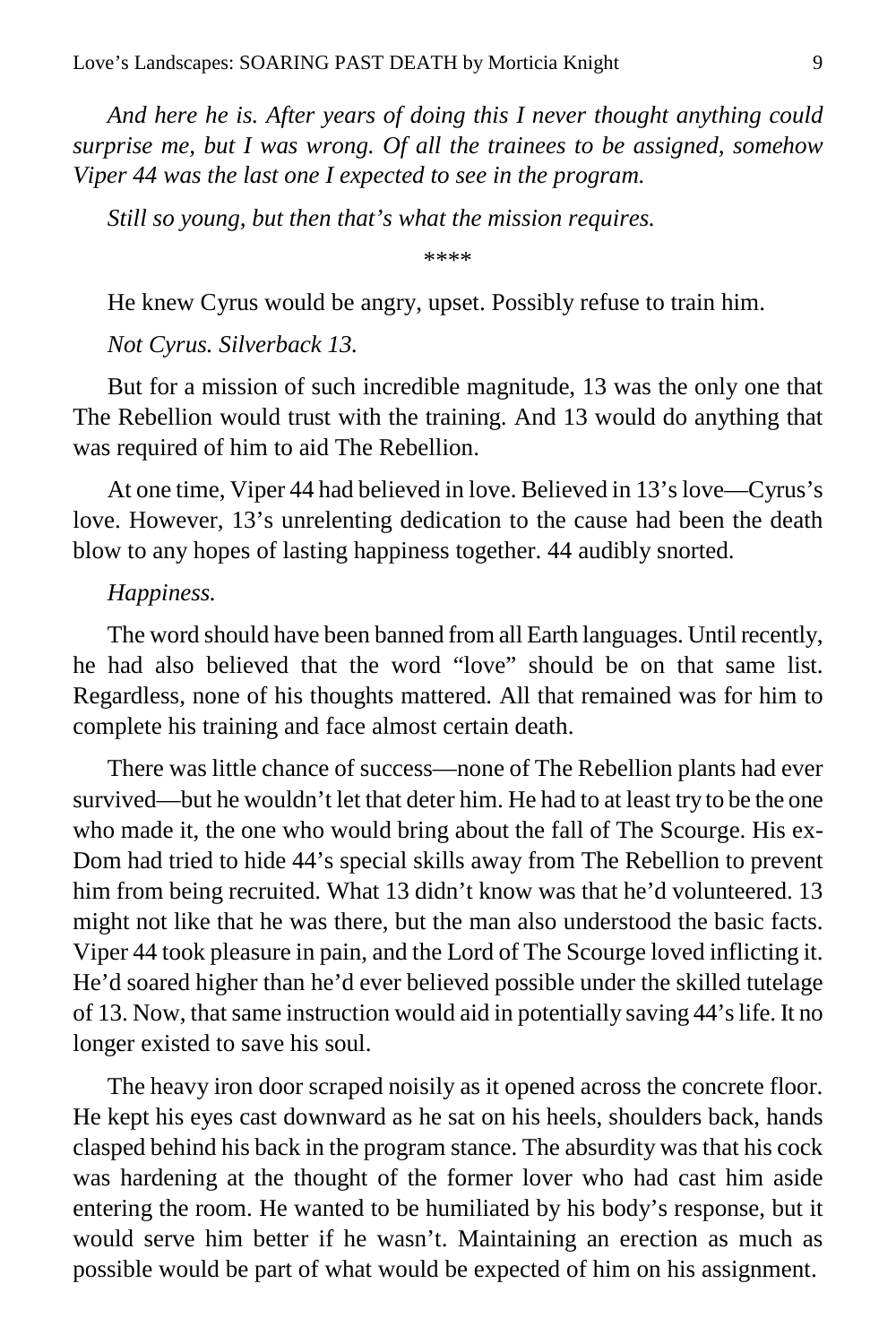*And here he is. After years of doing this I never thought anything could surprise me, but I was wrong. Of all the trainees to be assigned, somehow Viper 44 was the last one I expected to see in the program.*

*Still so young, but then that's what the mission requires.*

****

He knew Cyrus would be angry, upset. Possibly refuse to train him.

*Not Cyrus. Silverback 13.*

But for a mission of such incredible magnitude, 13 was the only one that The Rebellion would trust with the training. And 13 would do anything that was required of him to aid The Rebellion.

At one time, Viper 44 had believed in love. Believed in 13's love—Cyrus's love. However, 13's unrelenting dedication to the cause had been the death blow to any hopes of lasting happiness together. 44 audibly snorted.

*Happiness.*

The word should have been banned from all Earth languages. Until recently, he had also believed that the word "love" should be on that same list. Regardless, none of his thoughts mattered. All that remained was for him to complete his training and face almost certain death.

There was little chance of success—none of The Rebellion plants had ever survived—but he wouldn't let that deter him. He had to at least try to be the one who made it, the one who would bring about the fall of The Scourge. His ex-Dom had tried to hide 44's special skills away from The Rebellion to prevent him from being recruited. What 13 didn't know was that he'd volunteered. 13 might not like that he was there, but the man also understood the basic facts. Viper 44 took pleasure in pain, and the Lord of The Scourge loved inflicting it. He'd soared higher than he'd ever believed possible under the skilled tutelage of 13. Now, that same instruction would aid in potentially saving 44's life. It no longer existed to save his soul.

The heavy iron door scraped noisily as it opened across the concrete floor. He kept his eyes cast downward as he sat on his heels, shoulders back, hands clasped behind his back in the program stance. The absurdity was that his cock was hardening at the thought of the former lover who had cast him aside entering the room. He wanted to be humiliated by his body's response, but it would serve him better if he wasn't. Maintaining an erection as much as possible would be part of what would be expected of him on his assignment.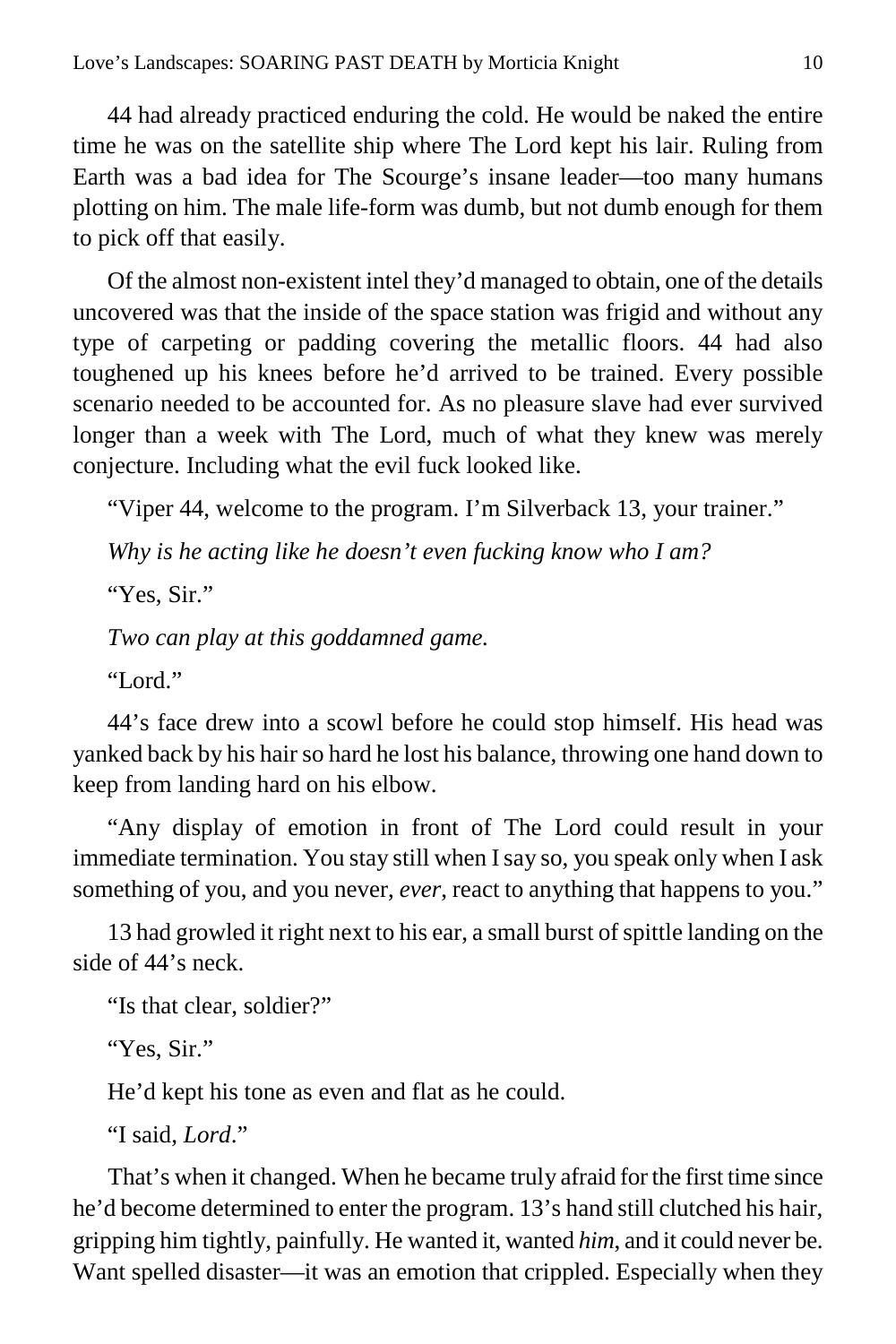44 had already practiced enduring the cold. He would be naked the entire time he was on the satellite ship where The Lord kept his lair. Ruling from Earth was a bad idea for The Scourge's insane leader—too many humans plotting on him. The male life-form was dumb, but not dumb enough for them to pick off that easily.

Of the almost non-existent intel they'd managed to obtain, one of the details uncovered was that the inside of the space station was frigid and without any type of carpeting or padding covering the metallic floors. 44 had also toughened up his knees before he'd arrived to be trained. Every possible scenario needed to be accounted for. As no pleasure slave had ever survived longer than a week with The Lord, much of what they knew was merely conjecture. Including what the evil fuck looked like.

"Viper 44, welcome to the program. I'm Silverback 13, your trainer."

*Why is he acting like he doesn't even fucking know who I am?*

"Yes, Sir."

*Two can play at this goddamned game.*

"Lord."

44's face drew into a scowl before he could stop himself. His head was yanked back by his hair so hard he lost his balance, throwing one hand down to keep from landing hard on his elbow.

"Any display of emotion in front of The Lord could result in your immediate termination. You stay still when I say so, you speak only when I ask something of you, and you never, *ever*, react to anything that happens to you."

13 had growled it right next to his ear, a small burst of spittle landing on the side of 44's neck.

"Is that clear, soldier?"

"Yes, Sir."

He'd kept his tone as even and flat as he could.

"I said, *Lord*."

That's when it changed. When he became truly afraid for the first time since he'd become determined to enter the program. 13's hand still clutched his hair, gripping him tightly, painfully. He wanted it, wanted *him*, and it could never be. Want spelled disaster—it was an emotion that crippled. Especially when they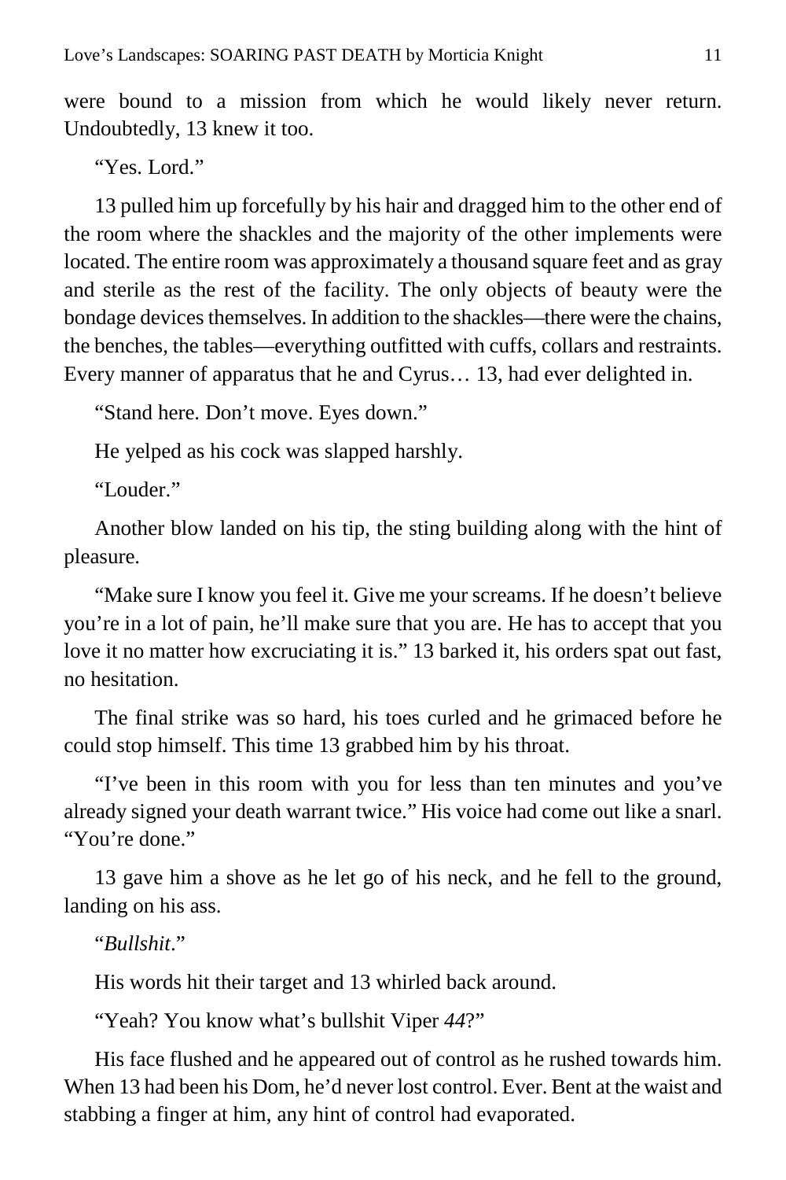were bound to a mission from which he would likely never return. Undoubtedly, 13 knew it too.

"Yes. Lord."

13 pulled him up forcefully by his hair and dragged him to the other end of the room where the shackles and the majority of the other implements were located. The entire room was approximately a thousand square feet and as gray and sterile as the rest of the facility. The only objects of beauty were the bondage devices themselves. In addition to the shackles—there were the chains, the benches, the tables—everything outfitted with cuffs, collars and restraints. Every manner of apparatus that he and Cyrus… 13, had ever delighted in.

"Stand here. Don't move. Eyes down."

He yelped as his cock was slapped harshly.

"Louder."

Another blow landed on his tip, the sting building along with the hint of pleasure.

"Make sure I know you feel it. Give me your screams. If he doesn't believe you're in a lot of pain, he'll make sure that you are. He has to accept that you love it no matter how excruciating it is." 13 barked it, his orders spat out fast, no hesitation.

The final strike was so hard, his toes curled and he grimaced before he could stop himself. This time 13 grabbed him by his throat.

"I've been in this room with you for less than ten minutes and you've already signed your death warrant twice." His voice had come out like a snarl. "You're done."

13 gave him a shove as he let go of his neck, and he fell to the ground, landing on his ass.

"*Bullshit*."

His words hit their target and 13 whirled back around.

"Yeah? You know what's bullshit Viper *44*?"

His face flushed and he appeared out of control as he rushed towards him. When 13 had been his Dom, he'd never lost control. Ever. Bent at the waist and stabbing a finger at him, any hint of control had evaporated.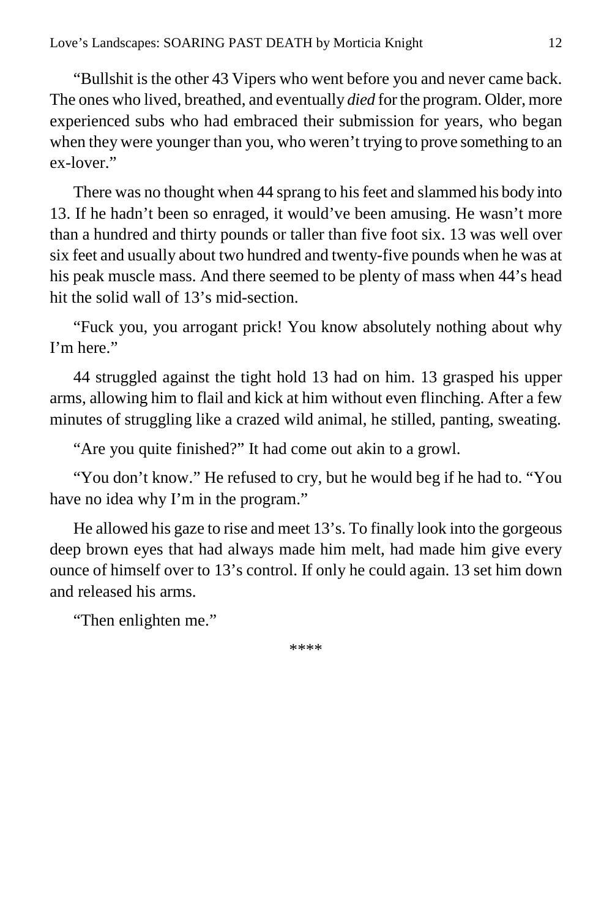"Bullshit is the other 43 Vipers who went before you and never came back. The ones who lived, breathed, and eventually *died* for the program. Older, more experienced subs who had embraced their submission for years, who began when they were younger than you, who weren't trying to prove something to an ex-lover."

There was no thought when 44 sprang to his feet and slammed his body into 13. If he hadn't been so enraged, it would've been amusing. He wasn't more than a hundred and thirty pounds or taller than five foot six. 13 was well over six feet and usually about two hundred and twenty-five pounds when he was at his peak muscle mass. And there seemed to be plenty of mass when 44's head hit the solid wall of 13's mid-section.

"Fuck you, you arrogant prick! You know absolutely nothing about why I'm here."

44 struggled against the tight hold 13 had on him. 13 grasped his upper arms, allowing him to flail and kick at him without even flinching. After a few minutes of struggling like a crazed wild animal, he stilled, panting, sweating.

"Are you quite finished?" It had come out akin to a growl.

"You don't know." He refused to cry, but he would beg if he had to. "You have no idea why I'm in the program."

He allowed his gaze to rise and meet 13's. To finally look into the gorgeous deep brown eyes that had always made him melt, had made him give every ounce of himself over to 13's control. If only he could again. 13 set him down and released his arms.

"Then enlighten me."

****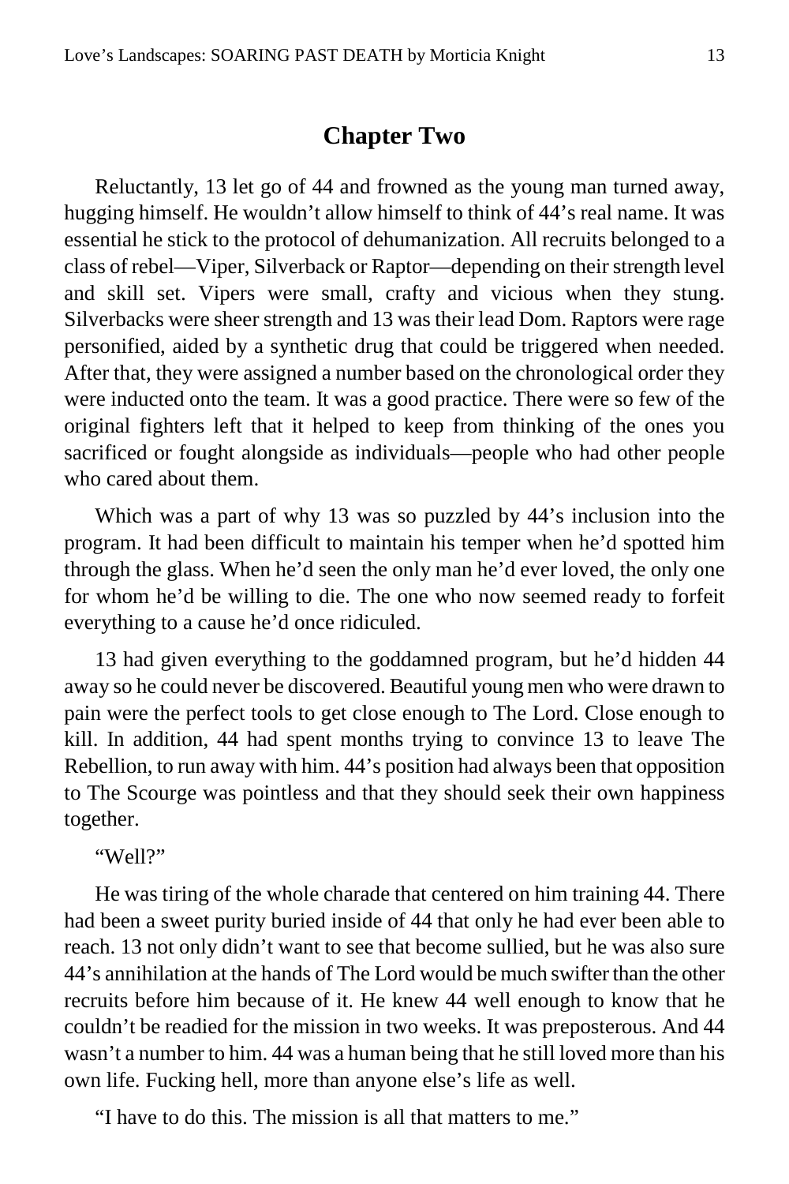## Chapter Two

Reluctantly, 13 let go of 44 and frowned as the young man turned away, hugging himself. He wouldn't allow himself to think of 44's real name. It was essential he stick to the protocol of dehumanization. All recruits belonged to a class of rebel—Viper, Silverback or Raptor—depending on their strength level and skill set. Vipers were small, crafty and vicious when they stung. Silverbacks were sheer strength and 13 was their lead Dom. Raptors were rage personified, aided by a synthetic drug that could be triggered when needed. After that, they were assigned a number based on the chronological order they were inducted onto the team. It was a good practice. There were so few of the original fighters left that it helped to keep from thinking of the ones you sacrificed or fought alongside as individuals—people who had other people who cared about them.

Which was a part of why 13 was so puzzled by 44's inclusion into the program. It had been difficult to maintain his temper when he'd spotted him through the glass. When he'd seen the only man he'd ever loved, the only one for whom he'd be willing to die. The one who now seemed ready to forfeit everything to a cause he'd once ridiculed.

13 had given everything to the goddamned program, but he'd hidden 44 away so he could never be discovered. Beautiful young men who were drawn to pain were the perfect tools to get close enough to The Lord. Close enough to kill. In addition, 44 had spent months trying to convince 13 to leave The Rebellion, to run away with him. 44's position had always been that opposition to The Scourge was pointless and that they should seek their own happiness together.

"Well?"

He was tiring of the whole charade that centered on him training 44. There had been a sweet purity buried inside of 44 that only he had ever been able to reach. 13 not only didn't want to see that become sullied, but he was also sure 44's annihilation at the hands of The Lord would be much swifter than the other recruits before him because of it. He knew 44 well enough to know that he couldn't be readied for the mission in two weeks. It was preposterous. And 44 wasn't a number to him. 44 was a human being that he still loved more than his own life. Fucking hell, more than anyone else's life as well.

"I have to do this. The mission is all that matters to me."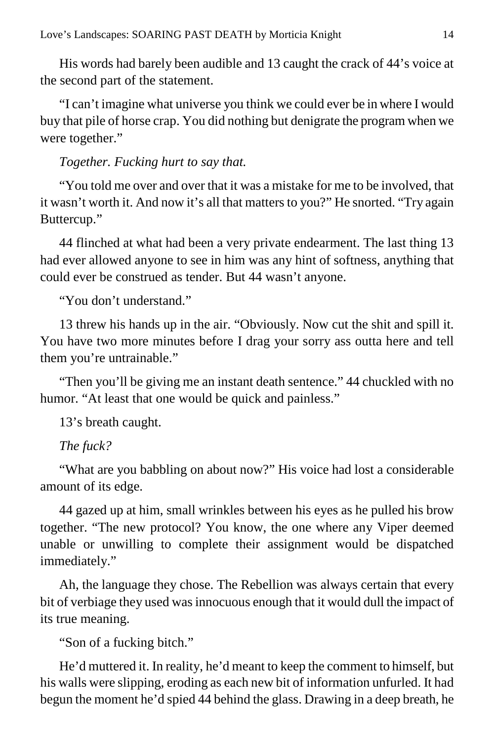His words had barely been audible and 13 caught the crack of 44's voice at the second part of the statement.

"I can't imagine what universe you think we could ever be in where I would buy that pile of horse crap. You did nothing but denigrate the program when we were together."

*Together. Fucking hurt to say that.*

"You told me over and over that it was a mistake for me to be involved, that it wasn't worth it. And now it's all that matters to you?" He snorted. "Try again Buttercup."

44 flinched at what had been a very private endearment. The last thing 13 had ever allowed anyone to see in him was any hint of softness, anything that could ever be construed as tender. But 44 wasn't anyone.

"You don't understand."

13 threw his hands up in the air. "Obviously. Now cut the shit and spill it. You have two more minutes before I drag your sorry ass outta here and tell them you're untrainable."

"Then you'll be giving me an instant death sentence." 44 chuckled with no humor. "At least that one would be quick and painless."

13's breath caught.

*The fuck?*

"What are you babbling on about now?" His voice had lost a considerable amount of its edge.

44 gazed up at him, small wrinkles between his eyes as he pulled his brow together. "The new protocol? You know, the one where any Viper deemed unable or unwilling to complete their assignment would be dispatched immediately."

Ah, the language they chose. The Rebellion was always certain that every bit of verbiage they used was innocuous enough that it would dull the impact of its true meaning.

"Son of a fucking bitch."

He'd muttered it. In reality, he'd meant to keep the comment to himself, but his walls were slipping, eroding as each new bit of information unfurled. It had begun the moment he'd spied 44 behind the glass. Drawing in a deep breath, he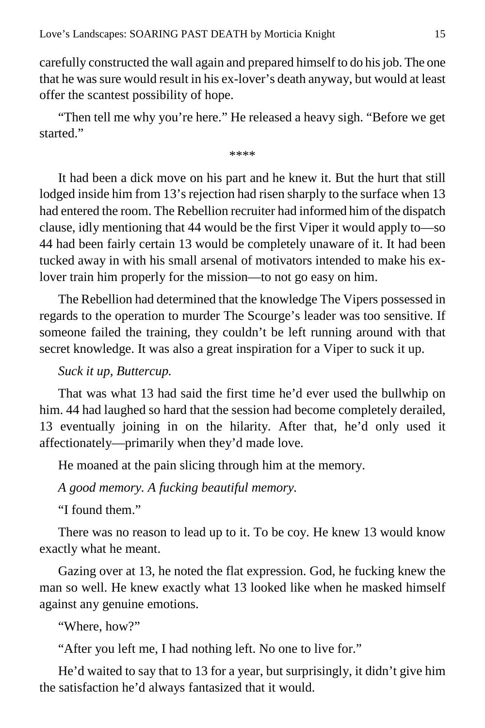carefully constructed the wall again and prepared himself to do his job. The one that he was sure would result in his ex-lover's death anyway, but would at least offer the scantest possibility of hope.

"Then tell me why you're here." He released a heavy sigh. "Before we get started."

****

It had been a dick move on his part and he knew it. But the hurt that still lodged inside him from 13's rejection had risen sharply to the surface when 13 had entered the room. The Rebellion recruiter had informed him of the dispatch clause, idly mentioning that 44 would be the first Viper it would apply to—so 44 had been fairly certain 13 would be completely unaware of it. It had been tucked away in with his small arsenal of motivators intended to make his ex-lover train him properly for the mission—to not go easy on him.

The Rebellion had determined that the knowledge The Vipers possessed in regards to the operation to murder The Scourge's leader was too sensitive. If someone failed the training, they couldn't be left running around with that secret knowledge. It was also a great inspiration for a Viper to suck it up.

*Suck it up, Buttercup.*

That was what 13 had said the first time he'd ever used the bullwhip on him. 44 had laughed so hard that the session had become completely derailed, 13 eventually joining in on the hilarity. After that, he'd only used it affectionately—primarily when they'd made love.

He moaned at the pain slicing through him at the memory.

*A good memory. A fucking beautiful memory.*

"I found them."

There was no reason to lead up to it. To be coy. He knew 13 would know exactly what he meant.

Gazing over at 13, he noted the flat expression. God, he fucking knew the man so well. He knew exactly what 13 looked like when he masked himself against any genuine emotions.

"Where, how?"

"After you left me, I had nothing left. No one to live for."

He'd waited to say that to 13 for a year, but surprisingly, it didn't give him the satisfaction he'd always fantasized that it would.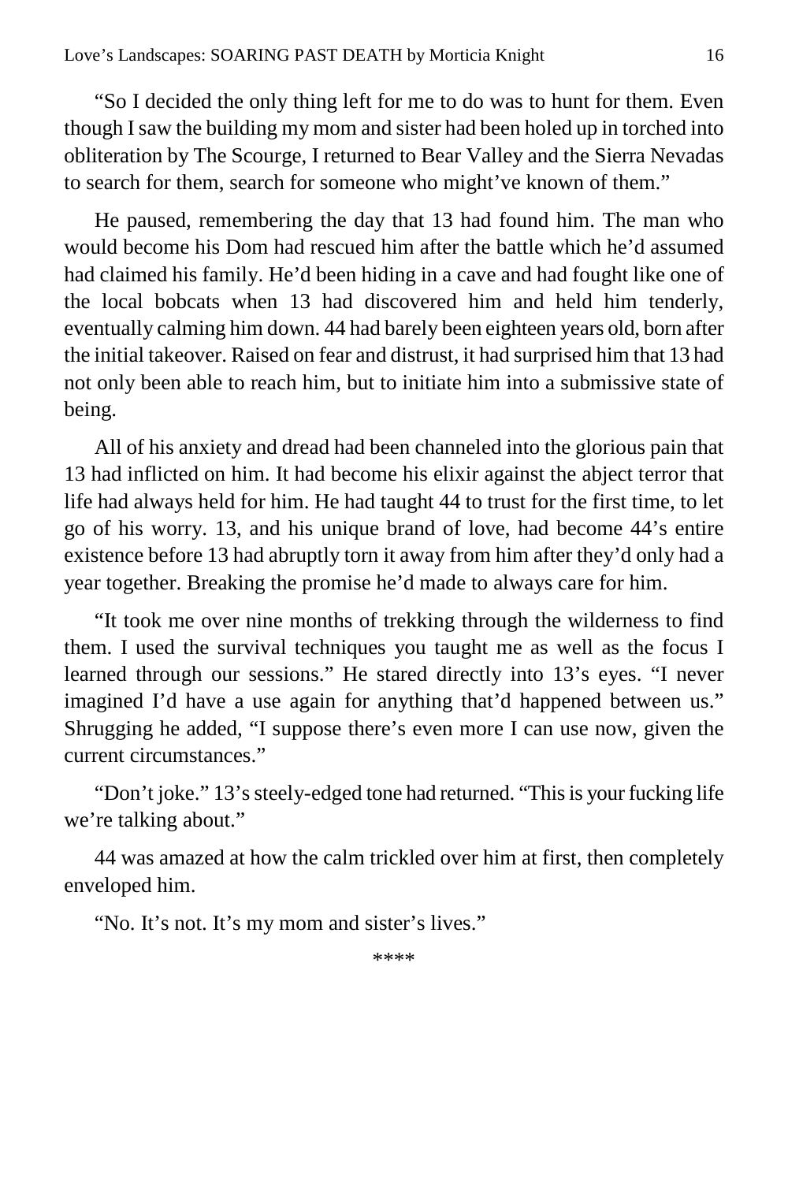"So I decided the only thing left for me to do was to hunt for them. Even though I saw the building my mom and sister had been holed up in torched into obliteration by The Scourge, I returned to Bear Valley and the Sierra Nevadas to search for them, search for someone who might've known of them."

He paused, remembering the day that 13 had found him. The man who would become his Dom had rescued him after the battle which he'd assumed had claimed his family. He'd been hiding in a cave and had fought like one of the local bobcats when 13 had discovered him and held him tenderly, eventually calming him down. 44 had barely been eighteen years old, born after the initial takeover. Raised on fear and distrust, it had surprised him that 13 had not only been able to reach him, but to initiate him into a submissive state of being.

All of his anxiety and dread had been channeled into the glorious pain that 13 had inflicted on him. It had become his elixir against the abject terror that life had always held for him. He had taught 44 to trust for the first time, to let go of his worry. 13, and his unique brand of love, had become 44's entire existence before 13 had abruptly torn it away from him after they'd only had a year together. Breaking the promise he'd made to always care for him.

"It took me over nine months of trekking through the wilderness to find them. I used the survival techniques you taught me as well as the focus I learned through our sessions." He stared directly into 13's eyes. "I never imagined I'd have a use again for anything that'd happened between us." Shrugging he added, "I suppose there's even more I can use now, given the current circumstances."

"Don't joke." 13's steely-edged tone had returned. "This is your fucking life we're talking about."

44 was amazed at how the calm trickled over him at first, then completely enveloped him.

"No. It's not. It's my mom and sister's lives."

****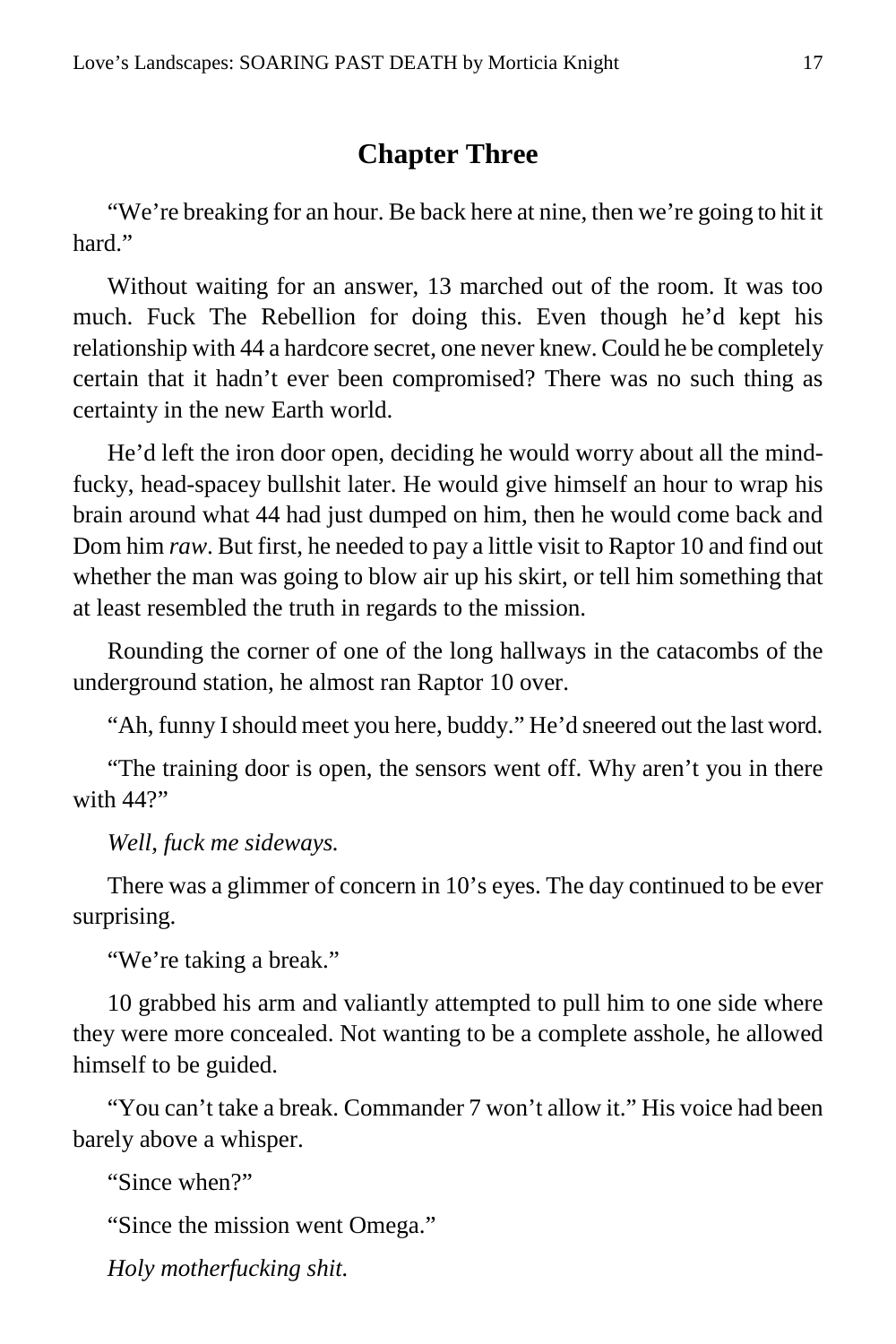## Chapter Three

"We're breaking for an hour. Be back here at nine, then we're going to hit it hard."

Without waiting for an answer, 13 marched out of the room. It was too much. Fuck The Rebellion for doing this. Even though he'd kept his relationship with 44 a hardcore secret, one never knew. Could he be completely certain that it hadn't ever been compromised? There was no such thing as certainty in the new Earth world.

He'd left the iron door open, deciding he would worry about all the mind-fucky, head-spacey bullshit later. He would give himself an hour to wrap his brain around what 44 had just dumped on him, then he would come back and Dom him *raw*. But first, he needed to pay a little visit to Raptor 10 and find out whether the man was going to blow air up his skirt, or tell him something that at least resembled the truth in regards to the mission.

Rounding the corner of one of the long hallways in the catacombs of the underground station, he almost ran Raptor 10 over.

"Ah, funny I should meet you here, buddy." He'd sneered out the last word.

"The training door is open, the sensors went off. Why aren't you in there with 44?"

*Well, fuck me sideways.*

There was a glimmer of concern in 10's eyes. The day continued to be ever surprising.

"We're taking a break."

10 grabbed his arm and valiantly attempted to pull him to one side where they were more concealed. Not wanting to be a complete asshole, he allowed himself to be guided.

"You can't take a break. Commander 7 won't allow it." His voice had been barely above a whisper.

"Since when?"

"Since the mission went Omega."

*Holy motherfucking shit.*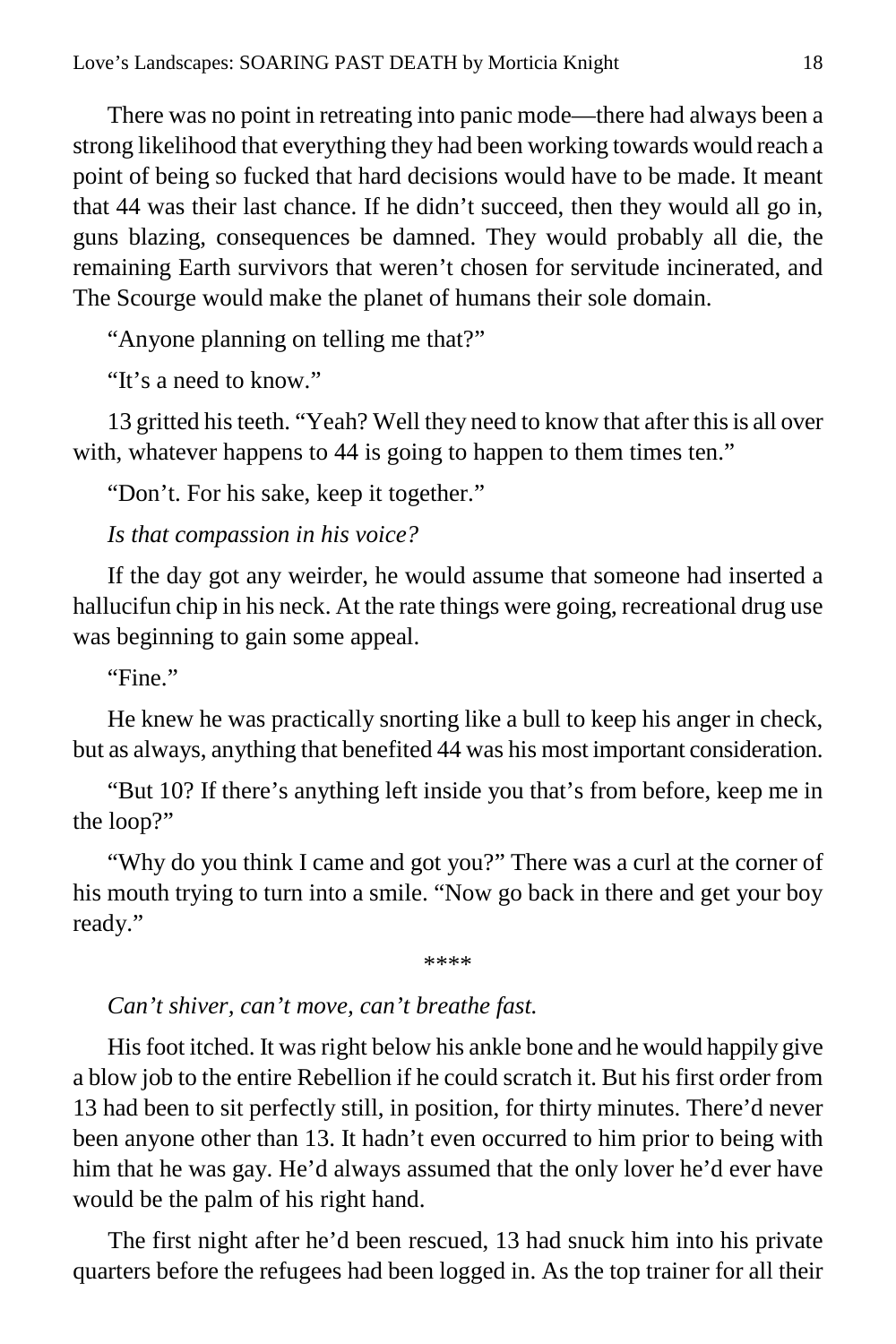There was no point in retreating into panic mode—there had always been a strong likelihood that everything they had been working towards would reach a point of being so fucked that hard decisions would have to be made. It meant that 44 was their last chance. If he didn't succeed, then they would all go in, guns blazing, consequences be damned. They would probably all die, the remaining Earth survivors that weren't chosen for servitude incinerated, and The Scourge would make the planet of humans their sole domain.

"Anyone planning on telling me that?"

"It's a need to know."

13 gritted his teeth. "Yeah? Well they need to know that after this is all over with, whatever happens to 44 is going to happen to them times ten."

"Don't. For his sake, keep it together."

*Is that compassion in his voice?*

If the day got any weirder, he would assume that someone had inserted a hallucifun chip in his neck. At the rate things were going, recreational drug use was beginning to gain some appeal.

"Fine."

He knew he was practically snorting like a bull to keep his anger in check, but as always, anything that benefited 44 was his most important consideration.

"But 10? If there's anything left inside you that's from before, keep me in the loop?"

"Why do you think I came and got you?" There was a curl at the corner of his mouth trying to turn into a smile. "Now go back in there and get your boy ready."

****

*Can't shiver, can't move, can't breathe fast.*

His foot itched. It was right below his ankle bone and he would happily give a blow job to the entire Rebellion if he could scratch it. But his first order from 13 had been to sit perfectly still, in position, for thirty minutes. There'd never been anyone other than 13. It hadn't even occurred to him prior to being with him that he was gay. He'd always assumed that the only lover he'd ever have would be the palm of his right hand.

The first night after he'd been rescued, 13 had snuck him into his private quarters before the refugees had been logged in. As the top trainer for all their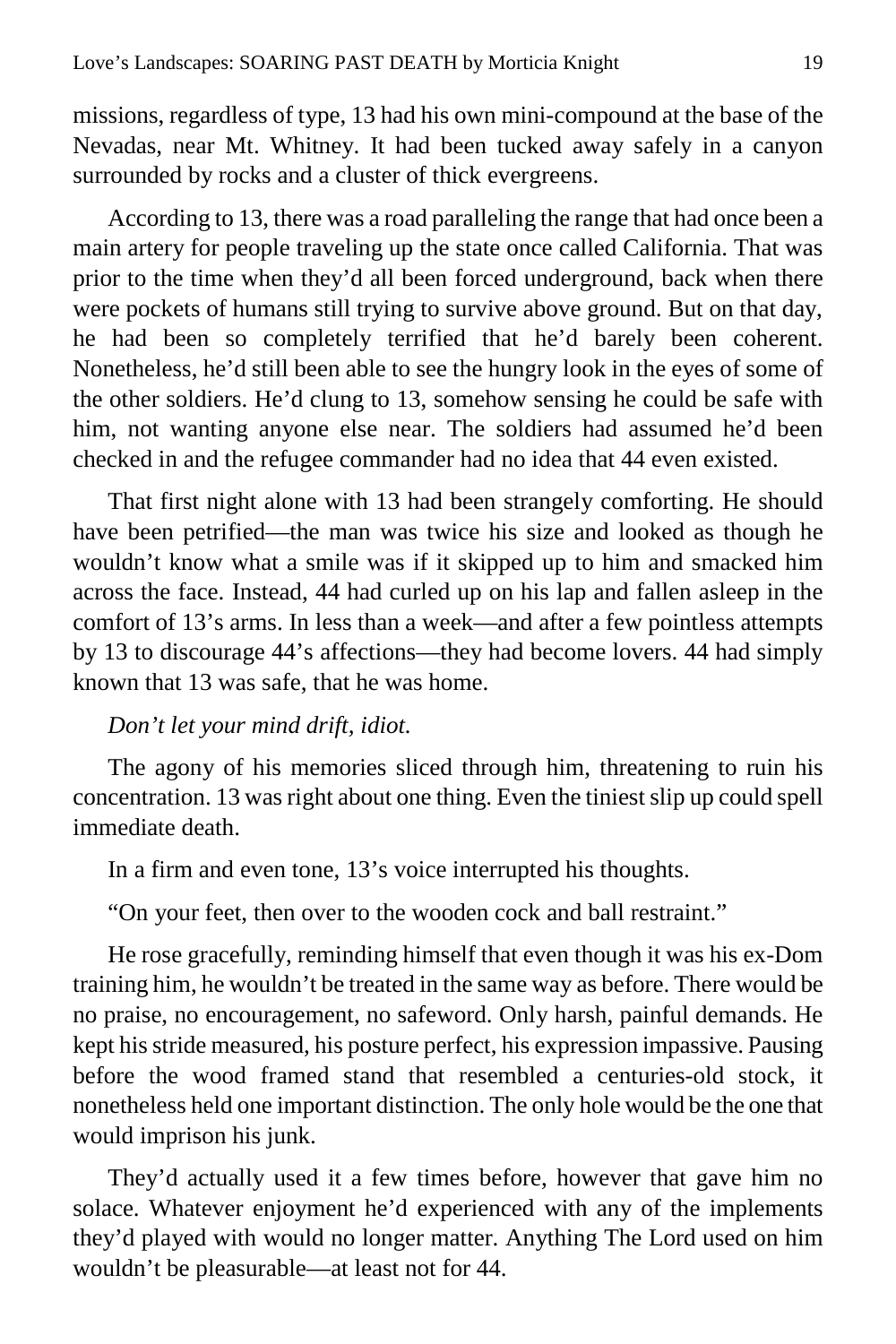missions, regardless of type, 13 had his own mini-compound at the base of the Nevadas, near Mt. Whitney. It had been tucked away safely in a canyon surrounded by rocks and a cluster of thick evergreens.

According to 13, there was a road paralleling the range that had once been a main artery for people traveling up the state once called California. That was prior to the time when they'd all been forced underground, back when there were pockets of humans still trying to survive above ground. But on that day, he had been so completely terrified that he'd barely been coherent. Nonetheless, he'd still been able to see the hungry look in the eyes of some of the other soldiers. He'd clung to 13, somehow sensing he could be safe with him, not wanting anyone else near. The soldiers had assumed he'd been checked in and the refugee commander had no idea that 44 even existed.

That first night alone with 13 had been strangely comforting. He should have been petrified—the man was twice his size and looked as though he wouldn't know what a smile was if it skipped up to him and smacked him across the face. Instead, 44 had curled up on his lap and fallen asleep in the comfort of 13's arms. In less than a week—and after a few pointless attempts by 13 to discourage 44's affections—they had become lovers. 44 had simply known that 13 was safe, that he was home.

*Don't let your mind drift, idiot.*

The agony of his memories sliced through him, threatening to ruin his concentration. 13 was right about one thing. Even the tiniest slip up could spell immediate death.

In a firm and even tone, 13's voice interrupted his thoughts.

"On your feet, then over to the wooden cock and ball restraint."

He rose gracefully, reminding himself that even though it was his ex-Dom training him, he wouldn't be treated in the same way as before. There would be no praise, no encouragement, no safeword. Only harsh, painful demands. He kept his stride measured, his posture perfect, his expression impassive. Pausing before the wood framed stand that resembled a centuries-old stock, it nonetheless held one important distinction. The only hole would be the one that would imprison his junk.

They'd actually used it a few times before, however that gave him no solace. Whatever enjoyment he'd experienced with any of the implements they'd played with would no longer matter. Anything The Lord used on him wouldn't be pleasurable—at least not for 44.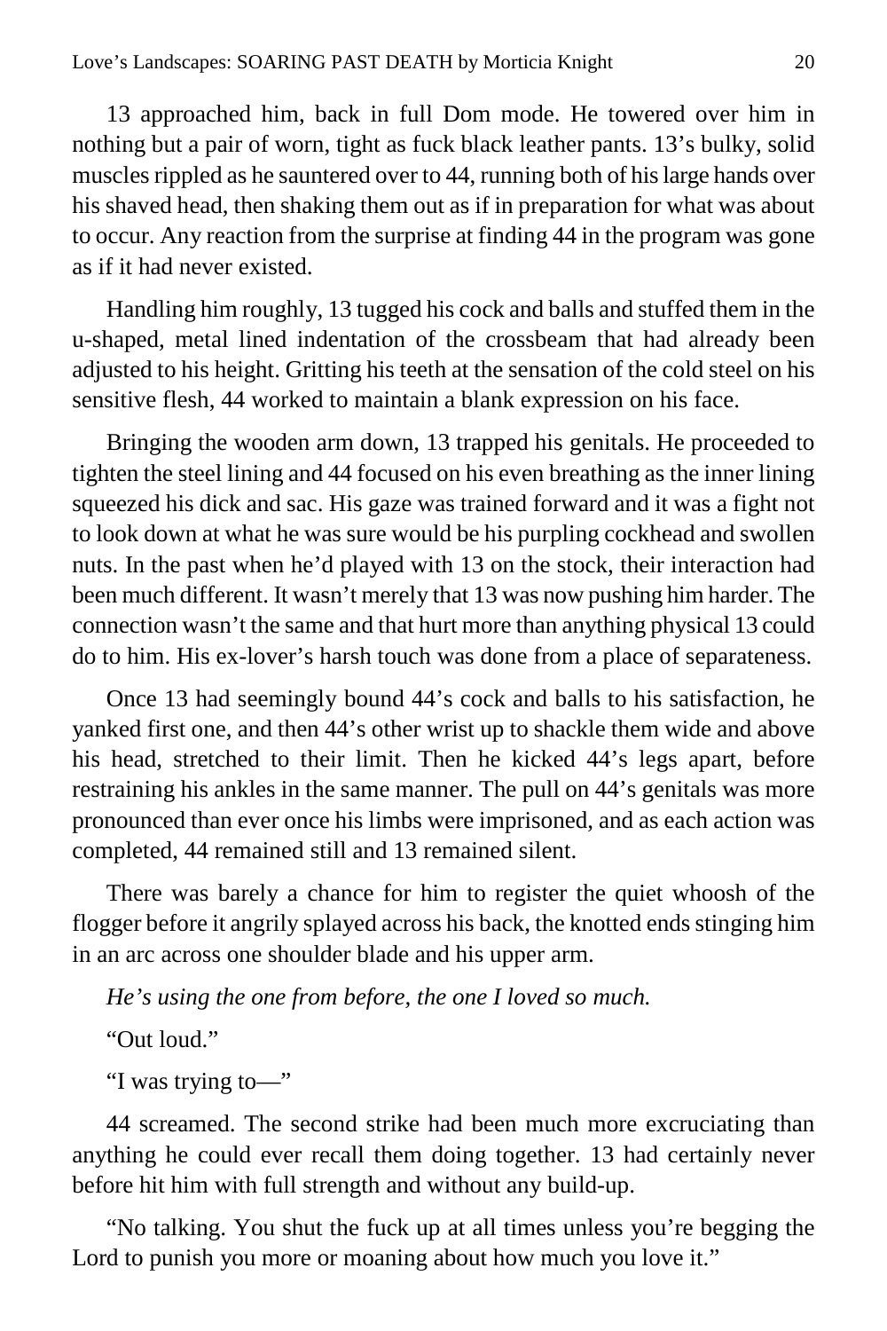13 approached him, back in full Dom mode. He towered over him in nothing but a pair of worn, tight as fuck black leather pants. 13's bulky, solid muscles rippled as he sauntered over to 44, running both of his large hands over his shaved head, then shaking them out as if in preparation for what was about to occur. Any reaction from the surprise at finding 44 in the program was gone as if it had never existed.

Handling him roughly, 13 tugged his cock and balls and stuffed them in the u-shaped, metal lined indentation of the crossbeam that had already been adjusted to his height. Gritting his teeth at the sensation of the cold steel on his sensitive flesh, 44 worked to maintain a blank expression on his face.

Bringing the wooden arm down, 13 trapped his genitals. He proceeded to tighten the steel lining and 44 focused on his even breathing as the inner lining squeezed his dick and sac. His gaze was trained forward and it was a fight not to look down at what he was sure would be his purpling cockhead and swollen nuts. In the past when he'd played with 13 on the stock, their interaction had been much different. It wasn't merely that 13 was now pushing him harder. The connection wasn't the same and that hurt more than anything physical 13 could do to him. His ex-lover's harsh touch was done from a place of separateness.

Once 13 had seemingly bound 44's cock and balls to his satisfaction, he yanked first one, and then 44's other wrist up to shackle them wide and above his head, stretched to their limit. Then he kicked 44's legs apart, before restraining his ankles in the same manner. The pull on 44's genitals was more pronounced than ever once his limbs were imprisoned, and as each action was completed, 44 remained still and 13 remained silent.

There was barely a chance for him to register the quiet whoosh of the flogger before it angrily splayed across his back, the knotted ends stinging him in an arc across one shoulder blade and his upper arm.

*He's using the one from before, the one I loved so much.*

"Out loud."

"I was trying to—"

44 screamed. The second strike had been much more excruciating than anything he could ever recall them doing together. 13 had certainly never before hit him with full strength and without any build-up.

"No talking. You shut the fuck up at all times unless you're begging the Lord to punish you more or moaning about how much you love it."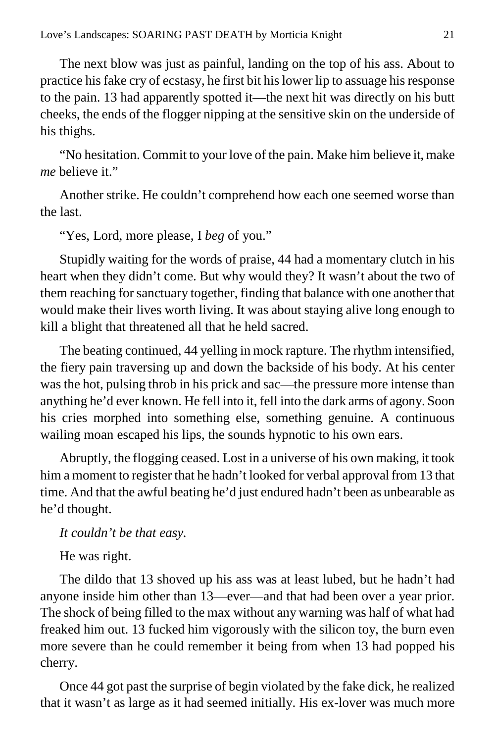The next blow was just as painful, landing on the top of his ass. About to practice his fake cry of ecstasy, he first bit his lower lip to assuage his response to the pain. 13 had apparently spotted it—the next hit was directly on his butt cheeks, the ends of the flogger nipping at the sensitive skin on the underside of his thighs.

"No hesitation. Commit to your love of the pain. Make him believe it, make *me* believe it."

Another strike. He couldn't comprehend how each one seemed worse than the last.

"Yes, Lord, more please, I *beg* of you."

Stupidly waiting for the words of praise, 44 had a momentary clutch in his heart when they didn't come. But why would they? It wasn't about the two of them reaching for sanctuary together, finding that balance with one another that would make their lives worth living. It was about staying alive long enough to kill a blight that threatened all that he held sacred.

The beating continued, 44 yelling in mock rapture. The rhythm intensified, the fiery pain traversing up and down the backside of his body. At his center was the hot, pulsing throb in his prick and sac—the pressure more intense than anything he'd ever known. He fell into it, fell into the dark arms of agony. Soon his cries morphed into something else, something genuine. A continuous wailing moan escaped his lips, the sounds hypnotic to his own ears.

Abruptly, the flogging ceased. Lost in a universe of his own making, it took him a moment to register that he hadn't looked for verbal approval from 13 that time. And that the awful beating he'd just endured hadn't been as unbearable as he'd thought.

*It couldn't be that easy.*

He was right.

The dildo that 13 shoved up his ass was at least lubed, but he hadn't had anyone inside him other than 13—ever—and that had been over a year prior. The shock of being filled to the max without any warning was half of what had freaked him out. 13 fucked him vigorously with the silicon toy, the burn even more severe than he could remember it being from when 13 had popped his cherry.

Once 44 got past the surprise of begin violated by the fake dick, he realized that it wasn't as large as it had seemed initially. His ex-lover was much more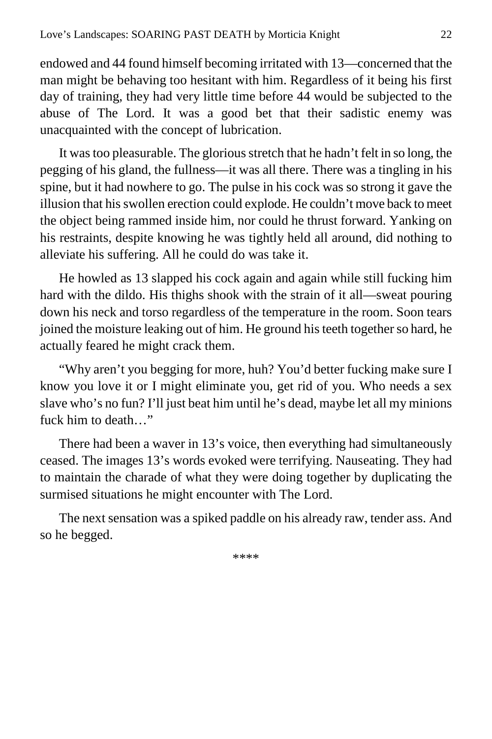endowed and 44 found himself becoming irritated with 13—concerned that the man might be behaving too hesitant with him. Regardless of it being his first day of training, they had very little time before 44 would be subjected to the abuse of The Lord. It was a good bet that their sadistic enemy was unacquainted with the concept of lubrication.

It was too pleasurable. The glorious stretch that he hadn't felt in so long, the pegging of his gland, the fullness—it was all there. There was a tingling in his spine, but it had nowhere to go. The pulse in his cock was so strong it gave the illusion that his swollen erection could explode. He couldn't move back to meet the object being rammed inside him, nor could he thrust forward. Yanking on his restraints, despite knowing he was tightly held all around, did nothing to alleviate his suffering. All he could do was take it.

He howled as 13 slapped his cock again and again while still fucking him hard with the dildo. His thighs shook with the strain of it all—sweat pouring down his neck and torso regardless of the temperature in the room. Soon tears joined the moisture leaking out of him. He ground his teeth together so hard, he actually feared he might crack them.

"Why aren't you begging for more, huh? You'd better fucking make sure I know you love it or I might eliminate you, get rid of you. Who needs a sex slave who's no fun? I'll just beat him until he's dead, maybe let all my minions fuck him to death…"

There had been a waver in 13's voice, then everything had simultaneously ceased. The images 13's words evoked were terrifying. Nauseating. They had to maintain the charade of what they were doing together by duplicating the surmised situations he might encounter with The Lord.

The next sensation was a spiked paddle on his already raw, tender ass. And so he begged.

****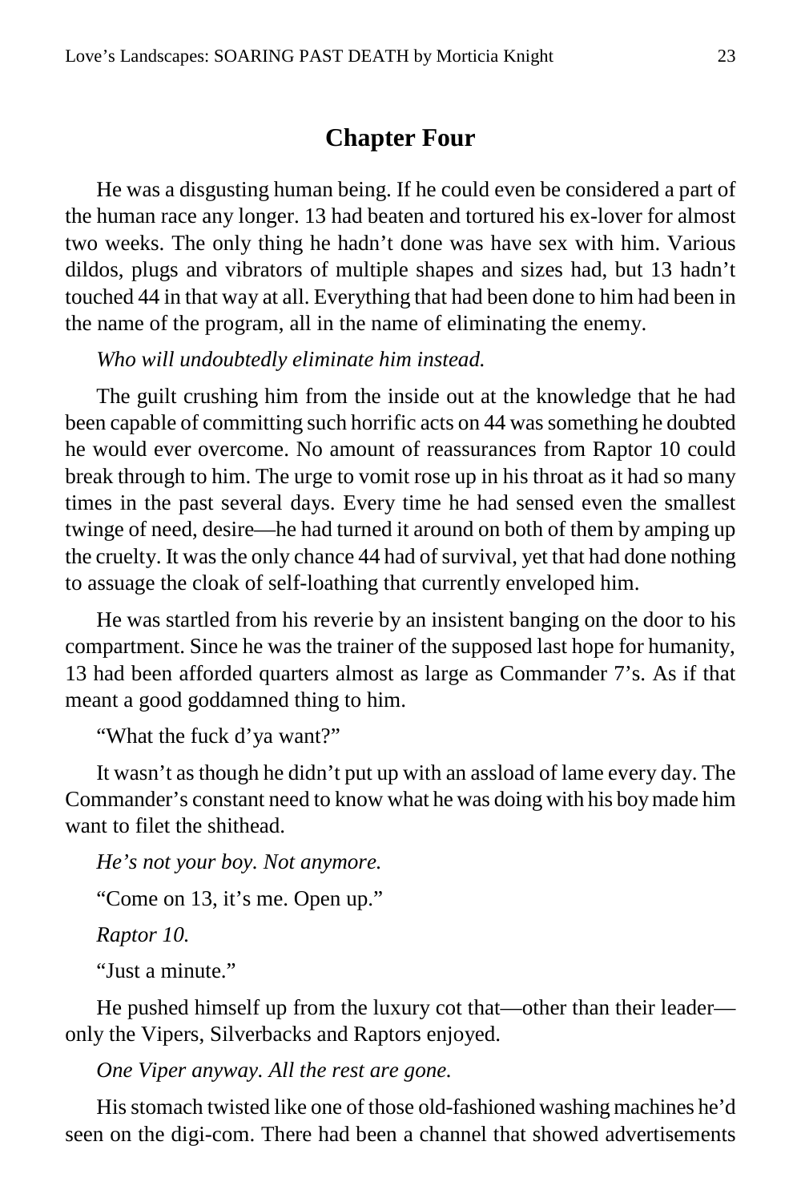## Chapter Four

He was a disgusting human being. If he could even be considered a part of the human race any longer. 13 had beaten and tortured his ex-lover for almost two weeks. The only thing he hadn't done was have sex with him. Various dildos, plugs and vibrators of multiple shapes and sizes had, but 13 hadn't touched 44 in that way at all. Everything that had been done to him had been in the name of the program, all in the name of eliminating the enemy.

*Who will undoubtedly eliminate him instead.*

The guilt crushing him from the inside out at the knowledge that he had been capable of committing such horrific acts on 44 was something he doubted he would ever overcome. No amount of reassurances from Raptor 10 could break through to him. The urge to vomit rose up in his throat as it had so many times in the past several days. Every time he had sensed even the smallest twinge of need, desire—he had turned it around on both of them by amping up the cruelty. It was the only chance 44 had of survival, yet that had done nothing to assuage the cloak of self-loathing that currently enveloped him.

He was startled from his reverie by an insistent banging on the door to his compartment. Since he was the trainer of the supposed last hope for humanity, 13 had been afforded quarters almost as large as Commander 7's. As if that meant a good goddamned thing to him.

"What the fuck d'ya want?"

It wasn't as though he didn't put up with an assload of lame every day. The Commander's constant need to know what he was doing with his boy made him want to filet the shithead.

*He's not your boy. Not anymore.*

"Come on 13, it's me. Open up."

*Raptor 10.*

"Just a minute."

He pushed himself up from the luxury cot that—other than their leader—only the Vipers, Silverbacks and Raptors enjoyed.

*One Viper anyway. All the rest are gone.*

His stomach twisted like one of those old-fashioned washing machines he'd seen on the digi-com. There had been a channel that showed advertisements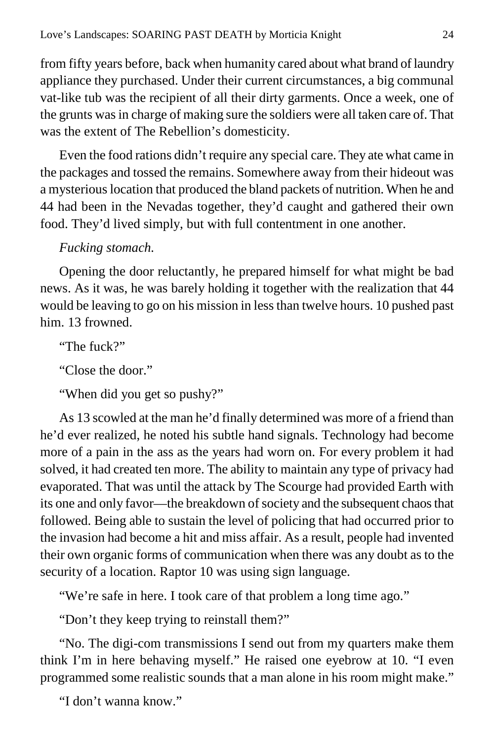from fifty years before, back when humanity cared about what brand of laundry appliance they purchased. Under their current circumstances, a big communal vat-like tub was the recipient of all their dirty garments. Once a week, one of the grunts was in charge of making sure the soldiers were all taken care of. That was the extent of The Rebellion's domesticity.

Even the food rations didn't require any special care. They ate what came in the packages and tossed the remains. Somewhere away from their hideout was a mysterious location that produced the bland packets of nutrition. When he and 44 had been in the Nevadas together, they'd caught and gathered their own food. They'd lived simply, but with full contentment in one another.

*Fucking stomach.*

Opening the door reluctantly, he prepared himself for what might be bad news. As it was, he was barely holding it together with the realization that 44 would be leaving to go on his mission in less than twelve hours. 10 pushed past him. 13 frowned.

"The fuck?"

"Close the door."

"When did you get so pushy?"

As 13 scowled at the man he'd finally determined was more of a friend than he'd ever realized, he noted his subtle hand signals. Technology had become more of a pain in the ass as the years had worn on. For every problem it had solved, it had created ten more. The ability to maintain any type of privacy had evaporated. That was until the attack by The Scourge had provided Earth with its one and only favor—the breakdown of society and the subsequent chaos that followed. Being able to sustain the level of policing that had occurred prior to the invasion had become a hit and miss affair. As a result, people had invented their own organic forms of communication when there was any doubt as to the security of a location. Raptor 10 was using sign language.

"We're safe in here. I took care of that problem a long time ago."

"Don't they keep trying to reinstall them?"

"No. The digi-com transmissions I send out from my quarters make them think I'm in here behaving myself." He raised one eyebrow at 10. "I even programmed some realistic sounds that a man alone in his room might make."

"I don't wanna know."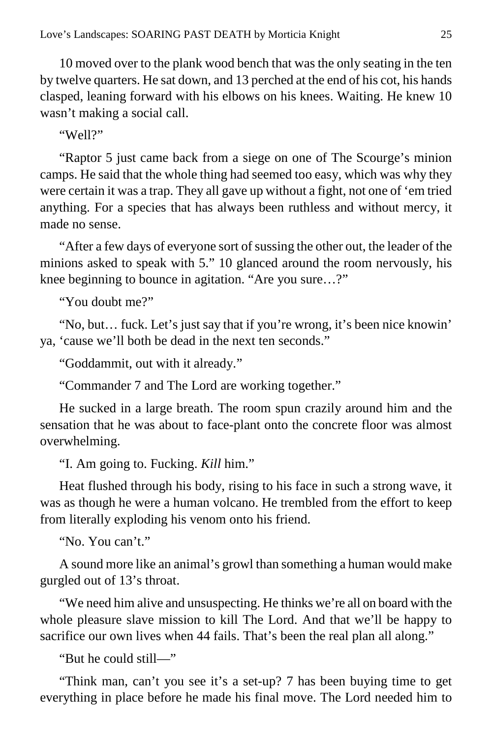10 moved over to the plank wood bench that was the only seating in the ten by twelve quarters. He sat down, and 13 perched at the end of his cot, his hands clasped, leaning forward with his elbows on his knees. Waiting. He knew 10 wasn't making a social call.

"Well?"

"Raptor 5 just came back from a siege on one of The Scourge's minion camps. He said that the whole thing had seemed too easy, which was why they were certain it was a trap. They all gave up without a fight, not one of 'em tried anything. For a species that has always been ruthless and without mercy, it made no sense.

"After a few days of everyone sort of sussing the other out, the leader of the minions asked to speak with 5." 10 glanced around the room nervously, his knee beginning to bounce in agitation. "Are you sure…?"

"You doubt me?"

"No, but… fuck. Let's just say that if you're wrong, it's been nice knowin' ya, 'cause we'll both be dead in the next ten seconds."

"Goddammit, out with it already."

"Commander 7 and The Lord are working together."

He sucked in a large breath. The room spun crazily around him and the sensation that he was about to face-plant onto the concrete floor was almost overwhelming.

"I. Am going to. Fucking. *Kill* him."

Heat flushed through his body, rising to his face in such a strong wave, it was as though he were a human volcano. He trembled from the effort to keep from literally exploding his venom onto his friend.

"No. You can't."

A sound more like an animal's growl than something a human would make gurgled out of 13's throat.

"We need him alive and unsuspecting. He thinks we're all on board with the whole pleasure slave mission to kill The Lord. And that we'll be happy to sacrifice our own lives when 44 fails. That's been the real plan all along."

"But he could still—"

"Think man, can't you see it's a set-up? 7 has been buying time to get everything in place before he made his final move. The Lord needed him to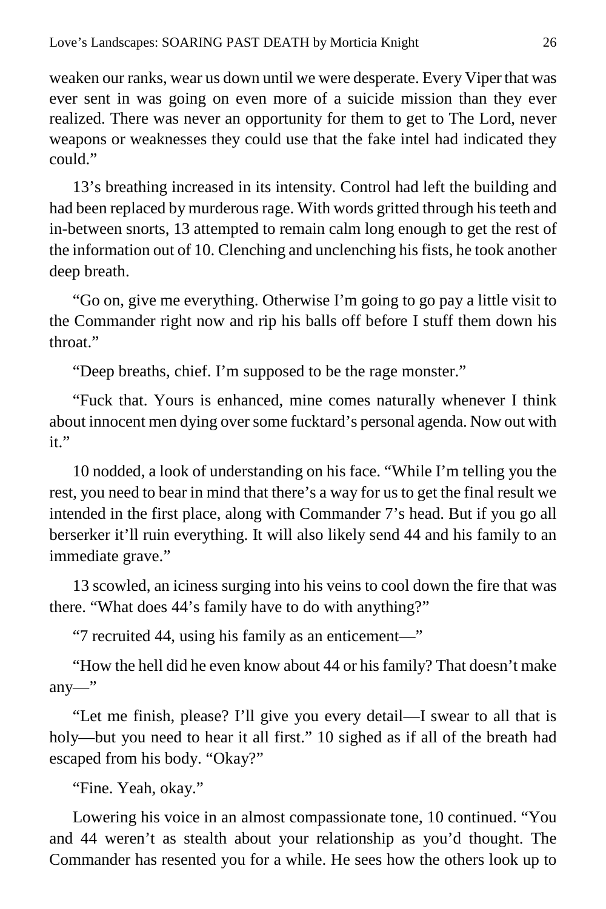weaken our ranks, wear us down until we were desperate. Every Viper that was ever sent in was going on even more of a suicide mission than they ever realized. There was never an opportunity for them to get to The Lord, never weapons or weaknesses they could use that the fake intel had indicated they could."

13's breathing increased in its intensity. Control had left the building and had been replaced by murderous rage. With words gritted through his teeth and in-between snorts, 13 attempted to remain calm long enough to get the rest of the information out of 10. Clenching and unclenching his fists, he took another deep breath.

"Go on, give me everything. Otherwise I'm going to go pay a little visit to the Commander right now and rip his balls off before I stuff them down his throat."

"Deep breaths, chief. I'm supposed to be the rage monster."

"Fuck that. Yours is enhanced, mine comes naturally whenever I think about innocent men dying over some fucktard's personal agenda. Now out with it."

10 nodded, a look of understanding on his face. "While I'm telling you the rest, you need to bear in mind that there's a way for us to get the final result we intended in the first place, along with Commander 7's head. But if you go all berserker it'll ruin everything. It will also likely send 44 and his family to an immediate grave."

13 scowled, an iciness surging into his veins to cool down the fire that was there. "What does 44's family have to do with anything?"

"7 recruited 44, using his family as an enticement—"

"How the hell did he even know about 44 or his family? That doesn't make any—"

"Let me finish, please? I'll give you every detail—I swear to all that is holy—but you need to hear it all first." 10 sighed as if all of the breath had escaped from his body. "Okay?"

"Fine. Yeah, okay."

Lowering his voice in an almost compassionate tone, 10 continued. "You and 44 weren't as stealth about your relationship as you'd thought. The Commander has resented you for a while. He sees how the others look up to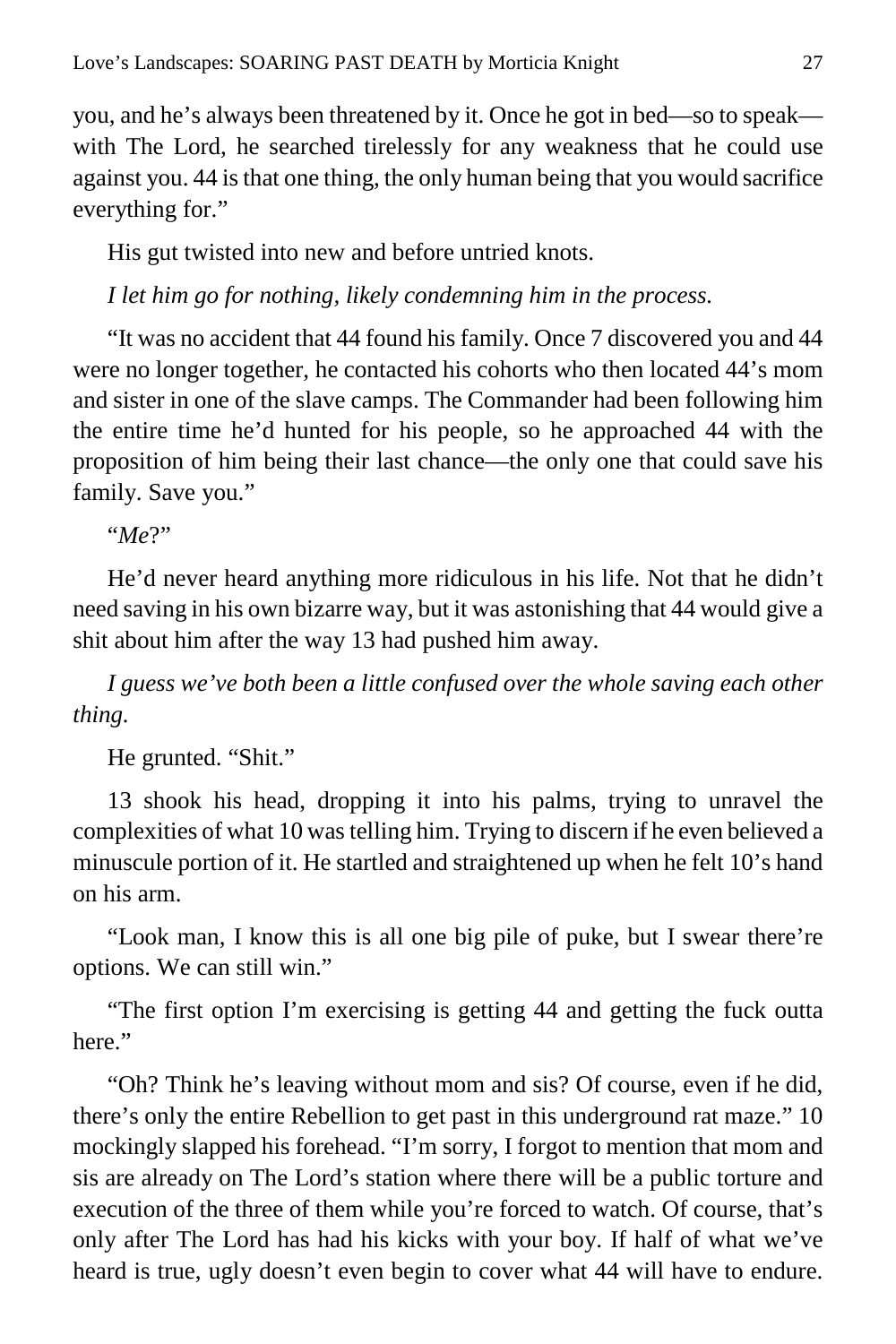you, and he's always been threatened by it. Once he got in bed—so to speak—with The Lord, he searched tirelessly for any weakness that he could use against you. 44 is that one thing, the only human being that you would sacrifice everything for."

His gut twisted into new and before untried knots.

*I let him go for nothing, likely condemning him in the process.*

"It was no accident that 44 found his family. Once 7 discovered you and 44 were no longer together, he contacted his cohorts who then located 44's mom and sister in one of the slave camps. The Commander had been following him the entire time he'd hunted for his people, so he approached 44 with the proposition of him being their last chance—the only one that could save his family. Save you."

"*Me*?"

He'd never heard anything more ridiculous in his life. Not that he didn't need saving in his own bizarre way, but it was astonishing that 44 would give a shit about him after the way 13 had pushed him away.

*I guess we've both been a little confused over the whole saving each other thing.*

He grunted. "Shit."

13 shook his head, dropping it into his palms, trying to unravel the complexities of what 10 was telling him. Trying to discern if he even believed a minuscule portion of it. He startled and straightened up when he felt 10's hand on his arm.

"Look man, I know this is all one big pile of puke, but I swear there're options. We can still win."

"The first option I'm exercising is getting 44 and getting the fuck outta here."

"Oh? Think he's leaving without mom and sis? Of course, even if he did, there's only the entire Rebellion to get past in this underground rat maze." 10 mockingly slapped his forehead. "I'm sorry, I forgot to mention that mom and sis are already on The Lord's station where there will be a public torture and execution of the three of them while you're forced to watch. Of course, that's only after The Lord has had his kicks with your boy. If half of what we've heard is true, ugly doesn't even begin to cover what 44 will have to endure.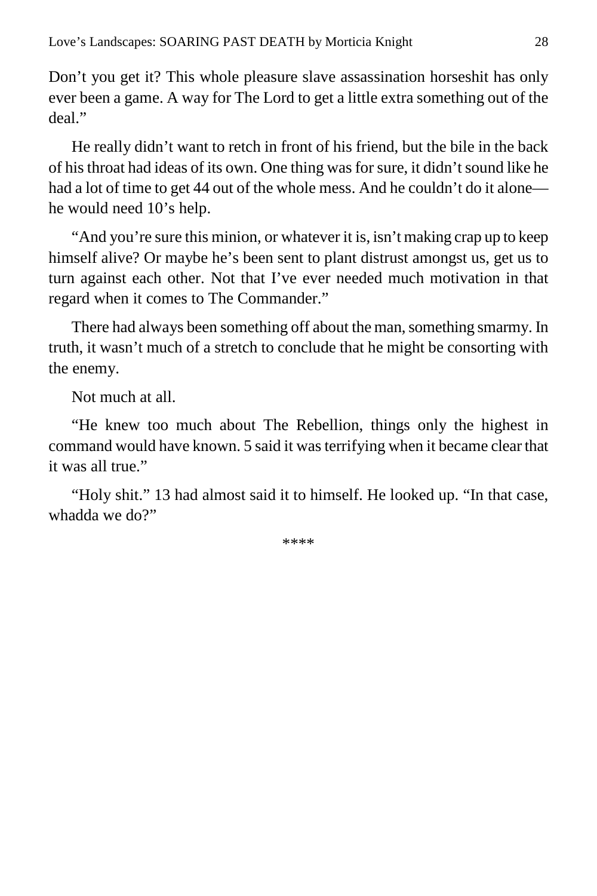Don’t you get it? This whole pleasure slave assassination horseshit has only ever been a game. A way for The Lord to get a little extra something out of the deal.”

He really didn’t want to retch in front of his friend, but the bile in the back of his throat had ideas of its own. One thing was for sure, it didn’t sound like he had a lot of time to get 44 out of the whole mess. And he couldn’t do it alone—he would need 10’s help.

“And you’re sure this minion, or whatever it is, isn’t making crap up to keep himself alive? Or maybe he’s been sent to plant distrust amongst us, get us to turn against each other. Not that I’ve ever needed much motivation in that regard when it comes to The Commander.”

There had always been something off about the man, something smarmy. In truth, it wasn’t much of a stretch to conclude that he might be consorting with the enemy.

Not much at all.

“He knew too much about The Rebellion, things only the highest in command would have known. 5 said it was terrifying when it became clear that it was all true.”

“Holy shit.” 13 had almost said it to himself. He looked up. “In that case, whadda we do?”

****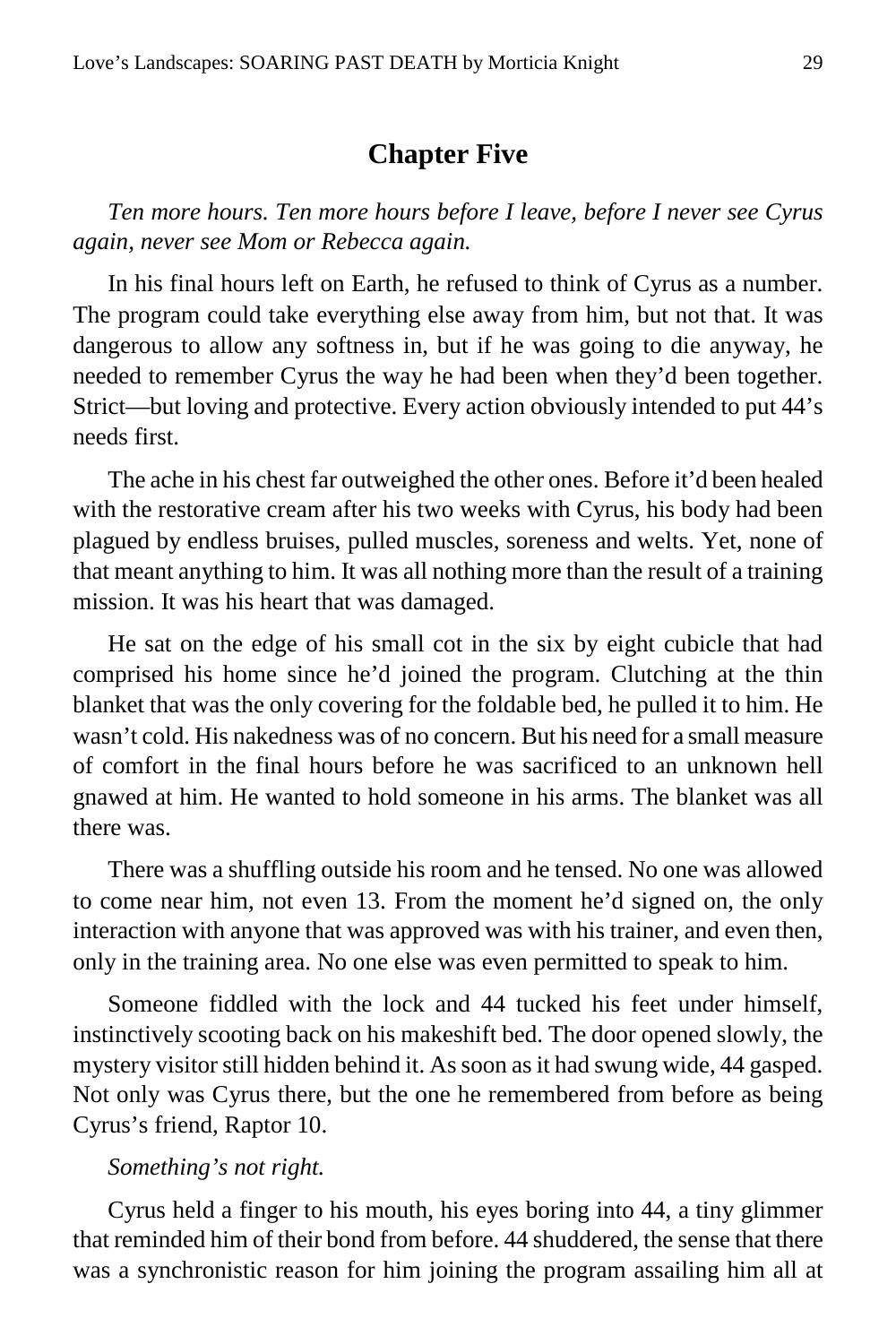## Chapter Five

*Ten more hours. Ten more hours before I leave, before I never see Cyrus again, never see Mom or Rebecca again.*

In his final hours left on Earth, he refused to think of Cyrus as a number. The program could take everything else away from him, but not that. It was dangerous to allow any softness in, but if he was going to die anyway, he needed to remember Cyrus the way he had been when they'd been together. Strict—but loving and protective. Every action obviously intended to put 44's needs first.

The ache in his chest far outweighed the other ones. Before it'd been healed with the restorative cream after his two weeks with Cyrus, his body had been plagued by endless bruises, pulled muscles, soreness and welts. Yet, none of that meant anything to him. It was all nothing more than the result of a training mission. It was his heart that was damaged.

He sat on the edge of his small cot in the six by eight cubicle that had comprised his home since he'd joined the program. Clutching at the thin blanket that was the only covering for the foldable bed, he pulled it to him. He wasn't cold. His nakedness was of no concern. But his need for a small measure of comfort in the final hours before he was sacrificed to an unknown hell gnawed at him. He wanted to hold someone in his arms. The blanket was all there was.

There was a shuffling outside his room and he tensed. No one was allowed to come near him, not even 13. From the moment he'd signed on, the only interaction with anyone that was approved was with his trainer, and even then, only in the training area. No one else was even permitted to speak to him.

Someone fiddled with the lock and 44 tucked his feet under himself, instinctively scooting back on his makeshift bed. The door opened slowly, the mystery visitor still hidden behind it. As soon as it had swung wide, 44 gasped. Not only was Cyrus there, but the one he remembered from before as being Cyrus's friend, Raptor 10.

*Something's not right.*

Cyrus held a finger to his mouth, his eyes boring into 44, a tiny glimmer that reminded him of their bond from before. 44 shuddered, the sense that there was a synchronistic reason for him joining the program assailing him all at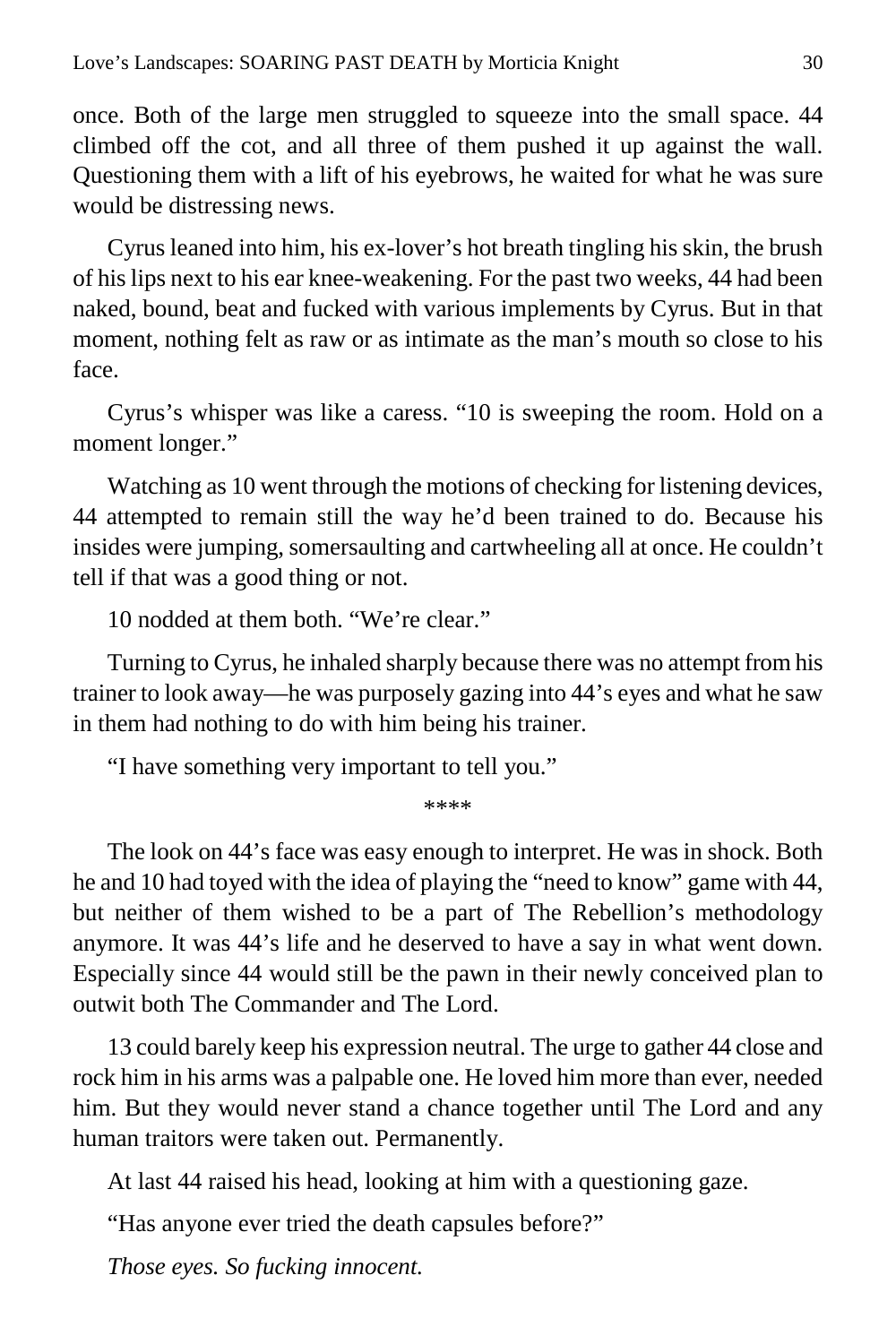once. Both of the large men struggled to squeeze into the small space. 44 climbed off the cot, and all three of them pushed it up against the wall. Questioning them with a lift of his eyebrows, he waited for what he was sure would be distressing news.

Cyrus leaned into him, his ex-lover's hot breath tingling his skin, the brush of his lips next to his ear knee-weakening. For the past two weeks, 44 had been naked, bound, beat and fucked with various implements by Cyrus. But in that moment, nothing felt as raw or as intimate as the man's mouth so close to his face.

Cyrus's whisper was like a caress. "10 is sweeping the room. Hold on a moment longer."

Watching as 10 went through the motions of checking for listening devices, 44 attempted to remain still the way he'd been trained to do. Because his insides were jumping, somersaulting and cartwheeling all at once. He couldn't tell if that was a good thing or not.

10 nodded at them both. "We're clear."

Turning to Cyrus, he inhaled sharply because there was no attempt from his trainer to look away—he was purposely gazing into 44's eyes and what he saw in them had nothing to do with him being his trainer.

"I have something very important to tell you."

****

The look on 44's face was easy enough to interpret. He was in shock. Both he and 10 had toyed with the idea of playing the "need to know" game with 44, but neither of them wished to be a part of The Rebellion's methodology anymore. It was 44's life and he deserved to have a say in what went down. Especially since 44 would still be the pawn in their newly conceived plan to outwit both The Commander and The Lord.

13 could barely keep his expression neutral. The urge to gather 44 close and rock him in his arms was a palpable one. He loved him more than ever, needed him. But they would never stand a chance together until The Lord and any human traitors were taken out. Permanently.

At last 44 raised his head, looking at him with a questioning gaze.

"Has anyone ever tried the death capsules before?"

*Those eyes. So fucking innocent.*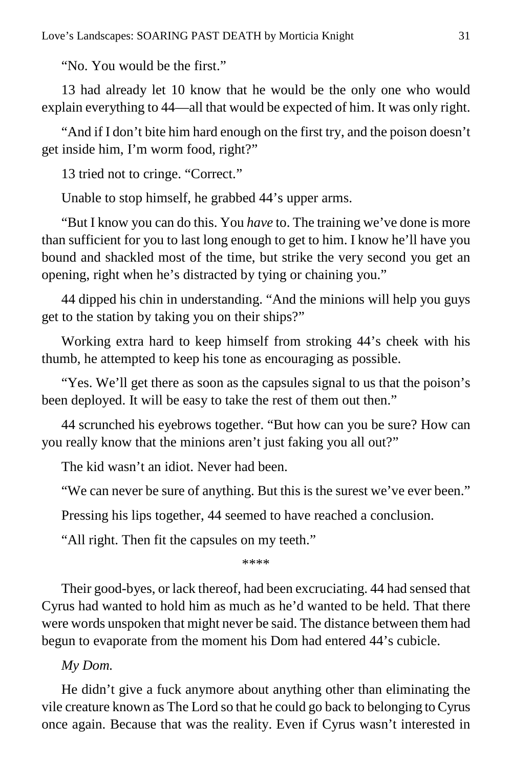"No. You would be the first."

13 had already let 10 know that he would be the only one who would explain everything to 44—all that would be expected of him. It was only right.

"And if I don't bite him hard enough on the first try, and the poison doesn't get inside him, I'm worm food, right?"

13 tried not to cringe. "Correct."

Unable to stop himself, he grabbed 44's upper arms.

"But I know you can do this. You *have* to. The training we've done is more than sufficient for you to last long enough to get to him. I know he'll have you bound and shackled most of the time, but strike the very second you get an opening, right when he's distracted by tying or chaining you."

44 dipped his chin in understanding. "And the minions will help you guys get to the station by taking you on their ships?"

Working extra hard to keep himself from stroking 44's cheek with his thumb, he attempted to keep his tone as encouraging as possible.

"Yes. We'll get there as soon as the capsules signal to us that the poison's been deployed. It will be easy to take the rest of them out then."

44 scrunched his eyebrows together. "But how can you be sure? How can you really know that the minions aren't just faking you all out?"

The kid wasn't an idiot. Never had been.

"We can never be sure of anything. But this is the surest we've ever been."

Pressing his lips together, 44 seemed to have reached a conclusion.

"All right. Then fit the capsules on my teeth."

****

Their good-byes, or lack thereof, had been excruciating. 44 had sensed that Cyrus had wanted to hold him as much as he'd wanted to be held. That there were words unspoken that might never be said. The distance between them had begun to evaporate from the moment his Dom had entered 44's cubicle.

*My Dom.*

He didn't give a fuck anymore about anything other than eliminating the vile creature known as The Lord so that he could go back to belonging to Cyrus once again. Because that was the reality. Even if Cyrus wasn't interested in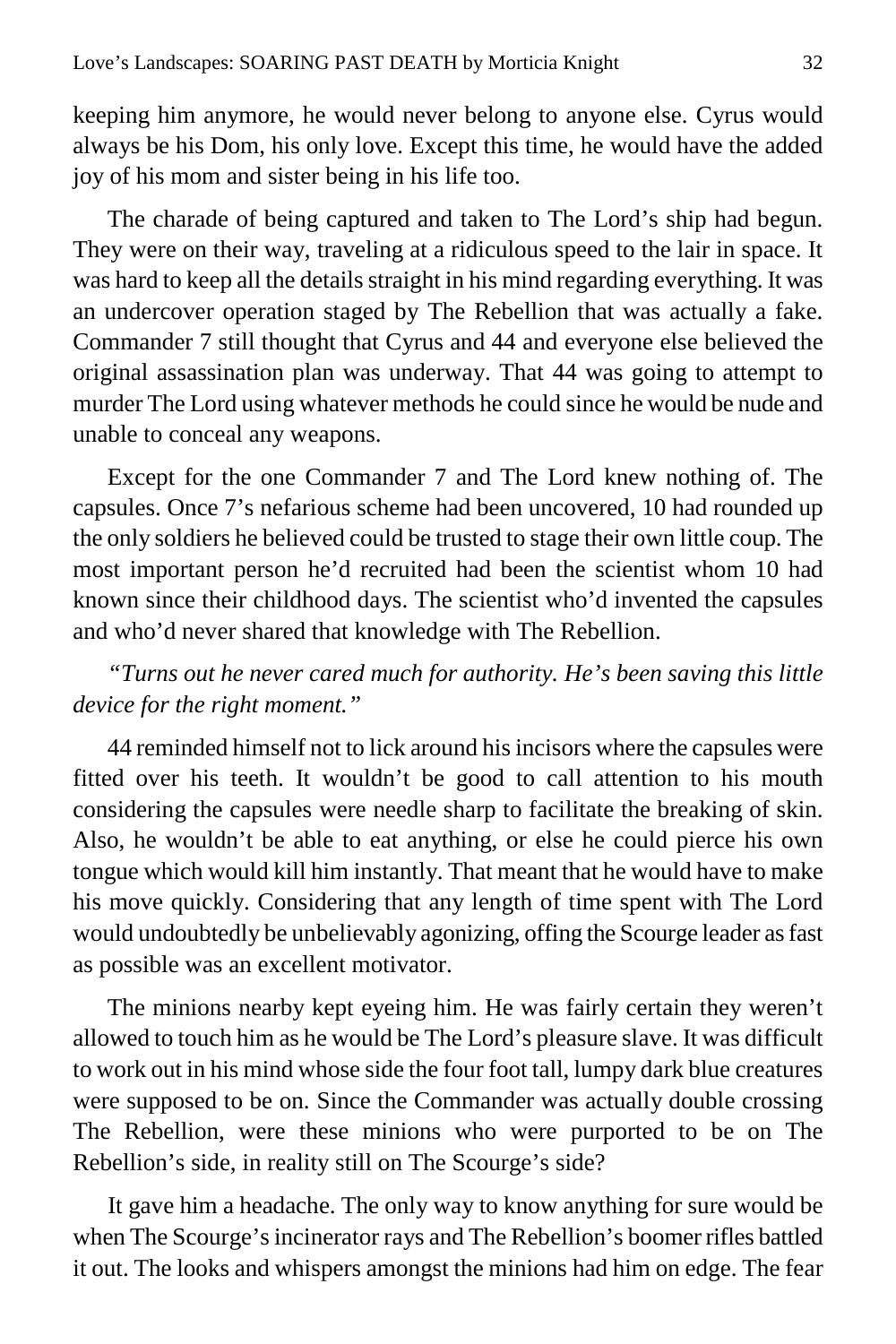keeping him anymore, he would never belong to anyone else. Cyrus would always be his Dom, his only love. Except this time, he would have the added joy of his mom and sister being in his life too.

The charade of being captured and taken to The Lord's ship had begun. They were on their way, traveling at a ridiculous speed to the lair in space. It was hard to keep all the details straight in his mind regarding everything. It was an undercover operation staged by The Rebellion that was actually a fake. Commander 7 still thought that Cyrus and 44 and everyone else believed the original assassination plan was underway. That 44 was going to attempt to murder The Lord using whatever methods he could since he would be nude and unable to conceal any weapons.

Except for the one Commander 7 and The Lord knew nothing of. The capsules. Once 7's nefarious scheme had been uncovered, 10 had rounded up the only soldiers he believed could be trusted to stage their own little coup. The most important person he'd recruited had been the scientist whom 10 had known since their childhood days. The scientist who'd invented the capsules and who'd never shared that knowledge with The Rebellion.

*"Turns out he never cared much for authority. He's been saving this little device for the right moment."*

44 reminded himself not to lick around his incisors where the capsules were fitted over his teeth. It wouldn't be good to call attention to his mouth considering the capsules were needle sharp to facilitate the breaking of skin. Also, he wouldn't be able to eat anything, or else he could pierce his own tongue which would kill him instantly. That meant that he would have to make his move quickly. Considering that any length of time spent with The Lord would undoubtedly be unbelievably agonizing, offing the Scourge leader as fast as possible was an excellent motivator.

The minions nearby kept eyeing him. He was fairly certain they weren't allowed to touch him as he would be The Lord's pleasure slave. It was difficult to work out in his mind whose side the four foot tall, lumpy dark blue creatures were supposed to be on. Since the Commander was actually double crossing The Rebellion, were these minions who were purported to be on The Rebellion's side, in reality still on The Scourge's side?

It gave him a headache. The only way to know anything for sure would be when The Scourge's incinerator rays and The Rebellion's boomer rifles battled it out. The looks and whispers amongst the minions had him on edge. The fear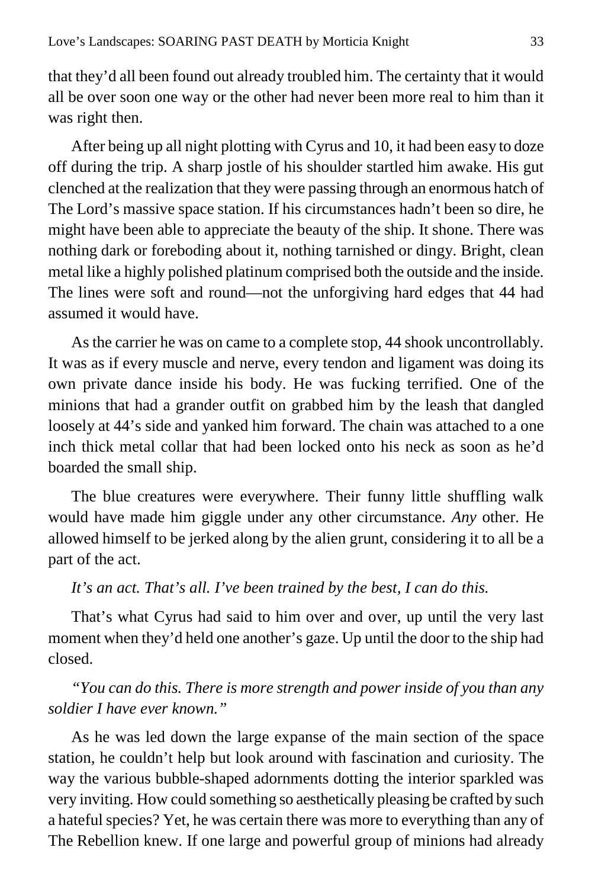that they'd all been found out already troubled him. The certainty that it would all be over soon one way or the other had never been more real to him than it was right then.

After being up all night plotting with Cyrus and 10, it had been easy to doze off during the trip. A sharp jostle of his shoulder startled him awake. His gut clenched at the realization that they were passing through an enormous hatch of The Lord's massive space station. If his circumstances hadn't been so dire, he might have been able to appreciate the beauty of the ship. It shone. There was nothing dark or foreboding about it, nothing tarnished or dingy. Bright, clean metal like a highly polished platinum comprised both the outside and the inside. The lines were soft and round—not the unforgiving hard edges that 44 had assumed it would have.

As the carrier he was on came to a complete stop, 44 shook uncontrollably. It was as if every muscle and nerve, every tendon and ligament was doing its own private dance inside his body. He was fucking terrified. One of the minions that had a grander outfit on grabbed him by the leash that dangled loosely at 44's side and yanked him forward. The chain was attached to a one inch thick metal collar that had been locked onto his neck as soon as he'd boarded the small ship.

The blue creatures were everywhere. Their funny little shuffling walk would have made him giggle under any other circumstance. *Any* other. He allowed himself to be jerked along by the alien grunt, considering it to all be a part of the act.

*It's an act. That's all. I've been trained by the best, I can do this.*

That's what Cyrus had said to him over and over, up until the very last moment when they'd held one another's gaze. Up until the door to the ship had closed.

*"You can do this. There is more strength and power inside of you than any soldier I have ever known."*

As he was led down the large expanse of the main section of the space station, he couldn't help but look around with fascination and curiosity. The way the various bubble-shaped adornments dotting the interior sparkled was very inviting. How could something so aesthetically pleasing be crafted by such a hateful species? Yet, he was certain there was more to everything than any of The Rebellion knew. If one large and powerful group of minions had already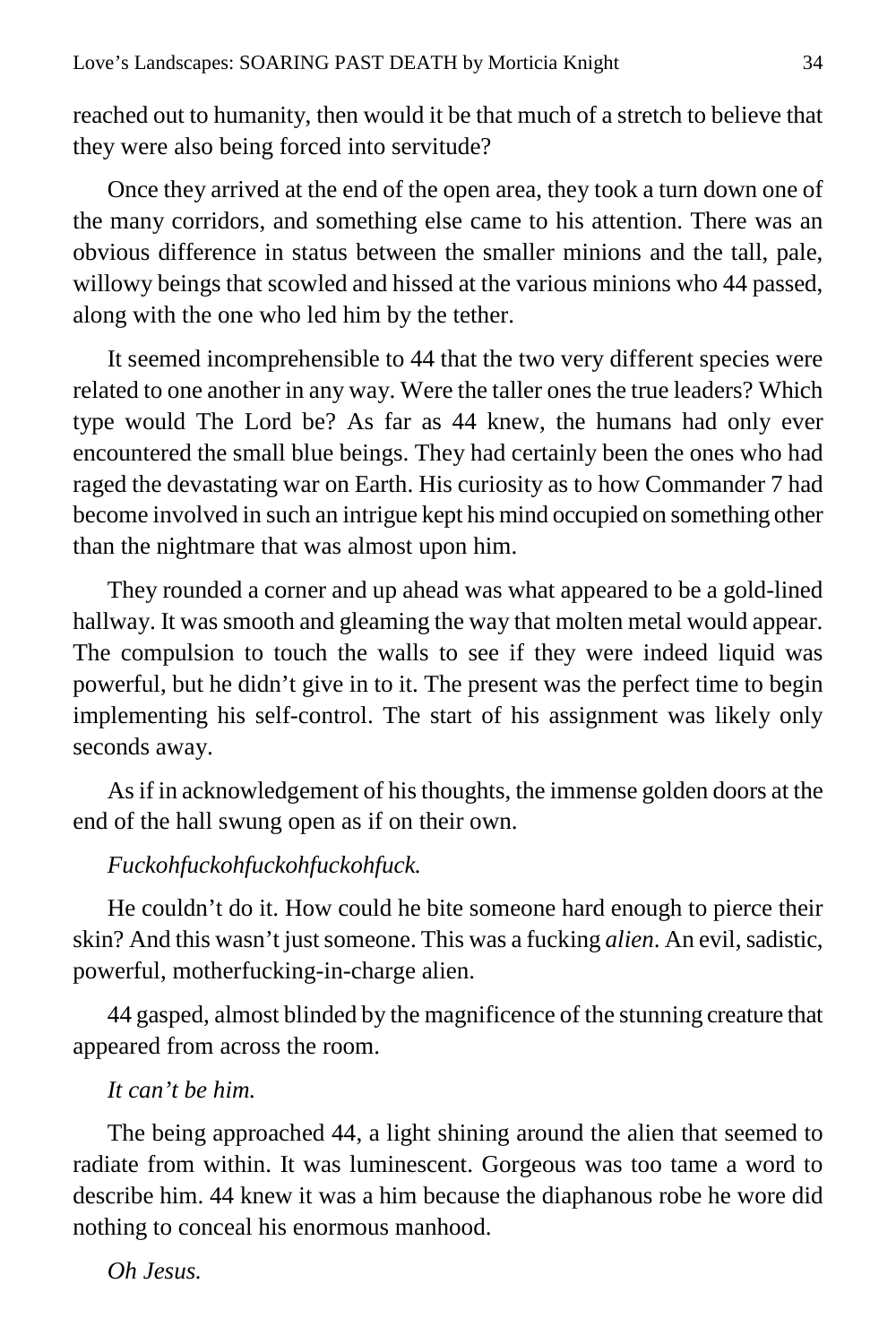reached out to humanity, then would it be that much of a stretch to believe that they were also being forced into servitude?

Once they arrived at the end of the open area, they took a turn down one of the many corridors, and something else came to his attention. There was an obvious difference in status between the smaller minions and the tall, pale, willowy beings that scowled and hissed at the various minions who 44 passed, along with the one who led him by the tether.

It seemed incomprehensible to 44 that the two very different species were related to one another in any way. Were the taller ones the true leaders? Which type would The Lord be? As far as 44 knew, the humans had only ever encountered the small blue beings. They had certainly been the ones who had raged the devastating war on Earth. His curiosity as to how Commander 7 had become involved in such an intrigue kept his mind occupied on something other than the nightmare that was almost upon him.

They rounded a corner and up ahead was what appeared to be a gold-lined hallway. It was smooth and gleaming the way that molten metal would appear. The compulsion to touch the walls to see if they were indeed liquid was powerful, but he didn't give in to it. The present was the perfect time to begin implementing his self-control. The start of his assignment was likely only seconds away.

As if in acknowledgement of his thoughts, the immense golden doors at the end of the hall swung open as if on their own.

*Fuckohfuckohfuckohfuckohfuck.*

He couldn't do it. How could he bite someone hard enough to pierce their skin? And this wasn't just someone. This was a fucking *alien*. An evil, sadistic, powerful, motherfucking-in-charge alien.

44 gasped, almost blinded by the magnificence of the stunning creature that appeared from across the room.

*It can't be him.*

The being approached 44, a light shining around the alien that seemed to radiate from within. It was luminescent. Gorgeous was too tame a word to describe him. 44 knew it was a him because the diaphanous robe he wore did nothing to conceal his enormous manhood.

*Oh Jesus.*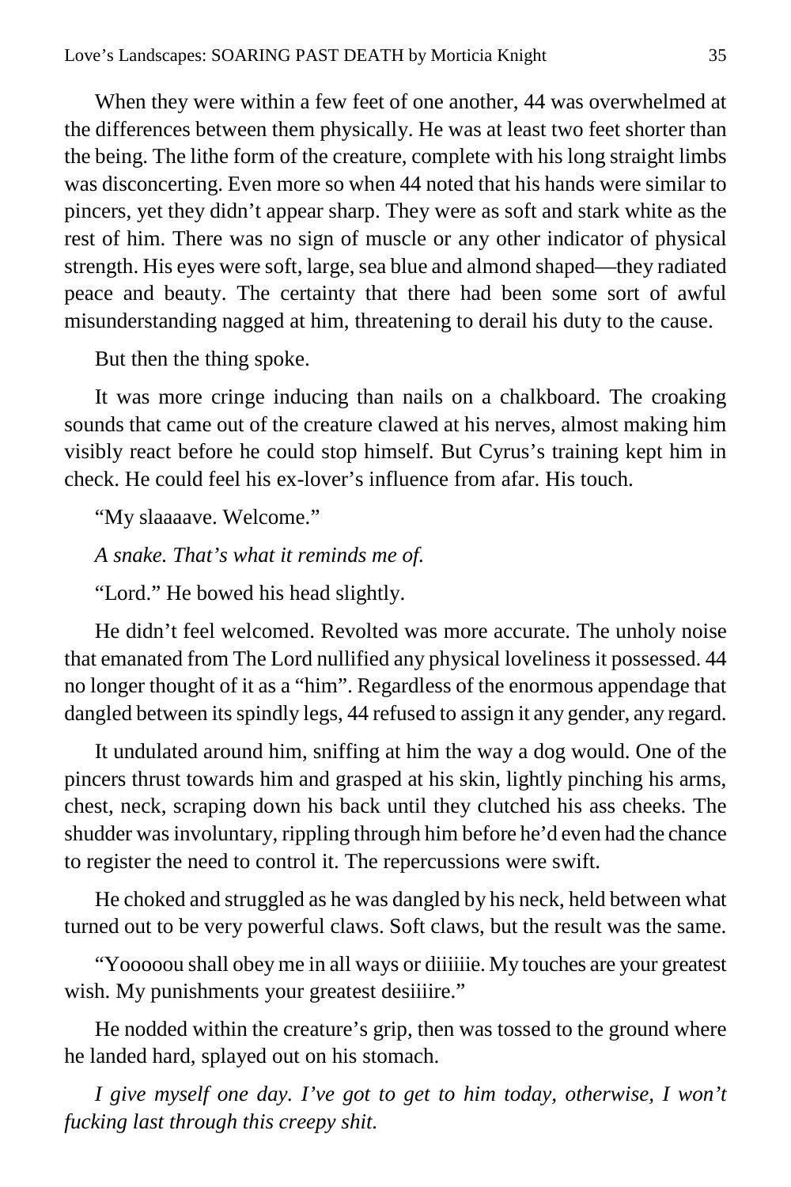When they were within a few feet of one another, 44 was overwhelmed at the differences between them physically. He was at least two feet shorter than the being. The lithe form of the creature, complete with his long straight limbs was disconcerting. Even more so when 44 noted that his hands were similar to pincers, yet they didn't appear sharp. They were as soft and stark white as the rest of him. There was no sign of muscle or any other indicator of physical strength. His eyes were soft, large, sea blue and almond shaped—they radiated peace and beauty. The certainty that there had been some sort of awful misunderstanding nagged at him, threatening to derail his duty to the cause.

But then the thing spoke.

It was more cringe inducing than nails on a chalkboard. The croaking sounds that came out of the creature clawed at his nerves, almost making him visibly react before he could stop himself. But Cyrus's training kept him in check. He could feel his ex-lover's influence from afar. His touch.

"My slaaaave. Welcome."

*A snake. That's what it reminds me of.*

"Lord." He bowed his head slightly.

He didn't feel welcomed. Revolted was more accurate. The unholy noise that emanated from The Lord nullified any physical loveliness it possessed. 44 no longer thought of it as a "him". Regardless of the enormous appendage that dangled between its spindly legs, 44 refused to assign it any gender, any regard.

It undulated around him, sniffing at him the way a dog would. One of the pincers thrust towards him and grasped at his skin, lightly pinching his arms, chest, neck, scraping down his back until they clutched his ass cheeks. The shudder was involuntary, rippling through him before he'd even had the chance to register the need to control it. The repercussions were swift.

He choked and struggled as he was dangled by his neck, held between what turned out to be very powerful claws. Soft claws, but the result was the same.

"Yooooou shall obey me in all ways or diiiiiie. My touches are your greatest wish. My punishments your greatest desiiiire."

He nodded within the creature's grip, then was tossed to the ground where he landed hard, splayed out on his stomach.

*I give myself one day. I've got to get to him today, otherwise, I won't fucking last through this creepy shit.*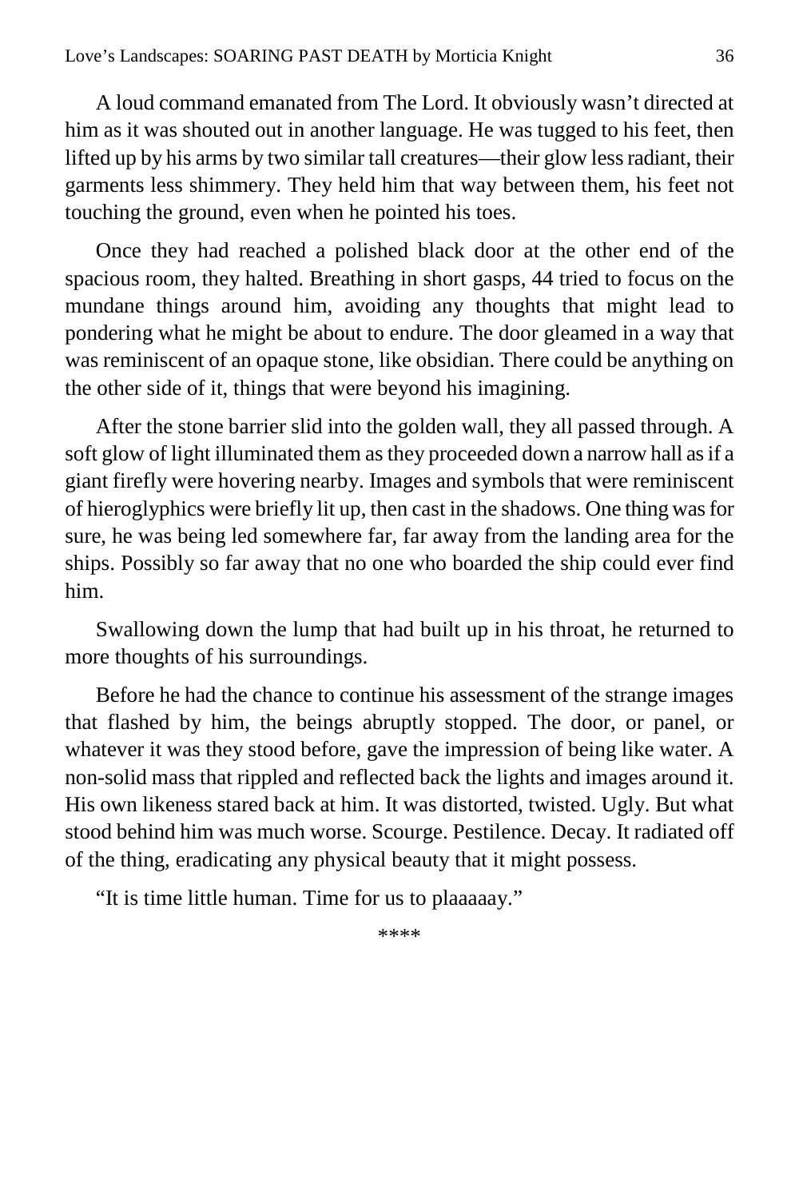A loud command emanated from The Lord. It obviously wasn't directed at him as it was shouted out in another language. He was tugged to his feet, then lifted up by his arms by two similar tall creatures—their glow less radiant, their garments less shimmery. They held him that way between them, his feet not touching the ground, even when he pointed his toes.

Once they had reached a polished black door at the other end of the spacious room, they halted. Breathing in short gasps, 44 tried to focus on the mundane things around him, avoiding any thoughts that might lead to pondering what he might be about to endure. The door gleamed in a way that was reminiscent of an opaque stone, like obsidian. There could be anything on the other side of it, things that were beyond his imagining.

After the stone barrier slid into the golden wall, they all passed through. A soft glow of light illuminated them as they proceeded down a narrow hall as if a giant firefly were hovering nearby. Images and symbols that were reminiscent of hieroglyphics were briefly lit up, then cast in the shadows. One thing was for sure, he was being led somewhere far, far away from the landing area for the ships. Possibly so far away that no one who boarded the ship could ever find him.

Swallowing down the lump that had built up in his throat, he returned to more thoughts of his surroundings.

Before he had the chance to continue his assessment of the strange images that flashed by him, the beings abruptly stopped. The door, or panel, or whatever it was they stood before, gave the impression of being like water. A non-solid mass that rippled and reflected back the lights and images around it. His own likeness stared back at him. It was distorted, twisted. Ugly. But what stood behind him was much worse. Scourge. Pestilence. Decay. It radiated off of the thing, eradicating any physical beauty that it might possess.

"It is time little human. Time for us to plaaaaay."

****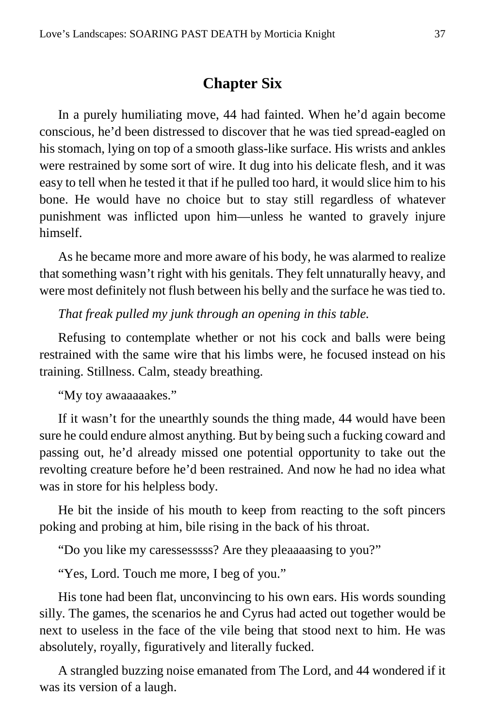## Chapter Six

In a purely humiliating move, 44 had fainted. When he'd again become conscious, he'd been distressed to discover that he was tied spread-eagled on his stomach, lying on top of a smooth glass-like surface. His wrists and ankles were restrained by some sort of wire. It dug into his delicate flesh, and it was easy to tell when he tested it that if he pulled too hard, it would slice him to his bone. He would have no choice but to stay still regardless of whatever punishment was inflicted upon him—unless he wanted to gravely injure himself.

As he became more and more aware of his body, he was alarmed to realize that something wasn't right with his genitals. They felt unnaturally heavy, and were most definitely not flush between his belly and the surface he was tied to.

*That freak pulled my junk through an opening in this table.*

Refusing to contemplate whether or not his cock and balls were being restrained with the same wire that his limbs were, he focused instead on his training. Stillness. Calm, steady breathing.

"My toy awaaaaakes."

If it wasn't for the unearthly sounds the thing made, 44 would have been sure he could endure almost anything. But by being such a fucking coward and passing out, he'd already missed one potential opportunity to take out the revolting creature before he'd been restrained. And now he had no idea what was in store for his helpless body.

He bit the inside of his mouth to keep from reacting to the soft pincers poking and probing at him, bile rising in the back of his throat.

"Do you like my caressesssss? Are they pleaaaasing to you?"

"Yes, Lord. Touch me more, I beg of you."

His tone had been flat, unconvincing to his own ears. His words sounding silly. The games, the scenarios he and Cyrus had acted out together would be next to useless in the face of the vile being that stood next to him. He was absolutely, royally, figuratively and literally fucked.

A strangled buzzing noise emanated from The Lord, and 44 wondered if it was its version of a laugh.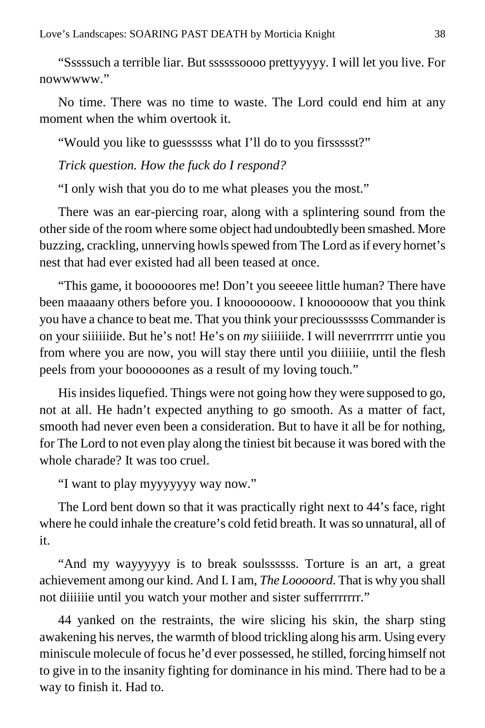"Sssssuch a terrible liar. But ssssssoooo prettyyyyy. I will let you live. For nowwwww."

No time. There was no time to waste. The Lord could end him at any moment when the whim overtook it.

"Would you like to guessssss what I'll do to you firssssst?"

*Trick question. How the fuck do I respond?*

"I only wish that you do to me what pleases you the most."

There was an ear-piercing roar, along with a splintering sound from the other side of the room where some object had undoubtedly been smashed. More buzzing, crackling, unnerving howls spewed from The Lord as if every hornet's nest that had ever existed had all been teased at once.

"This game, it boooooores me! Don't you seeeee little human? There have been maaaany others before you. I knoooooow. I knoooooow that you think you have a chance to beat me. That you think your preciousssss Commander is on your siiiiiide. But he's not! He's on *my* siiiiiide. I will neverrrrrr untie you from where you are now, you will stay there until you diiiiie, until the flesh peels from your boooooones as a result of my loving touch."

His insides liquefied. Things were not going how they were supposed to go, not at all. He hadn't expected anything to go smooth. As a matter of fact, smooth had never even been a consideration. But to have it all be for nothing, for The Lord to not even play along the tiniest bit because it was bored with the whole charade? It was too cruel.

"I want to play myyyyyyy way now."

The Lord bent down so that it was practically right next to 44's face, right where he could inhale the creature's cold fetid breath. It was so unnatural, all of it.

"And my wayyyyyy is to break soulssssss. Torture is an art, a great achievement among our kind. And I. I am, *The Looooord*. That is why you shall not diiiiie until you watch your mother and sister sufferrrrrr."

44 yanked on the restraints, the wire slicing his skin, the sharp sting awakening his nerves, the warmth of blood trickling along his arm. Using every miniscule molecule of focus he'd ever possessed, he stilled, forcing himself not to give in to the insanity fighting for dominance in his mind. There had to be a way to finish it. Had to.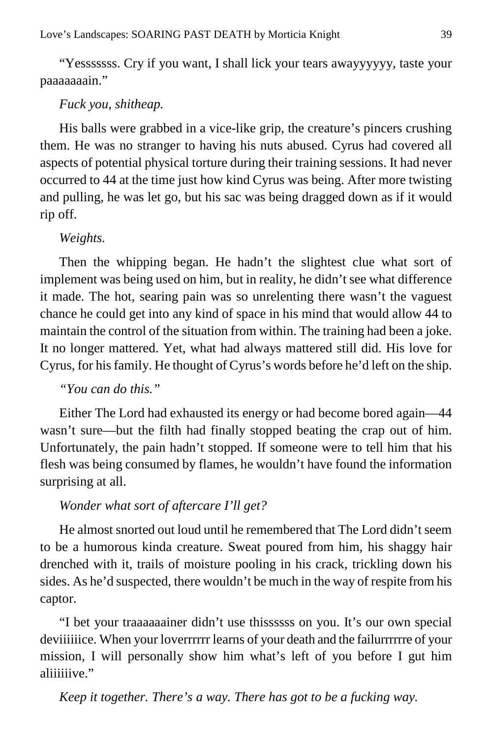“Yesssssss. Cry if you want, I shall lick your tears awayyyyyy, taste your paaaaaaain.”

*Fuck you, shitheap.*

His balls were grabbed in a vice-like grip, the creature’s pincers crushing them. He was no stranger to having his nuts abused. Cyrus had covered all aspects of potential physical torture during their training sessions. It had never occurred to 44 at the time just how kind Cyrus was being. After more twisting and pulling, he was let go, but his sac was being dragged down as if it would rip off.

*Weights.*

Then the whipping began. He hadn’t the slightest clue what sort of implement was being used on him, but in reality, he didn’t see what difference it made. The hot, searing pain was so unrelenting there wasn’t the vaguest chance he could get into any kind of space in his mind that would allow 44 to maintain the control of the situation from within. The training had been a joke. It no longer mattered. Yet, what had always mattered still did. His love for Cyrus, for his family. He thought of Cyrus’s words before he’d left on the ship.

*“You can do this.”*

Either The Lord had exhausted its energy or had become bored again—44 wasn’t sure—but the filth had finally stopped beating the crap out of him. Unfortunately, the pain hadn’t stopped. If someone were to tell him that his flesh was being consumed by flames, he wouldn’t have found the information surprising at all.

*Wonder what sort of aftercare I’ll get?*

He almost snorted out loud until he remembered that The Lord didn’t seem to be a humorous kinda creature. Sweat poured from him, his shaggy hair drenched with it, trails of moisture pooling in his crack, trickling down his sides. As he’d suspected, there wouldn’t be much in the way of respite from his captor.

“I bet your traaaaaainer didn’t use thissssss on you. It’s our own special deviiiiiice. When your loverrrrrr learns of your death and the failurrrrrre of your mission, I will personally show him what’s left of you before I gut him aliiiiiive.”

*Keep it together. There’s a way. There has got to be a fucking way.*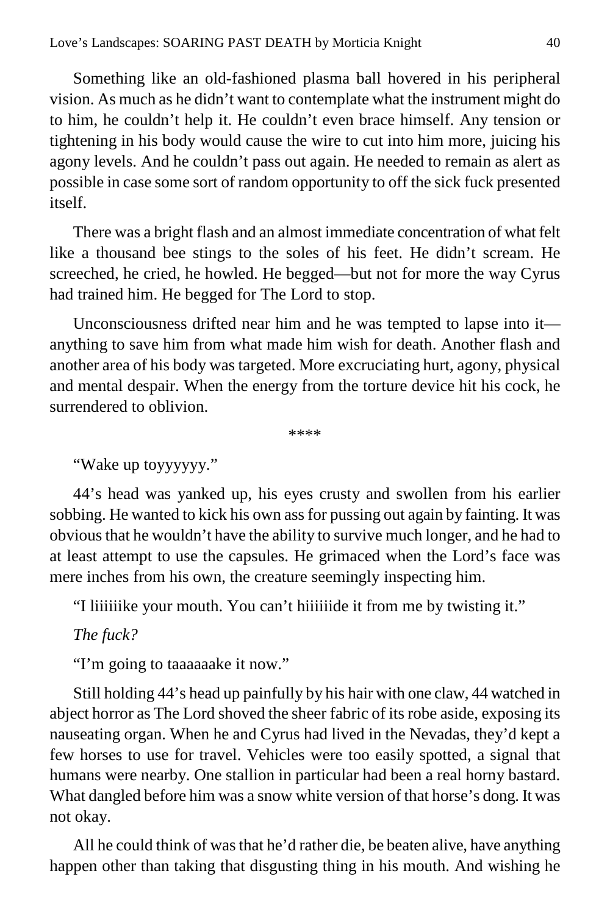Something like an old-fashioned plasma ball hovered in his peripheral vision. As much as he didn't want to contemplate what the instrument might do to him, he couldn't help it. He couldn't even brace himself. Any tension or tightening in his body would cause the wire to cut into him more, juicing his agony levels. And he couldn't pass out again. He needed to remain as alert as possible in case some sort of random opportunity to off the sick fuck presented itself.

There was a bright flash and an almost immediate concentration of what felt like a thousand bee stings to the soles of his feet. He didn't scream. He screeched, he cried, he howled. He begged—but not for more the way Cyrus had trained him. He begged for The Lord to stop.

Unconsciousness drifted near him and he was tempted to lapse into it—anything to save him from what made him wish for death. Another flash and another area of his body was targeted. More excruciating hurt, agony, physical and mental despair. When the energy from the torture device hit his cock, he surrendered to oblivion.

****

"Wake up toyyyyyy."

44's head was yanked up, his eyes crusty and swollen from his earlier sobbing. He wanted to kick his own ass for pussing out again by fainting. It was obvious that he wouldn't have the ability to survive much longer, and he had to at least attempt to use the capsules. He grimaced when the Lord's face was mere inches from his own, the creature seemingly inspecting him.

"I liiiiiike your mouth. You can't hiiiiiide it from me by twisting it."

*The fuck?*

"I'm going to taaaaaake it now."

Still holding 44's head up painfully by his hair with one claw, 44 watched in abject horror as The Lord shoved the sheer fabric of its robe aside, exposing its nauseating organ. When he and Cyrus had lived in the Nevadas, they'd kept a few horses to use for travel. Vehicles were too easily spotted, a signal that humans were nearby. One stallion in particular had been a real horny bastard. What dangled before him was a snow white version of that horse's dong. It was not okay.

All he could think of was that he'd rather die, be beaten alive, have anything happen other than taking that disgusting thing in his mouth. And wishing he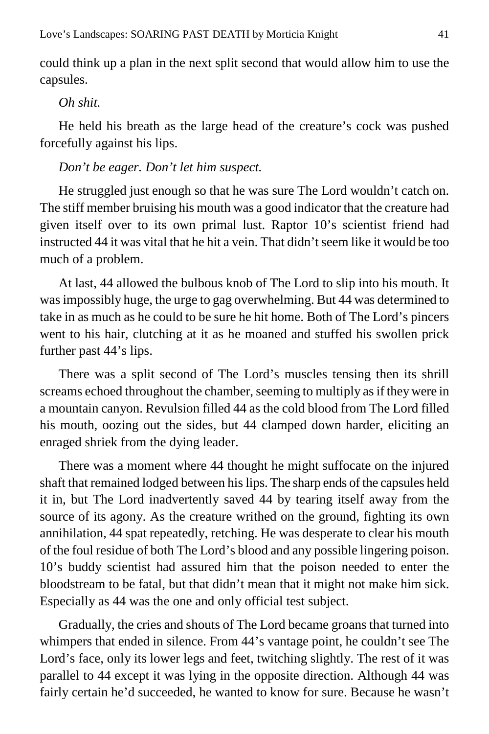could think up a plan in the next split second that would allow him to use the capsules.

*Oh shit.*

He held his breath as the large head of the creature's cock was pushed forcefully against his lips.

*Don't be eager. Don't let him suspect.*

He struggled just enough so that he was sure The Lord wouldn't catch on. The stiff member bruising his mouth was a good indicator that the creature had given itself over to its own primal lust. Raptor 10's scientist friend had instructed 44 it was vital that he hit a vein. That didn't seem like it would be too much of a problem.

At last, 44 allowed the bulbous knob of The Lord to slip into his mouth. It was impossibly huge, the urge to gag overwhelming. But 44 was determined to take in as much as he could to be sure he hit home. Both of The Lord's pincers went to his hair, clutching at it as he moaned and stuffed his swollen prick further past 44's lips.

There was a split second of The Lord's muscles tensing then its shrill screams echoed throughout the chamber, seeming to multiply as if they were in a mountain canyon. Revulsion filled 44 as the cold blood from The Lord filled his mouth, oozing out the sides, but 44 clamped down harder, eliciting an enraged shriek from the dying leader.

There was a moment where 44 thought he might suffocate on the injured shaft that remained lodged between his lips. The sharp ends of the capsules held it in, but The Lord inadvertently saved 44 by tearing itself away from the source of its agony. As the creature writhed on the ground, fighting its own annihilation, 44 spat repeatedly, retching. He was desperate to clear his mouth of the foul residue of both The Lord's blood and any possible lingering poison. 10's buddy scientist had assured him that the poison needed to enter the bloodstream to be fatal, but that didn't mean that it might not make him sick. Especially as 44 was the one and only official test subject.

Gradually, the cries and shouts of The Lord became groans that turned into whimpers that ended in silence. From 44's vantage point, he couldn't see The Lord's face, only its lower legs and feet, twitching slightly. The rest of it was parallel to 44 except it was lying in the opposite direction. Although 44 was fairly certain he'd succeeded, he wanted to know for sure. Because he wasn't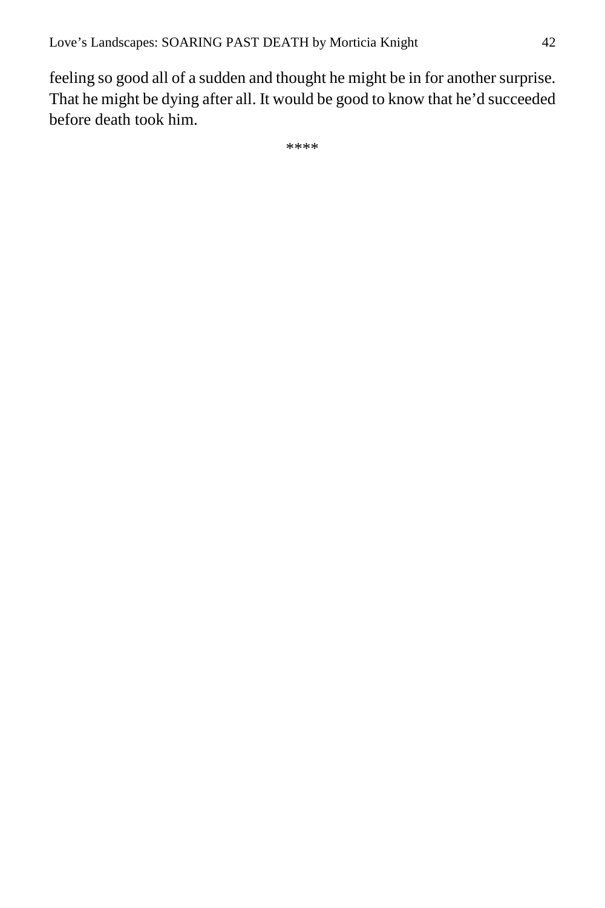feeling so good all of a sudden and thought he might be in for another surprise. That he might be dying after all. It would be good to know that he'd succeeded before death took him.

****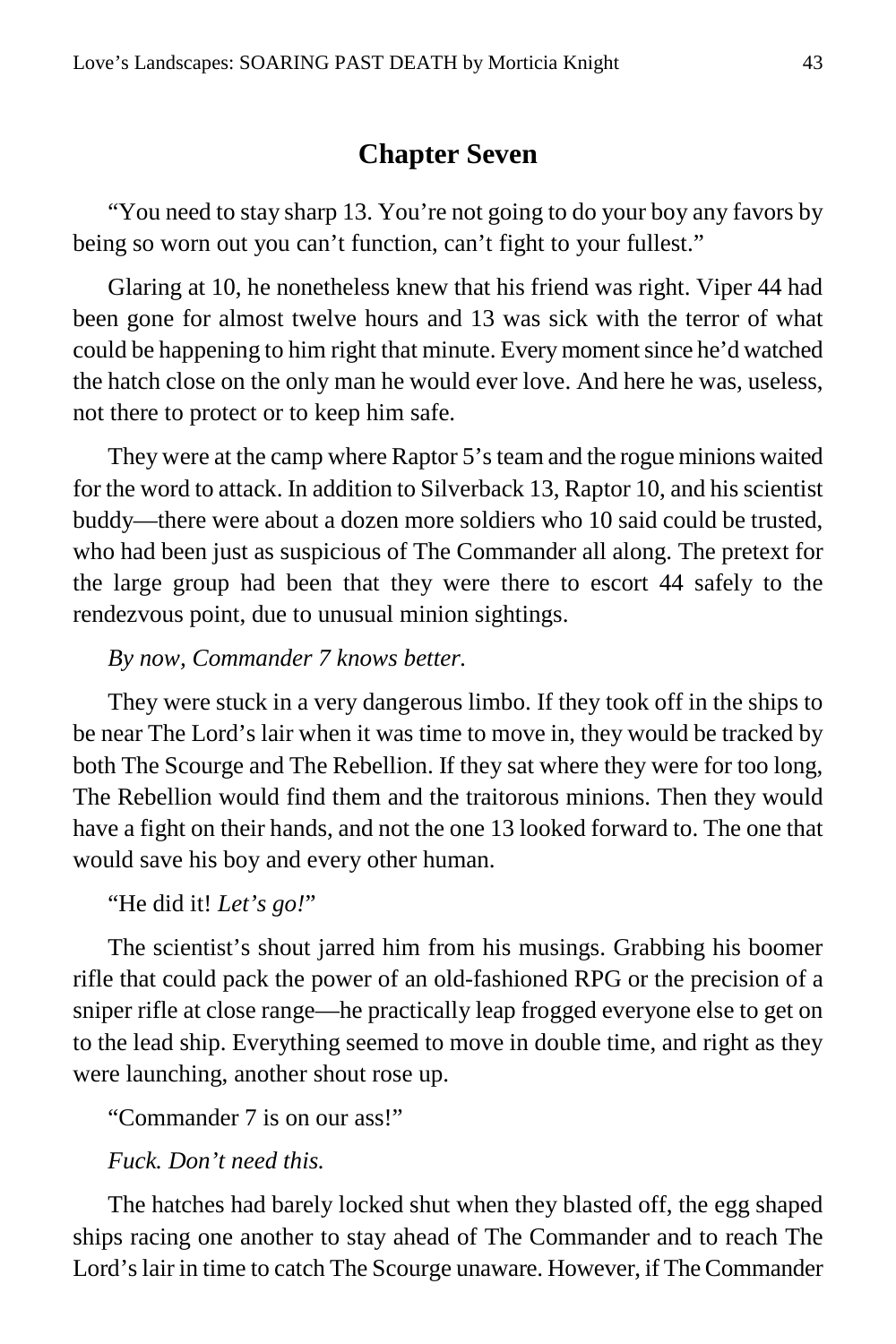## Chapter Seven

"You need to stay sharp 13. You're not going to do your boy any favors by being so worn out you can't function, can't fight to your fullest."

Glaring at 10, he nonetheless knew that his friend was right. Viper 44 had been gone for almost twelve hours and 13 was sick with the terror of what could be happening to him right that minute. Every moment since he'd watched the hatch close on the only man he would ever love. And here he was, useless, not there to protect or to keep him safe.

They were at the camp where Raptor 5's team and the rogue minions waited for the word to attack. In addition to Silverback 13, Raptor 10, and his scientist buddy—there were about a dozen more soldiers who 10 said could be trusted, who had been just as suspicious of The Commander all along. The pretext for the large group had been that they were there to escort 44 safely to the rendezvous point, due to unusual minion sightings.

*By now, Commander 7 knows better.*

They were stuck in a very dangerous limbo. If they took off in the ships to be near The Lord's lair when it was time to move in, they would be tracked by both The Scourge and The Rebellion. If they sat where they were for too long, The Rebellion would find them and the traitorous minions. Then they would have a fight on their hands, and not the one 13 looked forward to. The one that would save his boy and every other human.

"He did it! *Let's go!*"

The scientist's shout jarred him from his musings. Grabbing his boomer rifle that could pack the power of an old-fashioned RPG or the precision of a sniper rifle at close range—he practically leap frogged everyone else to get on to the lead ship. Everything seemed to move in double time, and right as they were launching, another shout rose up.

"Commander 7 is on our ass!"

*Fuck. Don't need this.*

The hatches had barely locked shut when they blasted off, the egg shaped ships racing one another to stay ahead of The Commander and to reach The Lord's lair in time to catch The Scourge unaware. However, if The Commander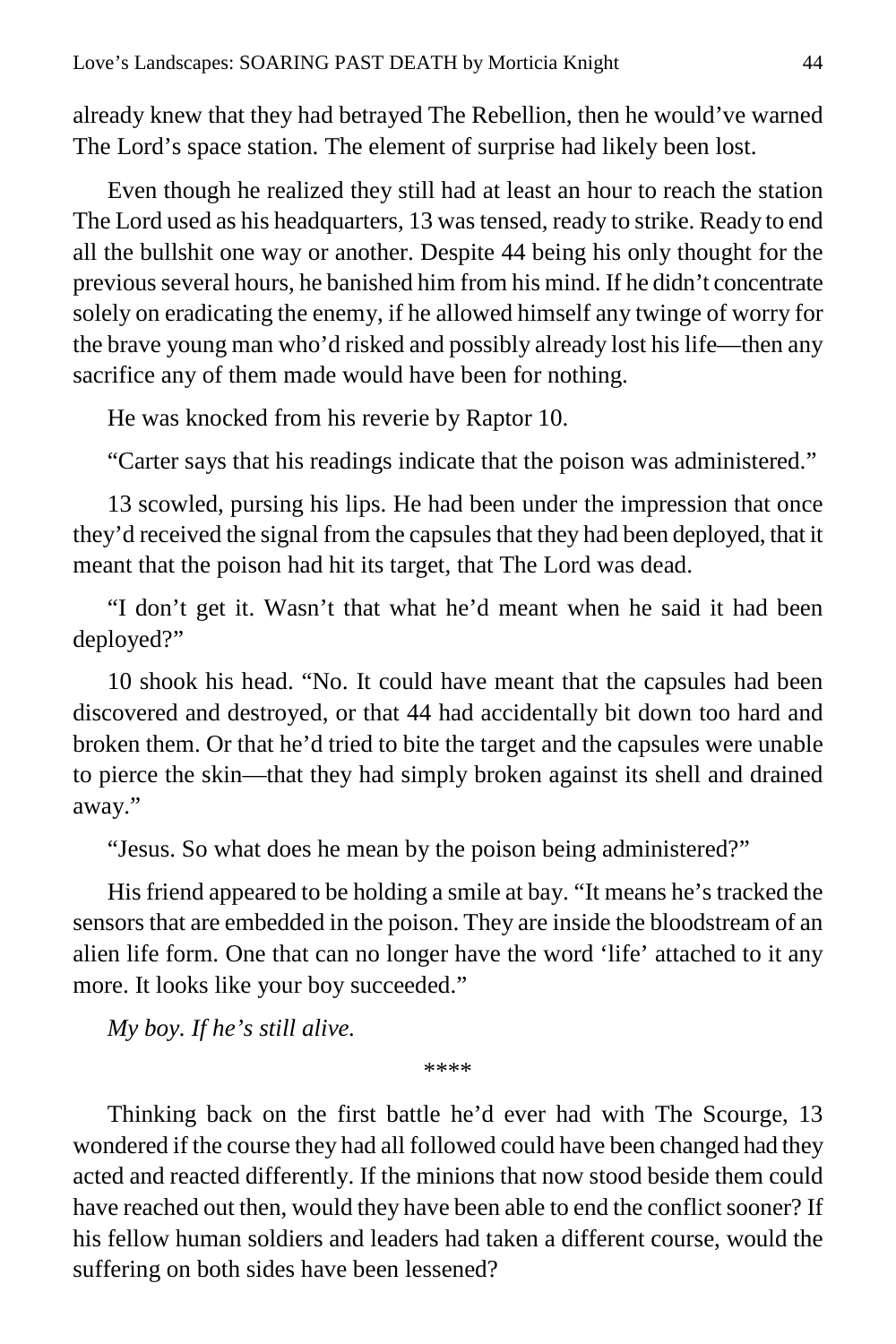already knew that they had betrayed The Rebellion, then he would've warned The Lord's space station. The element of surprise had likely been lost.

Even though he realized they still had at least an hour to reach the station The Lord used as his headquarters, 13 was tensed, ready to strike. Ready to end all the bullshit one way or another. Despite 44 being his only thought for the previous several hours, he banished him from his mind. If he didn't concentrate solely on eradicating the enemy, if he allowed himself any twinge of worry for the brave young man who'd risked and possibly already lost his life—then any sacrifice any of them made would have been for nothing.

He was knocked from his reverie by Raptor 10.

"Carter says that his readings indicate that the poison was administered."

13 scowled, pursing his lips. He had been under the impression that once they'd received the signal from the capsules that they had been deployed, that it meant that the poison had hit its target, that The Lord was dead.

"I don't get it. Wasn't that what he'd meant when he said it had been deployed?"

10 shook his head. "No. It could have meant that the capsules had been discovered and destroyed, or that 44 had accidentally bit down too hard and broken them. Or that he'd tried to bite the target and the capsules were unable to pierce the skin—that they had simply broken against its shell and drained away."

"Jesus. So what does he mean by the poison being administered?"

His friend appeared to be holding a smile at bay. "It means he's tracked the sensors that are embedded in the poison. They are inside the bloodstream of an alien life form. One that can no longer have the word 'life' attached to it any more. It looks like your boy succeeded."

*My boy. If he's still alive.*

\*\*\*\*

Thinking back on the first battle he'd ever had with The Scourge, 13 wondered if the course they had all followed could have been changed had they acted and reacted differently. If the minions that now stood beside them could have reached out then, would they have been able to end the conflict sooner? If his fellow human soldiers and leaders had taken a different course, would the suffering on both sides have been lessened?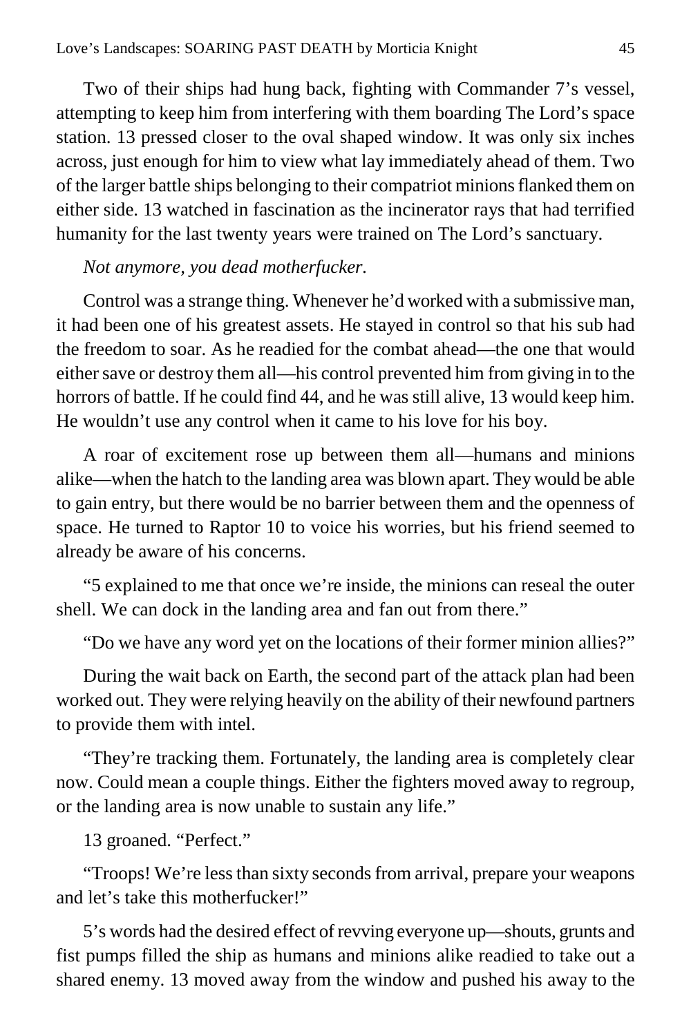Two of their ships had hung back, fighting with Commander 7's vessel, attempting to keep him from interfering with them boarding The Lord's space station. 13 pressed closer to the oval shaped window. It was only six inches across, just enough for him to view what lay immediately ahead of them. Two of the larger battle ships belonging to their compatriot minions flanked them on either side. 13 watched in fascination as the incinerator rays that had terrified humanity for the last twenty years were trained on The Lord's sanctuary.

*Not anymore, you dead motherfucker.*

Control was a strange thing. Whenever he'd worked with a submissive man, it had been one of his greatest assets. He stayed in control so that his sub had the freedom to soar. As he readied for the combat ahead—the one that would either save or destroy them all—his control prevented him from giving in to the horrors of battle. If he could find 44, and he was still alive, 13 would keep him. He wouldn't use any control when it came to his love for his boy.

A roar of excitement rose up between them all—humans and minions alike—when the hatch to the landing area was blown apart. They would be able to gain entry, but there would be no barrier between them and the openness of space. He turned to Raptor 10 to voice his worries, but his friend seemed to already be aware of his concerns.

"5 explained to me that once we're inside, the minions can reseal the outer shell. We can dock in the landing area and fan out from there."

"Do we have any word yet on the locations of their former minion allies?"

During the wait back on Earth, the second part of the attack plan had been worked out. They were relying heavily on the ability of their newfound partners to provide them with intel.

"They're tracking them. Fortunately, the landing area is completely clear now. Could mean a couple things. Either the fighters moved away to regroup, or the landing area is now unable to sustain any life."

13 groaned. "Perfect."

"Troops! We're less than sixty seconds from arrival, prepare your weapons and let's take this motherfucker!"

5's words had the desired effect of revving everyone up—shouts, grunts and fist pumps filled the ship as humans and minions alike readied to take out a shared enemy. 13 moved away from the window and pushed his away to the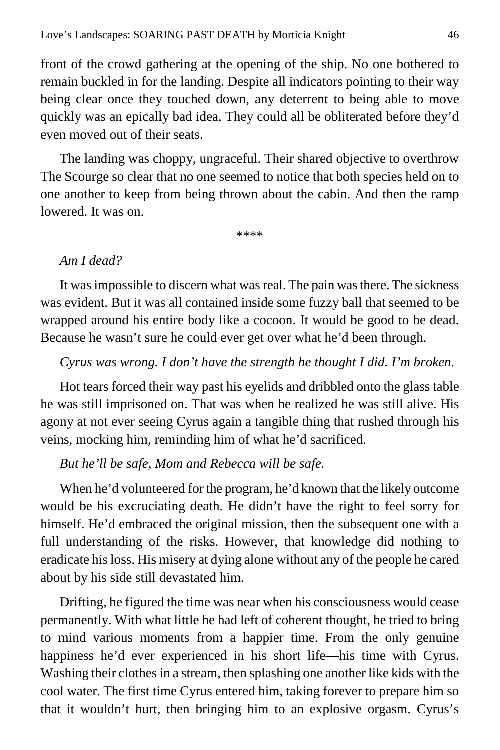front of the crowd gathering at the opening of the ship. No one bothered to remain buckled in for the landing. Despite all indicators pointing to their way being clear once they touched down, any deterrent to being able to move quickly was an epically bad idea. They could all be obliterated before they'd even moved out of their seats.

The landing was choppy, ungraceful. Their shared objective to overthrow The Scourge so clear that no one seemed to notice that both species held on to one another to keep from being thrown about the cabin. And then the ramp lowered. It was on.

****

*Am I dead?*

It was impossible to discern what was real. The pain was there. The sickness was evident. But it was all contained inside some fuzzy ball that seemed to be wrapped around his entire body like a cocoon. It would be good to be dead. Because he wasn't sure he could ever get over what he'd been through.

*Cyrus was wrong. I don't have the strength he thought I did. I'm broken.*

Hot tears forced their way past his eyelids and dribbled onto the glass table he was still imprisoned on. That was when he realized he was still alive. His agony at not ever seeing Cyrus again a tangible thing that rushed through his veins, mocking him, reminding him of what he'd sacrificed.

*But he'll be safe, Mom and Rebecca will be safe.*

When he'd volunteered for the program, he'd known that the likely outcome would be his excruciating death. He didn't have the right to feel sorry for himself. He'd embraced the original mission, then the subsequent one with a full understanding of the risks. However, that knowledge did nothing to eradicate his loss. His misery at dying alone without any of the people he cared about by his side still devastated him.

Drifting, he figured the time was near when his consciousness would cease permanently. With what little he had left of coherent thought, he tried to bring to mind various moments from a happier time. From the only genuine happiness he'd ever experienced in his short life—his time with Cyrus. Washing their clothes in a stream, then splashing one another like kids with the cool water. The first time Cyrus entered him, taking forever to prepare him so that it wouldn't hurt, then bringing him to an explosive orgasm. Cyrus's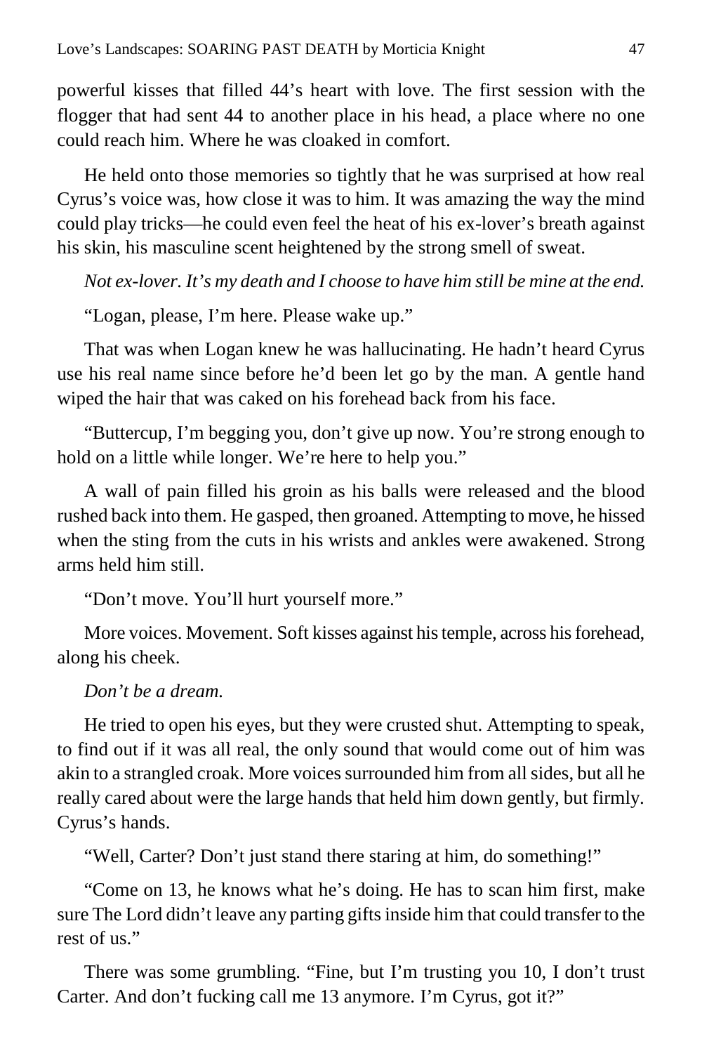powerful kisses that filled 44's heart with love. The first session with the flogger that had sent 44 to another place in his head, a place where no one could reach him. Where he was cloaked in comfort.

He held onto those memories so tightly that he was surprised at how real Cyrus's voice was, how close it was to him. It was amazing the way the mind could play tricks—he could even feel the heat of his ex-lover's breath against his skin, his masculine scent heightened by the strong smell of sweat.

*Not ex-lover. It's my death and I choose to have him still be mine at the end.*

"Logan, please, I'm here. Please wake up."

That was when Logan knew he was hallucinating. He hadn't heard Cyrus use his real name since before he'd been let go by the man. A gentle hand wiped the hair that was caked on his forehead back from his face.

"Buttercup, I'm begging you, don't give up now. You're strong enough to hold on a little while longer. We're here to help you."

A wall of pain filled his groin as his balls were released and the blood rushed back into them. He gasped, then groaned. Attempting to move, he hissed when the sting from the cuts in his wrists and ankles were awakened. Strong arms held him still.

"Don't move. You'll hurt yourself more."

More voices. Movement. Soft kisses against his temple, across his forehead, along his cheek.

*Don't be a dream.*

He tried to open his eyes, but they were crusted shut. Attempting to speak, to find out if it was all real, the only sound that would come out of him was akin to a strangled croak. More voices surrounded him from all sides, but all he really cared about were the large hands that held him down gently, but firmly. Cyrus's hands.

"Well, Carter? Don't just stand there staring at him, do something!"

"Come on 13, he knows what he's doing. He has to scan him first, make sure The Lord didn't leave any parting gifts inside him that could transfer to the rest of us."

There was some grumbling. "Fine, but I'm trusting you 10, I don't trust Carter. And don't fucking call me 13 anymore. I'm Cyrus, got it?"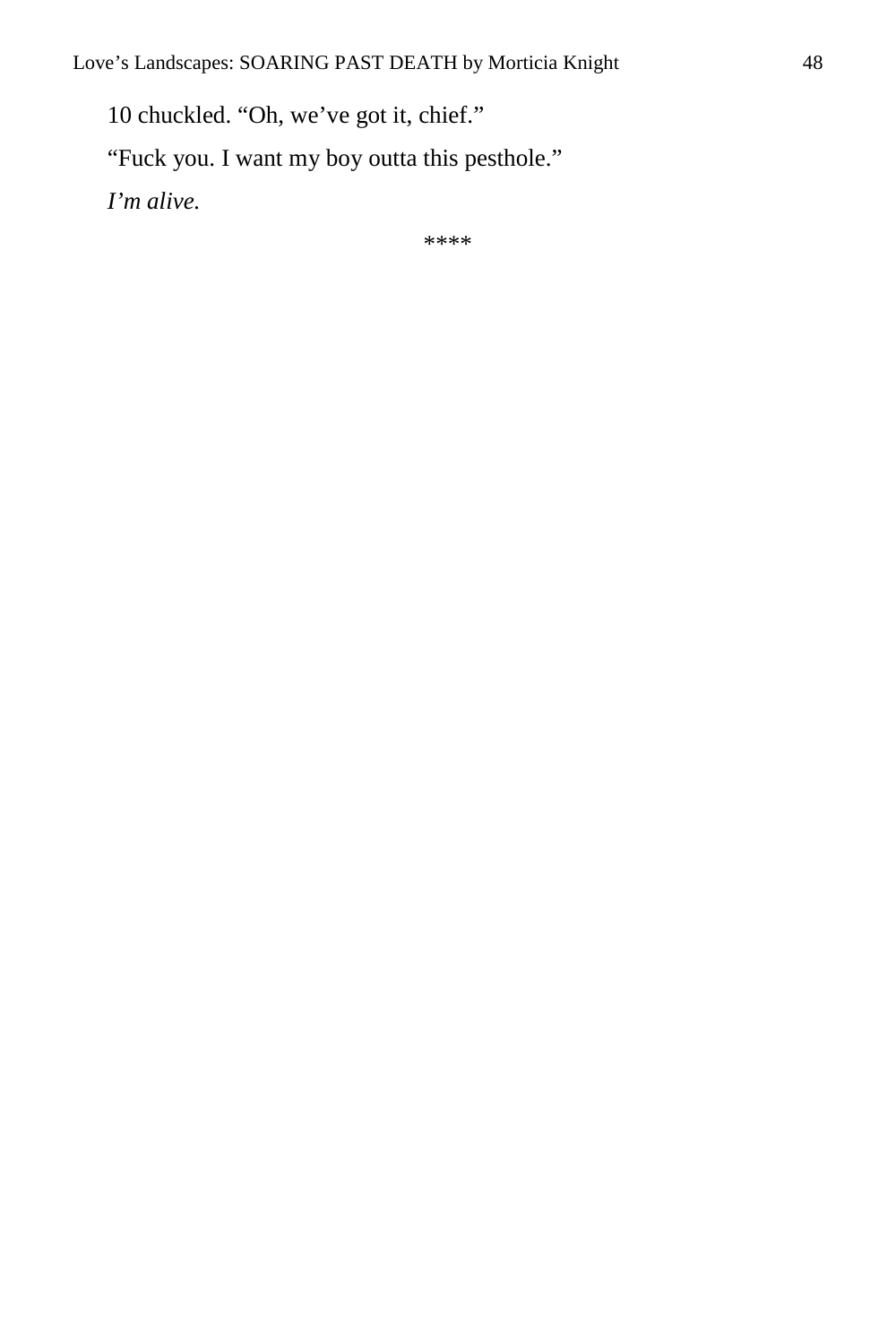10 chuckled. “Oh, we’ve got it, chief.”

“Fuck you. I want my boy outta this pesthole.”

*I’m alive.*

****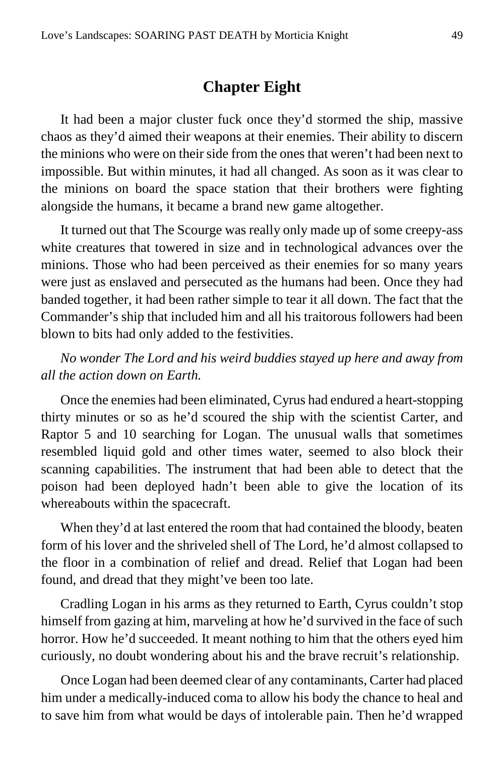## Chapter Eight

It had been a major cluster fuck once they'd stormed the ship, massive chaos as they'd aimed their weapons at their enemies. Their ability to discern the minions who were on their side from the ones that weren't had been next to impossible. But within minutes, it had all changed. As soon as it was clear to the minions on board the space station that their brothers were fighting alongside the humans, it became a brand new game altogether.

It turned out that The Scourge was really only made up of some creepy-ass white creatures that towered in size and in technological advances over the minions. Those who had been perceived as their enemies for so many years were just as enslaved and persecuted as the humans had been. Once they had banded together, it had been rather simple to tear it all down. The fact that the Commander's ship that included him and all his traitorous followers had been blown to bits had only added to the festivities.

*No wonder The Lord and his weird buddies stayed up here and away from all the action down on Earth.*

Once the enemies had been eliminated, Cyrus had endured a heart-stopping thirty minutes or so as he'd scoured the ship with the scientist Carter, and Raptor 5 and 10 searching for Logan. The unusual walls that sometimes resembled liquid gold and other times water, seemed to also block their scanning capabilities. The instrument that had been able to detect that the poison had been deployed hadn't been able to give the location of its whereabouts within the spacecraft.

When they'd at last entered the room that had contained the bloody, beaten form of his lover and the shriveled shell of The Lord, he'd almost collapsed to the floor in a combination of relief and dread. Relief that Logan had been found, and dread that they might've been too late.

Cradling Logan in his arms as they returned to Earth, Cyrus couldn't stop himself from gazing at him, marveling at how he'd survived in the face of such horror. How he'd succeeded. It meant nothing to him that the others eyed him curiously, no doubt wondering about his and the brave recruit's relationship.

Once Logan had been deemed clear of any contaminants, Carter had placed him under a medically-induced coma to allow his body the chance to heal and to save him from what would be days of intolerable pain. Then he'd wrapped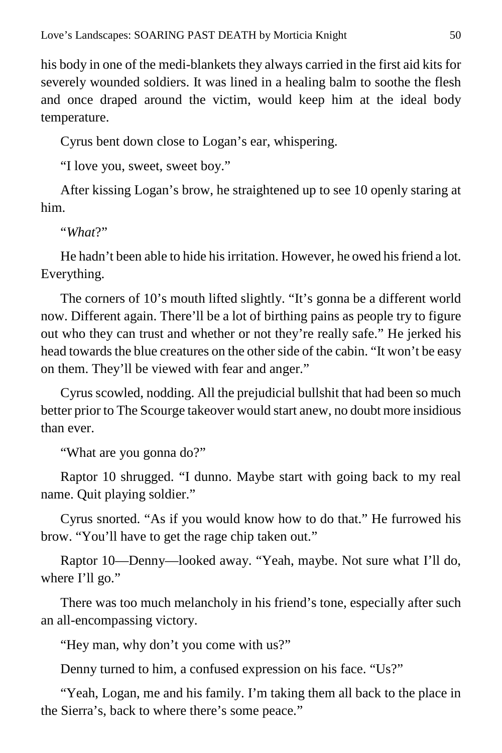his body in one of the medi-blankets they always carried in the first aid kits for severely wounded soldiers. It was lined in a healing balm to soothe the flesh and once draped around the victim, would keep him at the ideal body temperature.

Cyrus bent down close to Logan's ear, whispering.

"I love you, sweet, sweet boy."

After kissing Logan's brow, he straightened up to see 10 openly staring at him.

"*What*?"

He hadn't been able to hide his irritation. However, he owed his friend a lot. Everything.

The corners of 10's mouth lifted slightly. "It's gonna be a different world now. Different again. There'll be a lot of birthing pains as people try to figure out who they can trust and whether or not they're really safe." He jerked his head towards the blue creatures on the other side of the cabin. "It won't be easy on them. They'll be viewed with fear and anger."

Cyrus scowled, nodding. All the prejudicial bullshit that had been so much better prior to The Scourge takeover would start anew, no doubt more insidious than ever.

"What are you gonna do?"

Raptor 10 shrugged. "I dunno. Maybe start with going back to my real name. Quit playing soldier."

Cyrus snorted. "As if you would know how to do that." He furrowed his brow. "You'll have to get the rage chip taken out."

Raptor 10—Denny—looked away. "Yeah, maybe. Not sure what I'll do, where I'll go."

There was too much melancholy in his friend's tone, especially after such an all-encompassing victory.

"Hey man, why don't you come with us?"

Denny turned to him, a confused expression on his face. "Us?"

"Yeah, Logan, me and his family. I'm taking them all back to the place in the Sierra's, back to where there's some peace."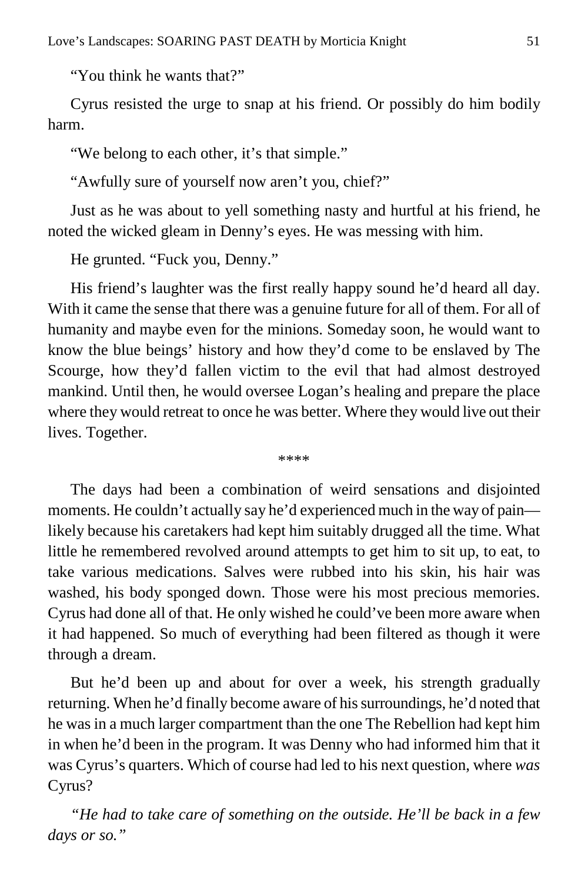"You think he wants that?"

Cyrus resisted the urge to snap at his friend. Or possibly do him bodily harm.

"We belong to each other, it's that simple."

"Awfully sure of yourself now aren't you, chief?"

Just as he was about to yell something nasty and hurtful at his friend, he noted the wicked gleam in Denny's eyes. He was messing with him.

He grunted. "Fuck you, Denny."

His friend's laughter was the first really happy sound he'd heard all day. With it came the sense that there was a genuine future for all of them. For all of humanity and maybe even for the minions. Someday soon, he would want to know the blue beings' history and how they'd come to be enslaved by The Scourge, how they'd fallen victim to the evil that had almost destroyed mankind. Until then, he would oversee Logan's healing and prepare the place where they would retreat to once he was better. Where they would live out their lives. Together.

****

The days had been a combination of weird sensations and disjointed moments. He couldn't actually say he'd experienced much in the way of pain—likely because his caretakers had kept him suitably drugged all the time. What little he remembered revolved around attempts to get him to sit up, to eat, to take various medications. Salves were rubbed into his skin, his hair was washed, his body sponged down. Those were his most precious memories. Cyrus had done all of that. He only wished he could've been more aware when it had happened. So much of everything had been filtered as though it were through a dream.

But he'd been up and about for over a week, his strength gradually returning. When he'd finally become aware of his surroundings, he'd noted that he was in a much larger compartment than the one The Rebellion had kept him in when he'd been in the program. It was Denny who had informed him that it was Cyrus's quarters. Which of course had led to his next question, where *was* Cyrus?

*"He had to take care of something on the outside. He'll be back in a few days or so."*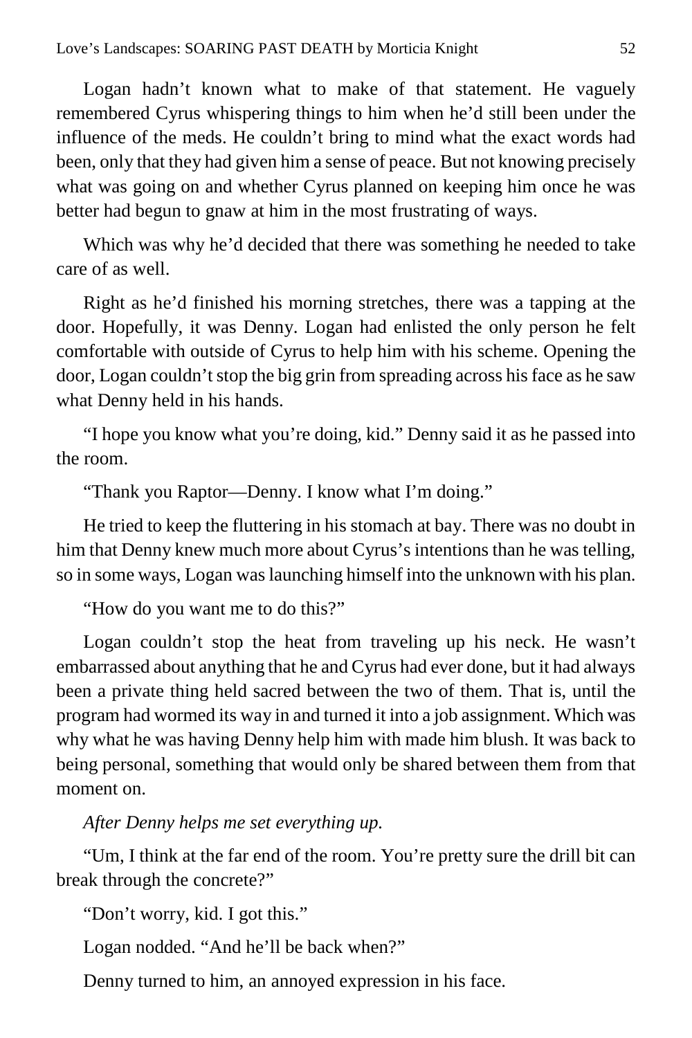Logan hadn't known what to make of that statement. He vaguely remembered Cyrus whispering things to him when he'd still been under the influence of the meds. He couldn't bring to mind what the exact words had been, only that they had given him a sense of peace. But not knowing precisely what was going on and whether Cyrus planned on keeping him once he was better had begun to gnaw at him in the most frustrating of ways.

Which was why he'd decided that there was something he needed to take care of as well.

Right as he'd finished his morning stretches, there was a tapping at the door. Hopefully, it was Denny. Logan had enlisted the only person he felt comfortable with outside of Cyrus to help him with his scheme. Opening the door, Logan couldn't stop the big grin from spreading across his face as he saw what Denny held in his hands.

"I hope you know what you're doing, kid." Denny said it as he passed into the room.

"Thank you Raptor—Denny. I know what I'm doing."

He tried to keep the fluttering in his stomach at bay. There was no doubt in him that Denny knew much more about Cyrus's intentions than he was telling, so in some ways, Logan was launching himself into the unknown with his plan.

"How do you want me to do this?"

Logan couldn't stop the heat from traveling up his neck. He wasn't embarrassed about anything that he and Cyrus had ever done, but it had always been a private thing held sacred between the two of them. That is, until the program had wormed its way in and turned it into a job assignment. Which was why what he was having Denny help him with made him blush. It was back to being personal, something that would only be shared between them from that moment on.

*After Denny helps me set everything up.*

"Um, I think at the far end of the room. You're pretty sure the drill bit can break through the concrete?"

"Don't worry, kid. I got this."

Logan nodded. "And he'll be back when?"

Denny turned to him, an annoyed expression in his face.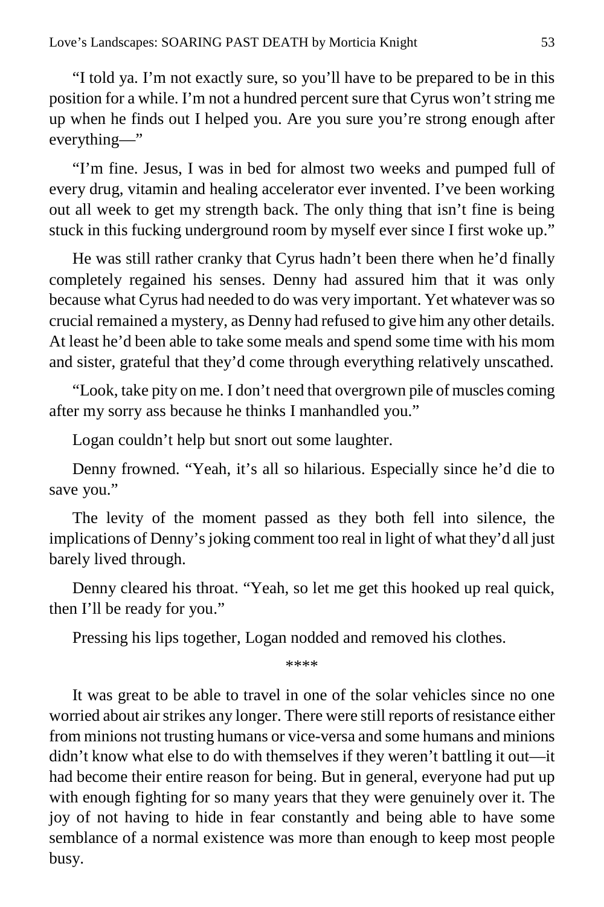"I told ya. I'm not exactly sure, so you'll have to be prepared to be in this position for a while. I'm not a hundred percent sure that Cyrus won't string me up when he finds out I helped you. Are you sure you're strong enough after everything—"

"I'm fine. Jesus, I was in bed for almost two weeks and pumped full of every drug, vitamin and healing accelerator ever invented. I've been working out all week to get my strength back. The only thing that isn't fine is being stuck in this fucking underground room by myself ever since I first woke up."

He was still rather cranky that Cyrus hadn't been there when he'd finally completely regained his senses. Denny had assured him that it was only because what Cyrus had needed to do was very important. Yet whatever was so crucial remained a mystery, as Denny had refused to give him any other details. At least he'd been able to take some meals and spend some time with his mom and sister, grateful that they'd come through everything relatively unscathed.

"Look, take pity on me. I don't need that overgrown pile of muscles coming after my sorry ass because he thinks I manhandled you."

Logan couldn't help but snort out some laughter.

Denny frowned. "Yeah, it's all so hilarious. Especially since he'd die to save you."

The levity of the moment passed as they both fell into silence, the implications of Denny's joking comment too real in light of what they'd all just barely lived through.

Denny cleared his throat. "Yeah, so let me get this hooked up real quick, then I'll be ready for you."

Pressing his lips together, Logan nodded and removed his clothes.

****

It was great to be able to travel in one of the solar vehicles since no one worried about air strikes any longer. There were still reports of resistance either from minions not trusting humans or vice-versa and some humans and minions didn't know what else to do with themselves if they weren't battling it out—it had become their entire reason for being. But in general, everyone had put up with enough fighting for so many years that they were genuinely over it. The joy of not having to hide in fear constantly and being able to have some semblance of a normal existence was more than enough to keep most people busy.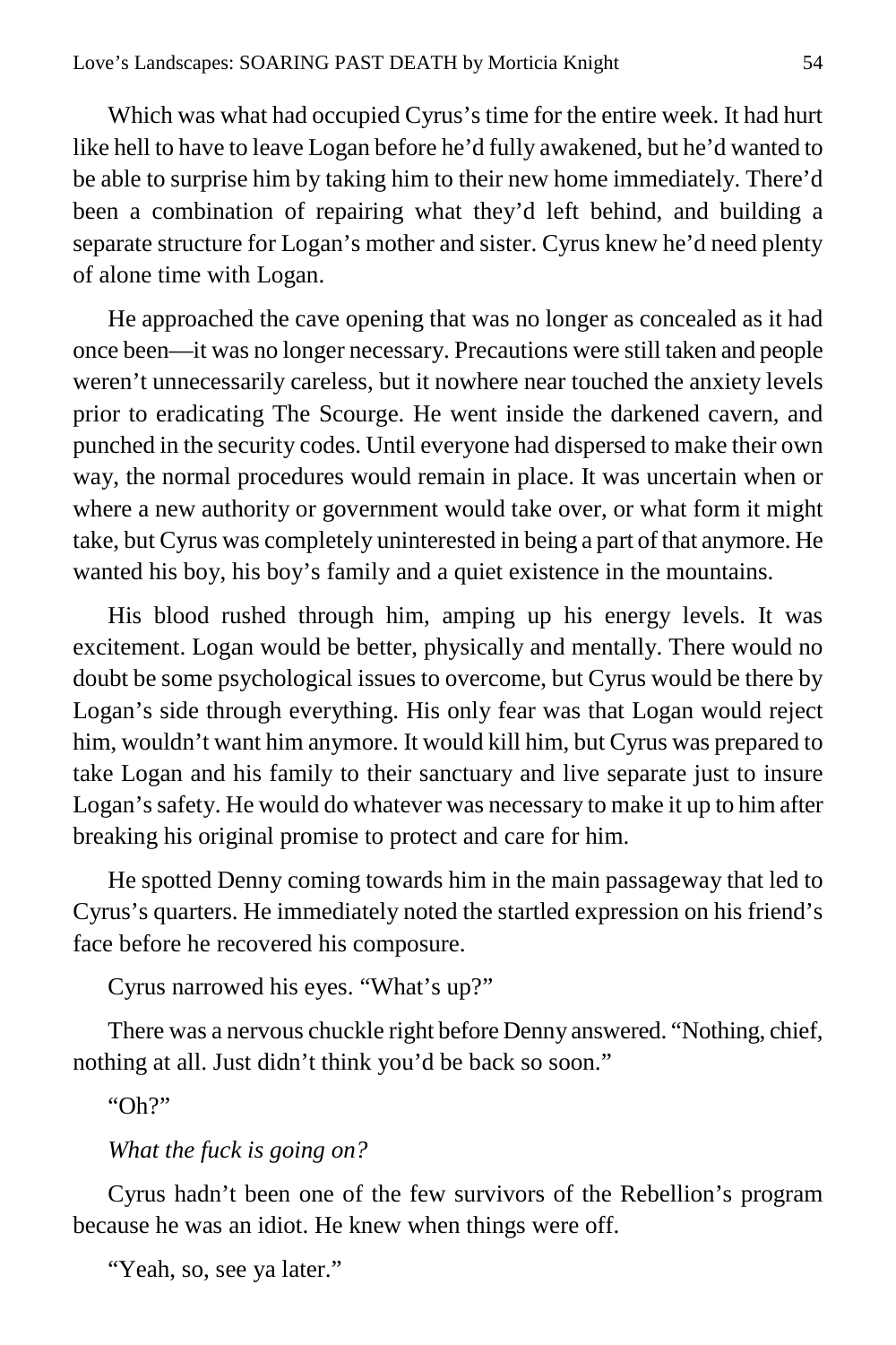Which was what had occupied Cyrus's time for the entire week. It had hurt like hell to have to leave Logan before he'd fully awakened, but he'd wanted to be able to surprise him by taking him to their new home immediately. There'd been a combination of repairing what they'd left behind, and building a separate structure for Logan's mother and sister. Cyrus knew he'd need plenty of alone time with Logan.

He approached the cave opening that was no longer as concealed as it had once been—it was no longer necessary. Precautions were still taken and people weren't unnecessarily careless, but it nowhere near touched the anxiety levels prior to eradicating The Scourge. He went inside the darkened cavern, and punched in the security codes. Until everyone had dispersed to make their own way, the normal procedures would remain in place. It was uncertain when or where a new authority or government would take over, or what form it might take, but Cyrus was completely uninterested in being a part of that anymore. He wanted his boy, his boy's family and a quiet existence in the mountains.

His blood rushed through him, amping up his energy levels. It was excitement. Logan would be better, physically and mentally. There would no doubt be some psychological issues to overcome, but Cyrus would be there by Logan's side through everything. His only fear was that Logan would reject him, wouldn't want him anymore. It would kill him, but Cyrus was prepared to take Logan and his family to their sanctuary and live separate just to insure Logan's safety. He would do whatever was necessary to make it up to him after breaking his original promise to protect and care for him.

He spotted Denny coming towards him in the main passageway that led to Cyrus's quarters. He immediately noted the startled expression on his friend's face before he recovered his composure.

Cyrus narrowed his eyes. "What's up?"

There was a nervous chuckle right before Denny answered. "Nothing, chief, nothing at all. Just didn't think you'd be back so soon."

"Oh?"

*What the fuck is going on?*

Cyrus hadn't been one of the few survivors of the Rebellion's program because he was an idiot. He knew when things were off.

"Yeah, so, see ya later."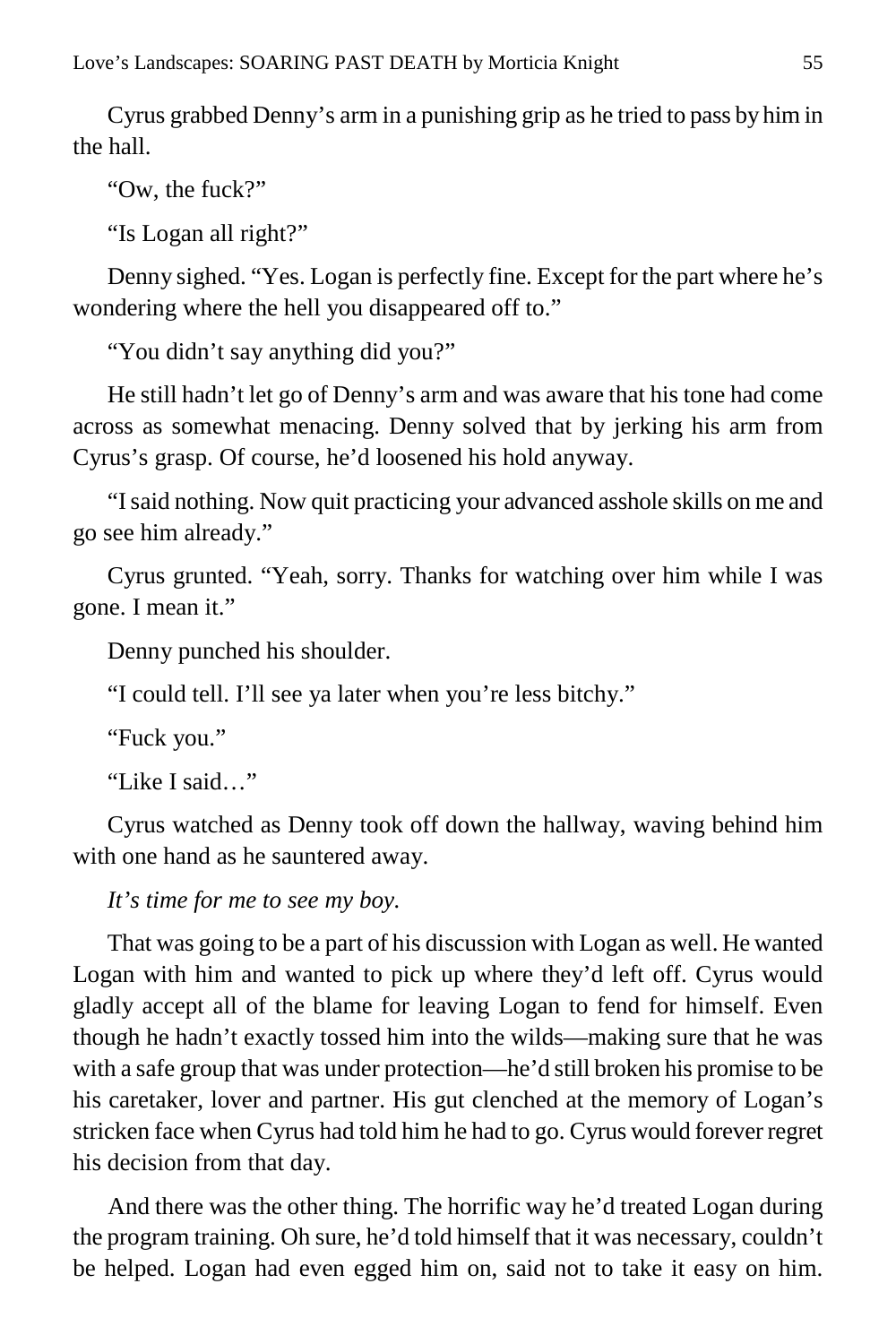Cyrus grabbed Denny's arm in a punishing grip as he tried to pass by him in the hall.

"Ow, the fuck?"

"Is Logan all right?"

Denny sighed. "Yes. Logan is perfectly fine. Except for the part where he's wondering where the hell you disappeared off to."

"You didn't say anything did you?"

He still hadn't let go of Denny's arm and was aware that his tone had come across as somewhat menacing. Denny solved that by jerking his arm from Cyrus's grasp. Of course, he'd loosened his hold anyway.

"I said nothing. Now quit practicing your advanced asshole skills on me and go see him already."

Cyrus grunted. "Yeah, sorry. Thanks for watching over him while I was gone. I mean it."

Denny punched his shoulder.

"I could tell. I'll see ya later when you're less bitchy."

"Fuck you."

"Like I said…"

Cyrus watched as Denny took off down the hallway, waving behind him with one hand as he sauntered away.

*It's time for me to see my boy.*

That was going to be a part of his discussion with Logan as well. He wanted Logan with him and wanted to pick up where they'd left off. Cyrus would gladly accept all of the blame for leaving Logan to fend for himself. Even though he hadn't exactly tossed him into the wilds—making sure that he was with a safe group that was under protection—he'd still broken his promise to be his caretaker, lover and partner. His gut clenched at the memory of Logan's stricken face when Cyrus had told him he had to go. Cyrus would forever regret his decision from that day.

And there was the other thing. The horrific way he'd treated Logan during the program training. Oh sure, he'd told himself that it was necessary, couldn't be helped. Logan had even egged him on, said not to take it easy on him.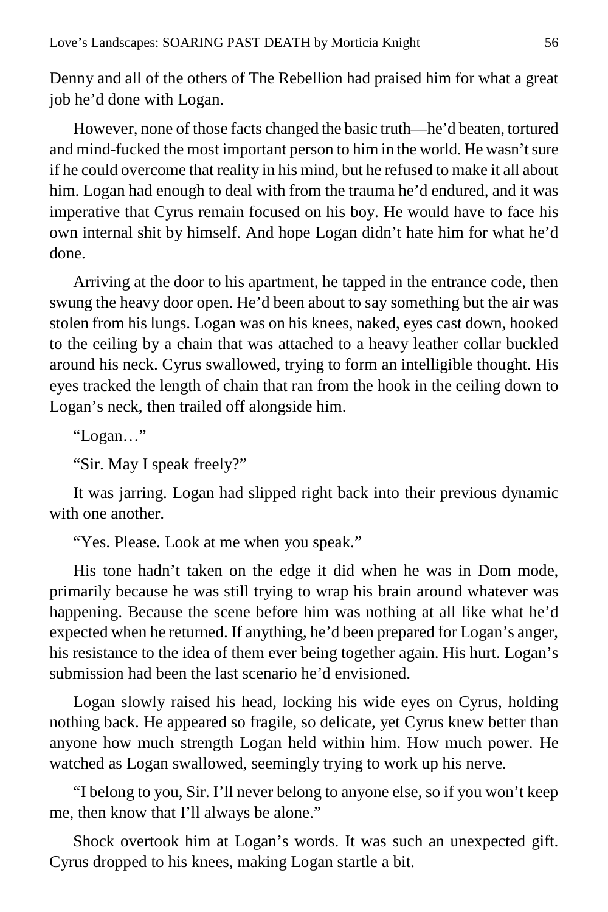Denny and all of the others of The Rebellion had praised him for what a great job he'd done with Logan.

However, none of those facts changed the basic truth—he'd beaten, tortured and mind-fucked the most important person to him in the world. He wasn't sure if he could overcome that reality in his mind, but he refused to make it all about him. Logan had enough to deal with from the trauma he'd endured, and it was imperative that Cyrus remain focused on his boy. He would have to face his own internal shit by himself. And hope Logan didn't hate him for what he'd done.

Arriving at the door to his apartment, he tapped in the entrance code, then swung the heavy door open. He'd been about to say something but the air was stolen from his lungs. Logan was on his knees, naked, eyes cast down, hooked to the ceiling by a chain that was attached to a heavy leather collar buckled around his neck. Cyrus swallowed, trying to form an intelligible thought. His eyes tracked the length of chain that ran from the hook in the ceiling down to Logan's neck, then trailed off alongside him.

"Logan…"

"Sir. May I speak freely?"

It was jarring. Logan had slipped right back into their previous dynamic with one another.

"Yes. Please. Look at me when you speak."

His tone hadn't taken on the edge it did when he was in Dom mode, primarily because he was still trying to wrap his brain around whatever was happening. Because the scene before him was nothing at all like what he'd expected when he returned. If anything, he'd been prepared for Logan's anger, his resistance to the idea of them ever being together again. His hurt. Logan's submission had been the last scenario he'd envisioned.

Logan slowly raised his head, locking his wide eyes on Cyrus, holding nothing back. He appeared so fragile, so delicate, yet Cyrus knew better than anyone how much strength Logan held within him. How much power. He watched as Logan swallowed, seemingly trying to work up his nerve.

"I belong to you, Sir. I'll never belong to anyone else, so if you won't keep me, then know that I'll always be alone."

Shock overtook him at Logan's words. It was such an unexpected gift. Cyrus dropped to his knees, making Logan startle a bit.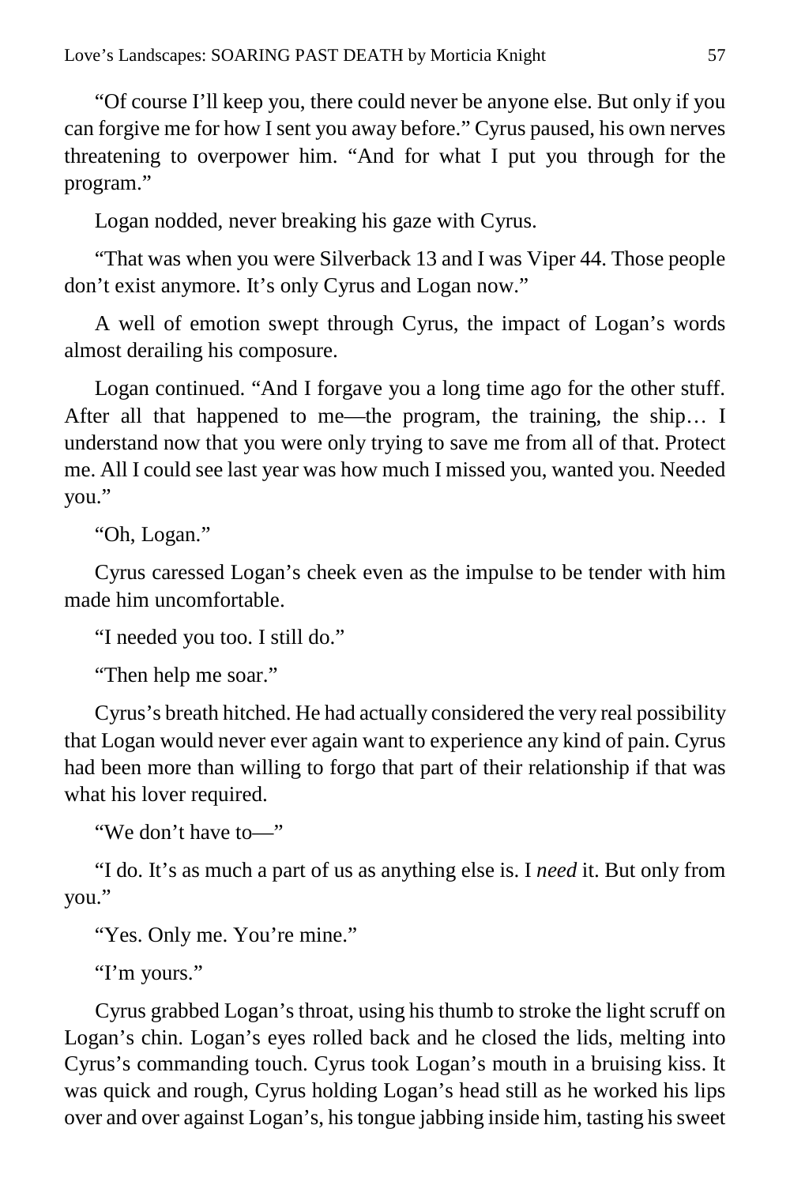"Of course I'll keep you, there could never be anyone else. But only if you can forgive me for how I sent you away before." Cyrus paused, his own nerves threatening to overpower him. "And for what I put you through for the program."

Logan nodded, never breaking his gaze with Cyrus.

"That was when you were Silverback 13 and I was Viper 44. Those people don't exist anymore. It's only Cyrus and Logan now."

A well of emotion swept through Cyrus, the impact of Logan's words almost derailing his composure.

Logan continued. "And I forgave you a long time ago for the other stuff. After all that happened to me—the program, the training, the ship… I understand now that you were only trying to save me from all of that. Protect me. All I could see last year was how much I missed you, wanted you. Needed you."

"Oh, Logan."

Cyrus caressed Logan's cheek even as the impulse to be tender with him made him uncomfortable.

"I needed you too. I still do."

"Then help me soar."

Cyrus's breath hitched. He had actually considered the very real possibility that Logan would never ever again want to experience any kind of pain. Cyrus had been more than willing to forgo that part of their relationship if that was what his lover required.

"We don't have to—"

"I do. It's as much a part of us as anything else is. I *need* it. But only from you."

"Yes. Only me. You're mine."

"I'm yours."

Cyrus grabbed Logan's throat, using his thumb to stroke the light scruff on Logan's chin. Logan's eyes rolled back and he closed the lids, melting into Cyrus's commanding touch. Cyrus took Logan's mouth in a bruising kiss. It was quick and rough, Cyrus holding Logan's head still as he worked his lips over and over against Logan's, his tongue jabbing inside him, tasting his sweet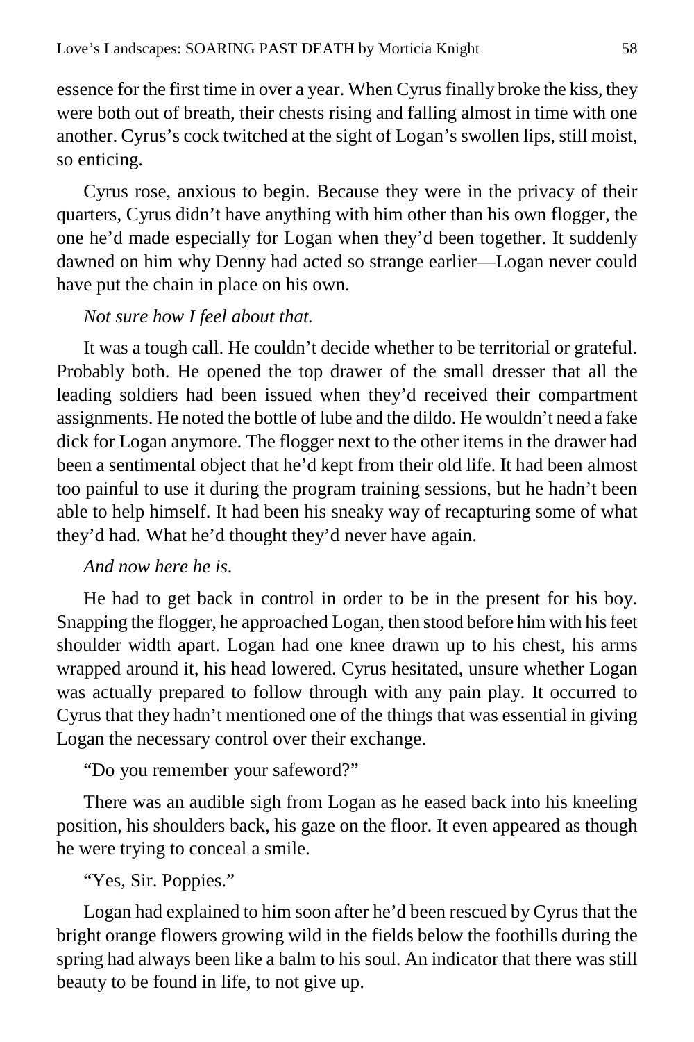essence for the first time in over a year. When Cyrus finally broke the kiss, they were both out of breath, their chests rising and falling almost in time with one another. Cyrus's cock twitched at the sight of Logan's swollen lips, still moist, so enticing.

Cyrus rose, anxious to begin. Because they were in the privacy of their quarters, Cyrus didn't have anything with him other than his own flogger, the one he'd made especially for Logan when they'd been together. It suddenly dawned on him why Denny had acted so strange earlier—Logan never could have put the chain in place on his own.

*Not sure how I feel about that.*

It was a tough call. He couldn't decide whether to be territorial or grateful. Probably both. He opened the top drawer of the small dresser that all the leading soldiers had been issued when they'd received their compartment assignments. He noted the bottle of lube and the dildo. He wouldn't need a fake dick for Logan anymore. The flogger next to the other items in the drawer had been a sentimental object that he'd kept from their old life. It had been almost too painful to use it during the program training sessions, but he hadn't been able to help himself. It had been his sneaky way of recapturing some of what they'd had. What he'd thought they'd never have again.

*And now here he is.*

He had to get back in control in order to be in the present for his boy. Snapping the flogger, he approached Logan, then stood before him with his feet shoulder width apart. Logan had one knee drawn up to his chest, his arms wrapped around it, his head lowered. Cyrus hesitated, unsure whether Logan was actually prepared to follow through with any pain play. It occurred to Cyrus that they hadn't mentioned one of the things that was essential in giving Logan the necessary control over their exchange.

"Do you remember your safeword?"

There was an audible sigh from Logan as he eased back into his kneeling position, his shoulders back, his gaze on the floor. It even appeared as though he were trying to conceal a smile.

"Yes, Sir. Poppies."

Logan had explained to him soon after he'd been rescued by Cyrus that the bright orange flowers growing wild in the fields below the foothills during the spring had always been like a balm to his soul. An indicator that there was still beauty to be found in life, to not give up.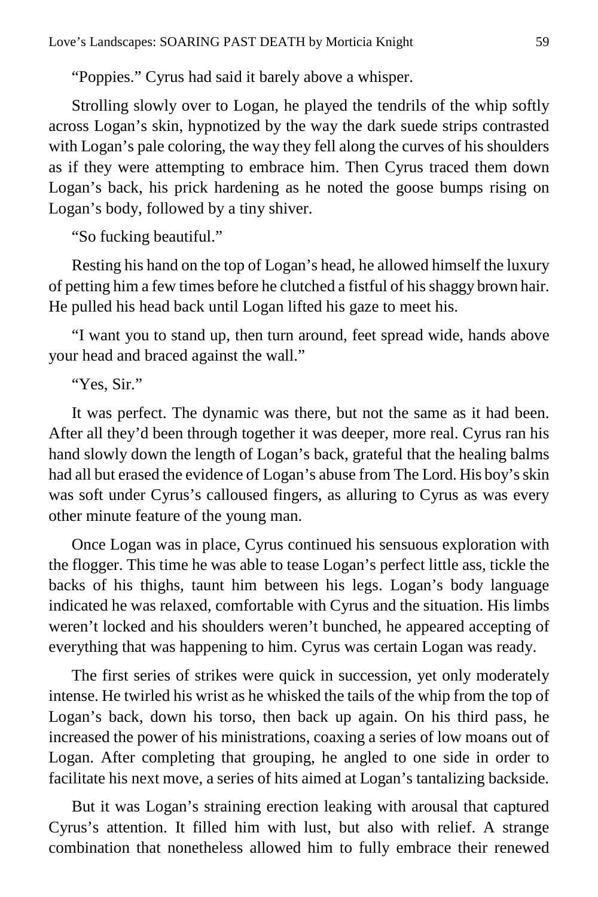"Poppies." Cyrus had said it barely above a whisper.

Strolling slowly over to Logan, he played the tendrils of the whip softly across Logan's skin, hypnotized by the way the dark suede strips contrasted with Logan's pale coloring, the way they fell along the curves of his shoulders as if they were attempting to embrace him. Then Cyrus traced them down Logan's back, his prick hardening as he noted the goose bumps rising on Logan's body, followed by a tiny shiver.

"So fucking beautiful."

Resting his hand on the top of Logan's head, he allowed himself the luxury of petting him a few times before he clutched a fistful of his shaggy brown hair. He pulled his head back until Logan lifted his gaze to meet his.

"I want you to stand up, then turn around, feet spread wide, hands above your head and braced against the wall."

"Yes, Sir."

It was perfect. The dynamic was there, but not the same as it had been. After all they'd been through together it was deeper, more real. Cyrus ran his hand slowly down the length of Logan's back, grateful that the healing balms had all but erased the evidence of Logan's abuse from The Lord. His boy's skin was soft under Cyrus's calloused fingers, as alluring to Cyrus as was every other minute feature of the young man.

Once Logan was in place, Cyrus continued his sensuous exploration with the flogger. This time he was able to tease Logan's perfect little ass, tickle the backs of his thighs, taunt him between his legs. Logan's body language indicated he was relaxed, comfortable with Cyrus and the situation. His limbs weren't locked and his shoulders weren't bunched, he appeared accepting of everything that was happening to him. Cyrus was certain Logan was ready.

The first series of strikes were quick in succession, yet only moderately intense. He twirled his wrist as he whisked the tails of the whip from the top of Logan's back, down his torso, then back up again. On his third pass, he increased the power of his ministrations, coaxing a series of low moans out of Logan. After completing that grouping, he angled to one side in order to facilitate his next move, a series of hits aimed at Logan's tantalizing backside.

But it was Logan's straining erection leaking with arousal that captured Cyrus's attention. It filled him with lust, but also with relief. A strange combination that nonetheless allowed him to fully embrace their renewed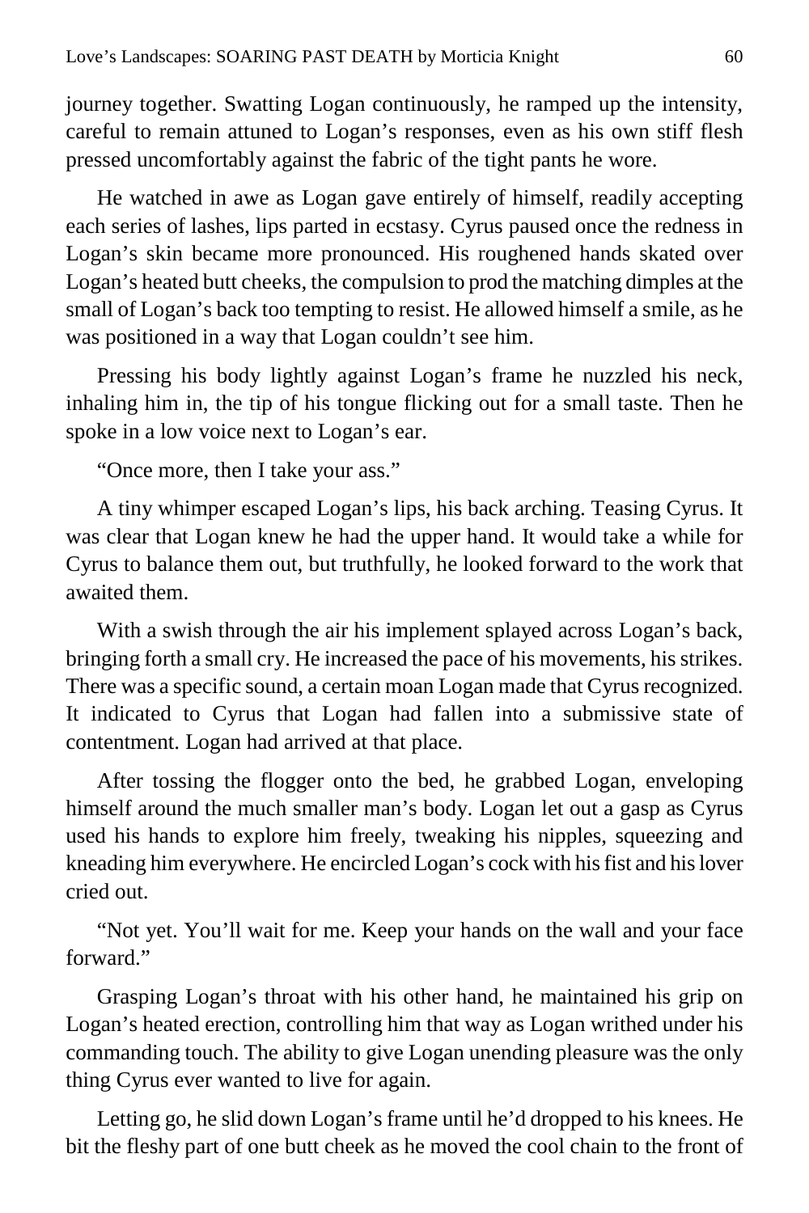journey together. Swatting Logan continuously, he ramped up the intensity, careful to remain attuned to Logan's responses, even as his own stiff flesh pressed uncomfortably against the fabric of the tight pants he wore.

He watched in awe as Logan gave entirely of himself, readily accepting each series of lashes, lips parted in ecstasy. Cyrus paused once the redness in Logan's skin became more pronounced. His roughened hands skated over Logan's heated butt cheeks, the compulsion to prod the matching dimples at the small of Logan's back too tempting to resist. He allowed himself a smile, as he was positioned in a way that Logan couldn't see him.

Pressing his body lightly against Logan's frame he nuzzled his neck, inhaling him in, the tip of his tongue flicking out for a small taste. Then he spoke in a low voice next to Logan's ear.

"Once more, then I take your ass."

A tiny whimper escaped Logan's lips, his back arching. Teasing Cyrus. It was clear that Logan knew he had the upper hand. It would take a while for Cyrus to balance them out, but truthfully, he looked forward to the work that awaited them.

With a swish through the air his implement splayed across Logan's back, bringing forth a small cry. He increased the pace of his movements, his strikes. There was a specific sound, a certain moan Logan made that Cyrus recognized. It indicated to Cyrus that Logan had fallen into a submissive state of contentment. Logan had arrived at that place.

After tossing the flogger onto the bed, he grabbed Logan, enveloping himself around the much smaller man's body. Logan let out a gasp as Cyrus used his hands to explore him freely, tweaking his nipples, squeezing and kneading him everywhere. He encircled Logan's cock with his fist and his lover cried out.

"Not yet. You'll wait for me. Keep your hands on the wall and your face forward."

Grasping Logan's throat with his other hand, he maintained his grip on Logan's heated erection, controlling him that way as Logan writhed under his commanding touch. The ability to give Logan unending pleasure was the only thing Cyrus ever wanted to live for again.

Letting go, he slid down Logan's frame until he'd dropped to his knees. He bit the fleshy part of one butt cheek as he moved the cool chain to the front of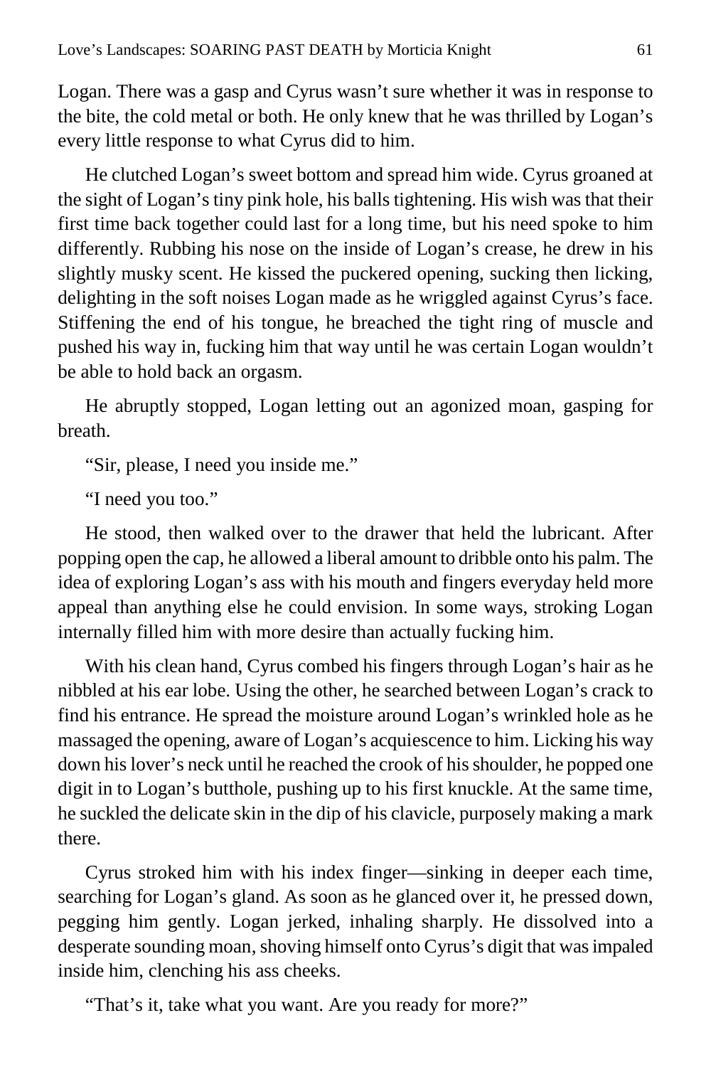Logan. There was a gasp and Cyrus wasn't sure whether it was in response to the bite, the cold metal or both. He only knew that he was thrilled by Logan's every little response to what Cyrus did to him.

He clutched Logan's sweet bottom and spread him wide. Cyrus groaned at the sight of Logan's tiny pink hole, his balls tightening. His wish was that their first time back together could last for a long time, but his need spoke to him differently. Rubbing his nose on the inside of Logan's crease, he drew in his slightly musky scent. He kissed the puckered opening, sucking then licking, delighting in the soft noises Logan made as he wriggled against Cyrus's face. Stiffening the end of his tongue, he breached the tight ring of muscle and pushed his way in, fucking him that way until he was certain Logan wouldn't be able to hold back an orgasm.

He abruptly stopped, Logan letting out an agonized moan, gasping for breath.

"Sir, please, I need you inside me."

"I need you too."

He stood, then walked over to the drawer that held the lubricant. After popping open the cap, he allowed a liberal amount to dribble onto his palm. The idea of exploring Logan's ass with his mouth and fingers everyday held more appeal than anything else he could envision. In some ways, stroking Logan internally filled him with more desire than actually fucking him.

With his clean hand, Cyrus combed his fingers through Logan's hair as he nibbled at his ear lobe. Using the other, he searched between Logan's crack to find his entrance. He spread the moisture around Logan's wrinkled hole as he massaged the opening, aware of Logan's acquiescence to him. Licking his way down his lover's neck until he reached the crook of his shoulder, he popped one digit in to Logan's butthole, pushing up to his first knuckle. At the same time, he suckled the delicate skin in the dip of his clavicle, purposely making a mark there.

Cyrus stroked him with his index finger—sinking in deeper each time, searching for Logan's gland. As soon as he glanced over it, he pressed down, pegging him gently. Logan jerked, inhaling sharply. He dissolved into a desperate sounding moan, shoving himself onto Cyrus's digit that was impaled inside him, clenching his ass cheeks.

"That's it, take what you want. Are you ready for more?"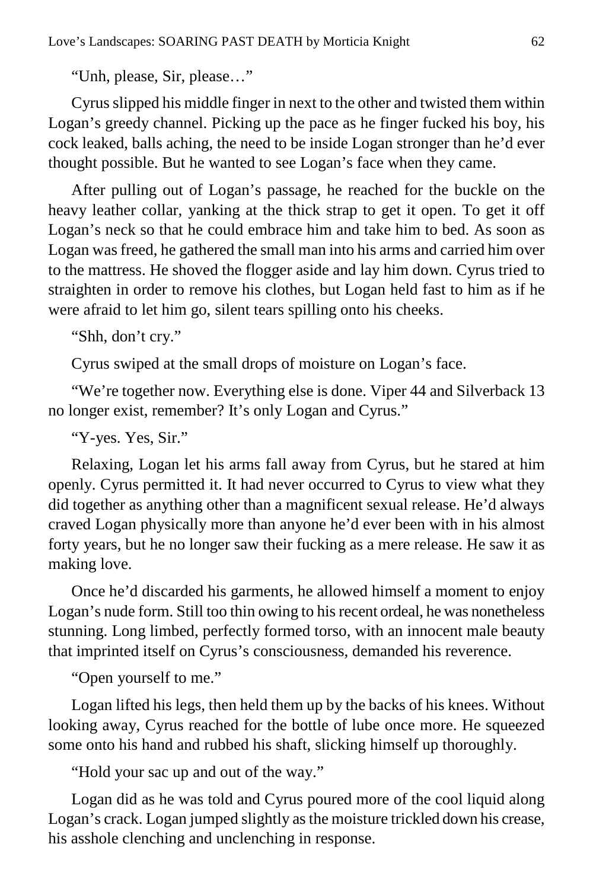"Unh, please, Sir, please…"

Cyrus slipped his middle finger in next to the other and twisted them within Logan's greedy channel. Picking up the pace as he finger fucked his boy, his cock leaked, balls aching, the need to be inside Logan stronger than he'd ever thought possible. But he wanted to see Logan's face when they came.

After pulling out of Logan's passage, he reached for the buckle on the heavy leather collar, yanking at the thick strap to get it open. To get it off Logan's neck so that he could embrace him and take him to bed. As soon as Logan was freed, he gathered the small man into his arms and carried him over to the mattress. He shoved the flogger aside and lay him down. Cyrus tried to straighten in order to remove his clothes, but Logan held fast to him as if he were afraid to let him go, silent tears spilling onto his cheeks.

"Shh, don't cry."

Cyrus swiped at the small drops of moisture on Logan's face.

"We're together now. Everything else is done. Viper 44 and Silverback 13 no longer exist, remember? It's only Logan and Cyrus."

"Y-yes. Yes, Sir."

Relaxing, Logan let his arms fall away from Cyrus, but he stared at him openly. Cyrus permitted it. It had never occurred to Cyrus to view what they did together as anything other than a magnificent sexual release. He'd always craved Logan physically more than anyone he'd ever been with in his almost forty years, but he no longer saw their fucking as a mere release. He saw it as making love.

Once he'd discarded his garments, he allowed himself a moment to enjoy Logan's nude form. Still too thin owing to his recent ordeal, he was nonetheless stunning. Long limbed, perfectly formed torso, with an innocent male beauty that imprinted itself on Cyrus's consciousness, demanded his reverence.

"Open yourself to me."

Logan lifted his legs, then held them up by the backs of his knees. Without looking away, Cyrus reached for the bottle of lube once more. He squeezed some onto his hand and rubbed his shaft, slicking himself up thoroughly.

"Hold your sac up and out of the way."

Logan did as he was told and Cyrus poured more of the cool liquid along Logan's crack. Logan jumped slightly as the moisture trickled down his crease, his asshole clenching and unclenching in response.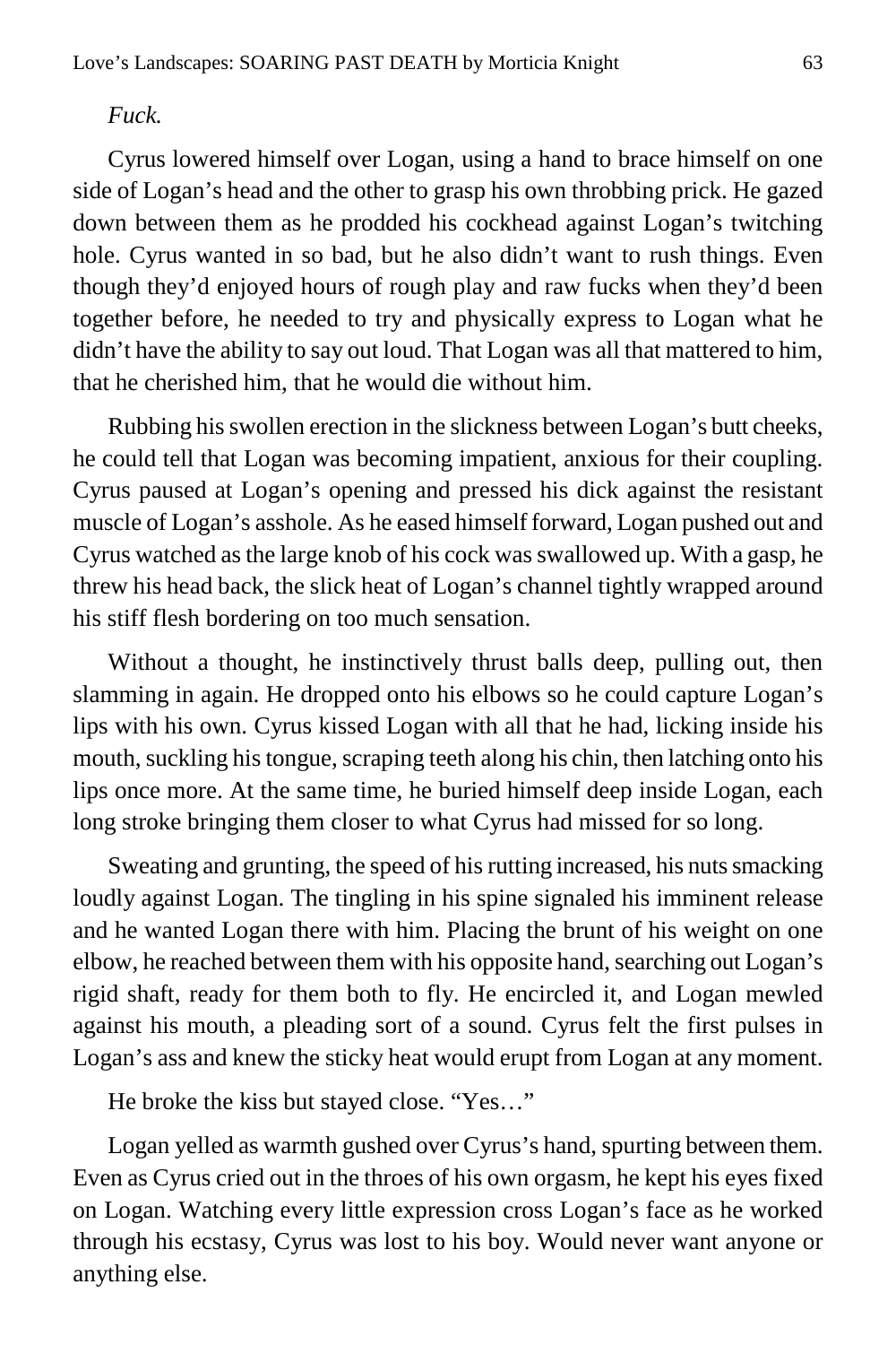*Fuck.*

Cyrus lowered himself over Logan, using a hand to brace himself on one side of Logan's head and the other to grasp his own throbbing prick. He gazed down between them as he prodded his cockhead against Logan's twitching hole. Cyrus wanted in so bad, but he also didn't want to rush things. Even though they'd enjoyed hours of rough play and raw fucks when they'd been together before, he needed to try and physically express to Logan what he didn't have the ability to say out loud. That Logan was all that mattered to him, that he cherished him, that he would die without him.

Rubbing his swollen erection in the slickness between Logan's butt cheeks, he could tell that Logan was becoming impatient, anxious for their coupling. Cyrus paused at Logan's opening and pressed his dick against the resistant muscle of Logan's asshole. As he eased himself forward, Logan pushed out and Cyrus watched as the large knob of his cock was swallowed up. With a gasp, he threw his head back, the slick heat of Logan's channel tightly wrapped around his stiff flesh bordering on too much sensation.

Without a thought, he instinctively thrust balls deep, pulling out, then slamming in again. He dropped onto his elbows so he could capture Logan's lips with his own. Cyrus kissed Logan with all that he had, licking inside his mouth, suckling his tongue, scraping teeth along his chin, then latching onto his lips once more. At the same time, he buried himself deep inside Logan, each long stroke bringing them closer to what Cyrus had missed for so long.

Sweating and grunting, the speed of his rutting increased, his nuts smacking loudly against Logan. The tingling in his spine signaled his imminent release and he wanted Logan there with him. Placing the brunt of his weight on one elbow, he reached between them with his opposite hand, searching out Logan's rigid shaft, ready for them both to fly. He encircled it, and Logan mewled against his mouth, a pleading sort of a sound. Cyrus felt the first pulses in Logan's ass and knew the sticky heat would erupt from Logan at any moment.

He broke the kiss but stayed close. "Yes…"

Logan yelled as warmth gushed over Cyrus's hand, spurting between them. Even as Cyrus cried out in the throes of his own orgasm, he kept his eyes fixed on Logan. Watching every little expression cross Logan's face as he worked through his ecstasy, Cyrus was lost to his boy. Would never want anyone or anything else.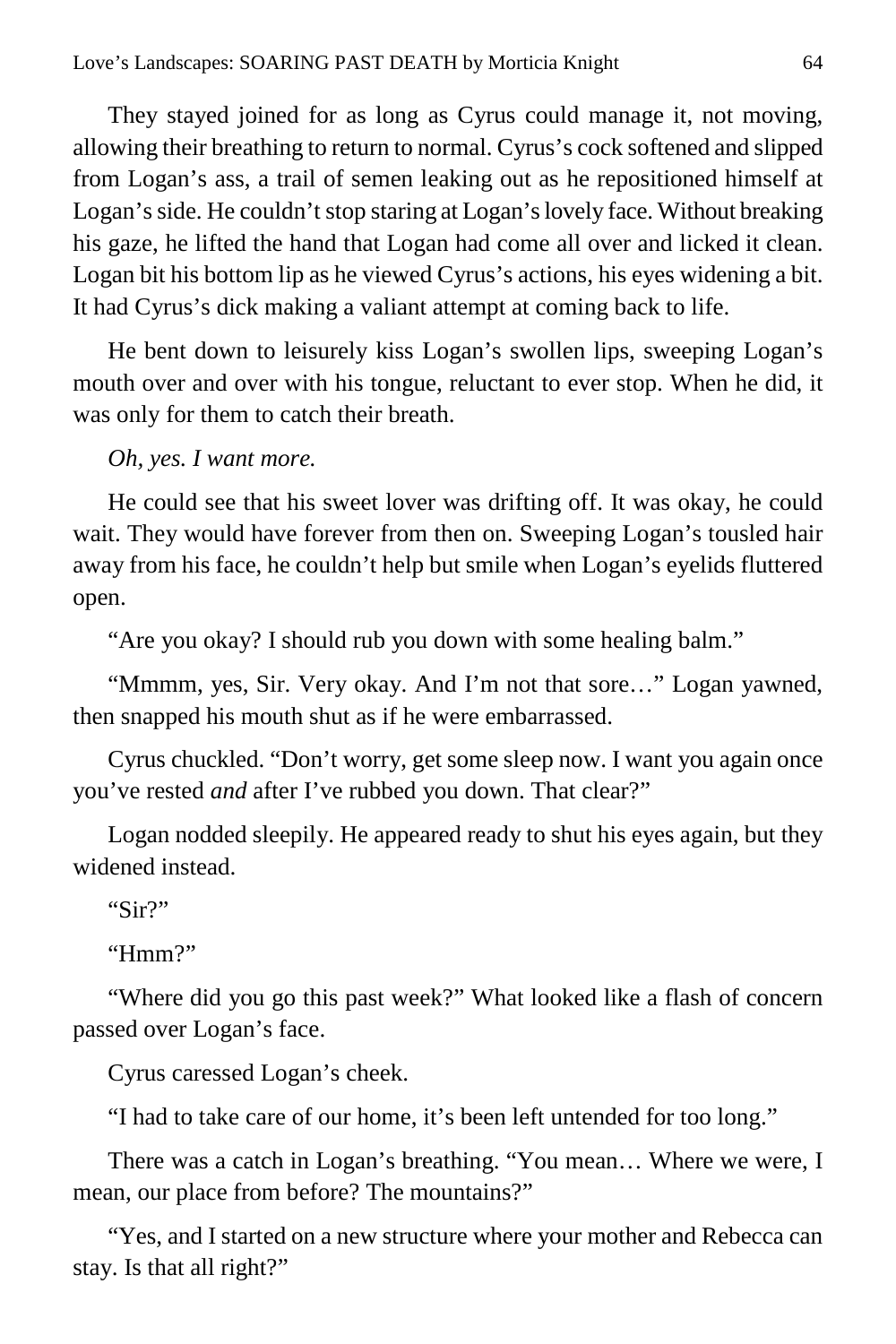They stayed joined for as long as Cyrus could manage it, not moving, allowing their breathing to return to normal. Cyrus's cock softened and slipped from Logan's ass, a trail of semen leaking out as he repositioned himself at Logan's side. He couldn't stop staring at Logan's lovely face. Without breaking his gaze, he lifted the hand that Logan had come all over and licked it clean. Logan bit his bottom lip as he viewed Cyrus's actions, his eyes widening a bit. It had Cyrus's dick making a valiant attempt at coming back to life.

He bent down to leisurely kiss Logan's swollen lips, sweeping Logan's mouth over and over with his tongue, reluctant to ever stop. When he did, it was only for them to catch their breath.

*Oh, yes. I want more.*

He could see that his sweet lover was drifting off. It was okay, he could wait. They would have forever from then on. Sweeping Logan's tousled hair away from his face, he couldn't help but smile when Logan's eyelids fluttered open.

"Are you okay? I should rub you down with some healing balm."

"Mmmm, yes, Sir. Very okay. And I'm not that sore…" Logan yawned, then snapped his mouth shut as if he were embarrassed.

Cyrus chuckled. "Don't worry, get some sleep now. I want you again once you've rested *and* after I've rubbed you down. That clear?"

Logan nodded sleepily. He appeared ready to shut his eyes again, but they widened instead.

"Sir?"

"Hmm?"

"Where did you go this past week?" What looked like a flash of concern passed over Logan's face.

Cyrus caressed Logan's cheek.

"I had to take care of our home, it's been left untended for too long."

There was a catch in Logan's breathing. "You mean… Where we were, I mean, our place from before? The mountains?"

"Yes, and I started on a new structure where your mother and Rebecca can stay. Is that all right?"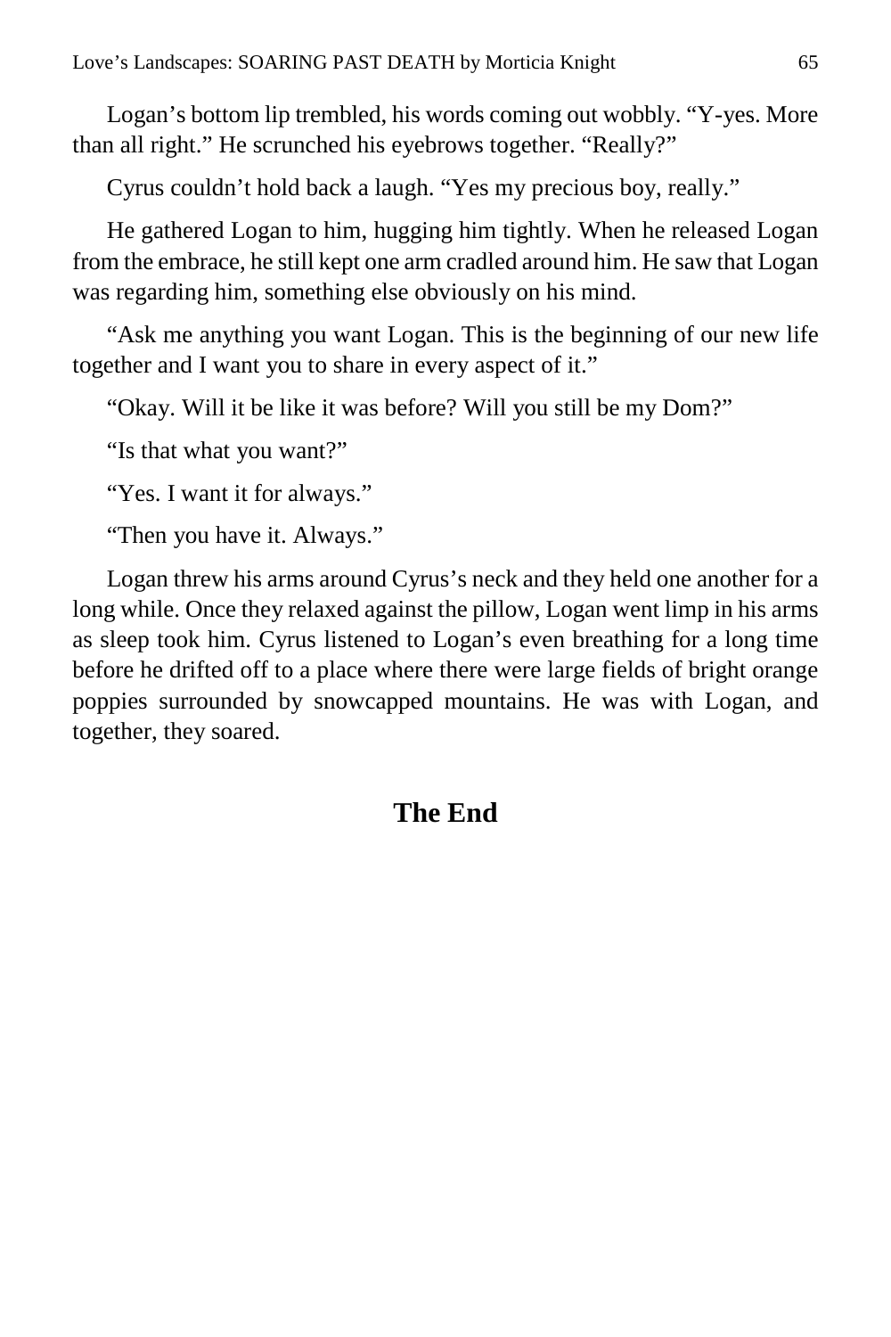Logan's bottom lip trembled, his words coming out wobbly. "Y-yes. More than all right." He scrunched his eyebrows together. "Really?"

Cyrus couldn't hold back a laugh. "Yes my precious boy, really."

He gathered Logan to him, hugging him tightly. When he released Logan from the embrace, he still kept one arm cradled around him. He saw that Logan was regarding him, something else obviously on his mind.

"Ask me anything you want Logan. This is the beginning of our new life together and I want you to share in every aspect of it."

"Okay. Will it be like it was before? Will you still be my Dom?"

"Is that what you want?"

"Yes. I want it for always."

"Then you have it. Always."

Logan threw his arms around Cyrus's neck and they held one another for a long while. Once they relaxed against the pillow, Logan went limp in his arms as sleep took him. Cyrus listened to Logan's even breathing for a long time before he drifted off to a place where there were large fields of bright orange poppies surrounded by snowcapped mountains. He was with Logan, and together, they soared.

## The End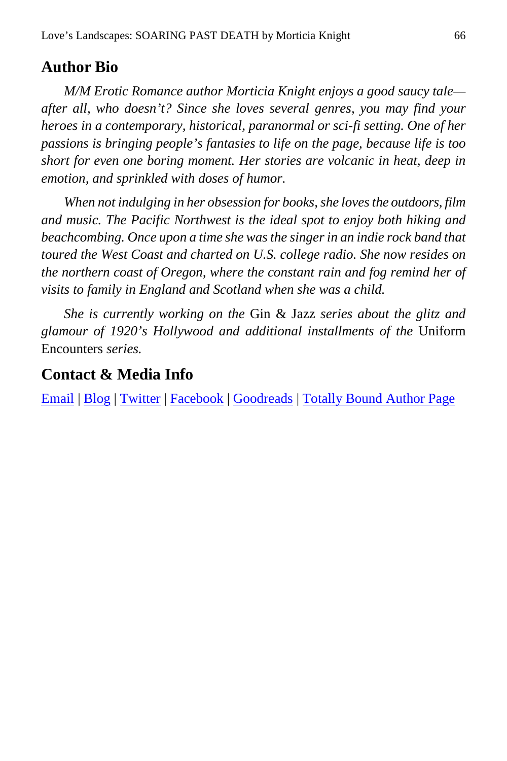## Author Bio

*M/M Erotic Romance author Morticia Knight enjoys a good saucy tale—after all, who doesn't? Since she loves several genres, you may find your heroes in a contemporary, historical, paranormal or sci-fi setting. One of her passions is bringing people's fantasies to life on the page, because life is too short for even one boring moment. Her stories are volcanic in heat, deep in emotion, and sprinkled with doses of humor.*

*When not indulging in her obsession for books, she loves the outdoors, film and music. The Pacific Northwest is the ideal spot to enjoy both hiking and beachcombing. Once upon a time she was the singer in an indie rock band that toured the West Coast and charted on U.S. college radio. She now resides on the northern coast of Oregon, where the constant rain and fog remind her of visits to family in England and Scotland when she was a child.*

*She is currently working on the* Gin & Jazz *series about the glitz and glamour of 1920's Hollywood and additional installments of the* Uniform Encounters *series.*

## Contact & Media Info

Email | Blog | Twitter | Facebook | Goodreads | Totally Bound Author Page